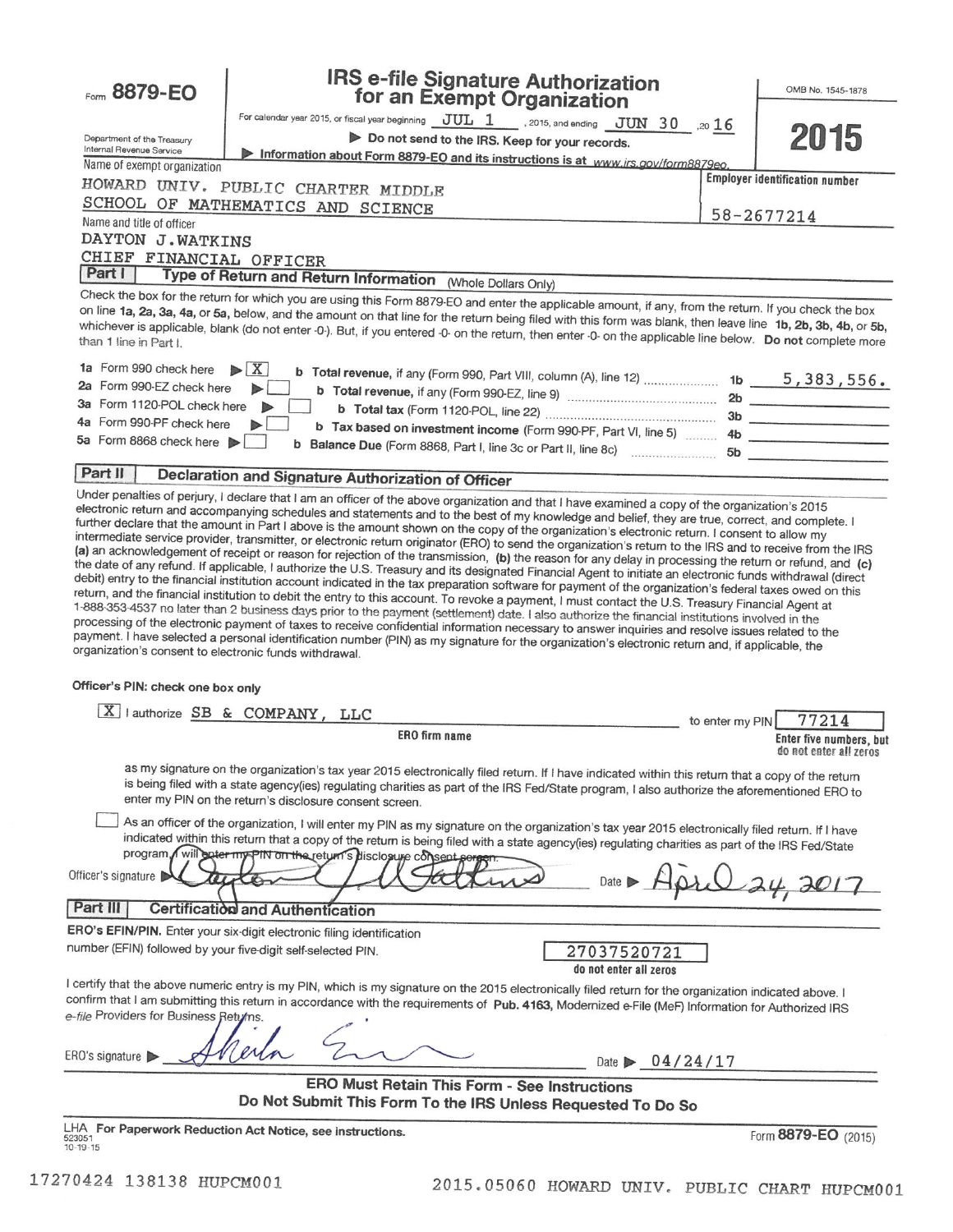Form **8879-EO**

Department of the Treasury
Internal Revenue Service

# IRS e-file Signature Authorization for an Exempt Organization

OMB No. 1545-1878

**2015**

For calendar year 2015, or fiscal year beginning JUL 1, 2015, and ending JUN 30, 20 16

▶ **Do not send to the IRS. Keep for your records.**

▶ **Information about Form 8879-EO and its instructions is at** *www.irs.gov/form8879eo.*

Name of exempt organization
HOWARD UNIV. PUBLIC CHARTER MIDDLE SCHOOL OF MATHEMATICS AND SCIENCE

**Employer identification number**
58-2677214

Name and title of officer
DAYTON J.WATKINS
CHIEF FINANCIAL OFFICER

## Part I — Type of Return and Return Information (Whole Dollars Only)

Check the box for the return for which you are using this Form 8879-EO and enter the applicable amount, if any, from the return. If you check the box on line **1a, 2a, 3a, 4a,** or **5a,** below, and the amount on that line for the return being filed with this form was blank, then leave line **1b, 2b, 3b, 4b,** or **5b,** whichever is applicable, blank (do not enter -0-). But, if you entered -0- on the return, then enter -0- on the applicable line below. **Do not** complete more than 1 line in Part I.

| | | | | |
|---|---|---|---|---|
| **1a** Form 990 check here ▶ [X] | **b** **Total revenue,** if any (Form 990, Part VIII, column (A), line 12) | | **1b** | 5,383,556. |
| **2a** Form 990-EZ check here ▶ [ ] | **b** **Total revenue,** if any (Form 990-EZ, line 9) | | **2b** | |
| **3a** Form 1120-POL check here ▶ [ ] | **b** **Total tax** (Form 1120-POL, line 22) | | **3b** | |
| **4a** Form 990-PF check here ▶ [ ] | **b** **Tax based on investment income** (Form 990-PF, Part VI, line 5) | | **4b** | |
| **5a** Form 8868 check here ▶ [ ] | **b** **Balance Due** (Form 8868, Part I, line 3c or Part II, line 8c) | | **5b** | |

## Part II — Declaration and Signature Authorization of Officer

Under penalties of perjury, I declare that I am an officer of the above organization and that I have examined a copy of the organization's 2015 electronic return and accompanying schedules and statements and to the best of my knowledge and belief, they are true, correct, and complete. I further declare that the amount in Part I above is the amount shown on the copy of the organization's electronic return. I consent to allow my intermediate service provider, transmitter, or electronic return originator (ERO) to send the organization's return to the IRS and to receive from the IRS **(a)** an acknowledgement of receipt or reason for rejection of the transmission, **(b)** the reason for any delay in processing the return or refund, and **(c)** the date of any refund. If applicable, I authorize the U.S. Treasury and its designated Financial Agent to initiate an electronic funds withdrawal (direct debit) entry to the financial institution account indicated in the tax preparation software for payment of the organization's federal taxes owed on this return, and the financial institution to debit the entry to this account. To revoke a payment, I must contact the U.S. Treasury Financial Agent at 1-888-353-4537 no later than 2 business days prior to the payment (settlement) date. I also authorize the financial institutions involved in the processing of the electronic payment of taxes to receive confidential information necessary to answer inquiries and resolve issues related to the payment. I have selected a personal identification number (PIN) as my signature for the organization's electronic return and, if applicable, the organization's consent to electronic funds withdrawal.

**Officer's PIN: check one box only**

[X] I authorize SB & COMPANY, LLC to enter my PIN 77214

**ERO firm name** — **Enter five numbers, but do not enter all zeros**

as my signature on the organization's tax year 2015 electronically filed return. If I have indicated within this return that a copy of the return is being filed with a state agency(ies) regulating charities as part of the IRS Fed/State program, I also authorize the aforementioned ERO to enter my PIN on the return's disclosure consent screen.

[ ] As an officer of the organization, I will enter my PIN as my signature on the organization's tax year 2015 electronically filed return. If I have indicated within this return that a copy of the return is being filed with a state agency(ies) regulating charities as part of the IRS Fed/State program, I will enter my PIN on the return's disclosure consent screen.

Officer's signature ▶ Dayton J. Watkins     Date ▶ April 24, 2017

## Part III — Certification and Authentication

**ERO's EFIN/PIN.** Enter your six-digit electronic filing identification number (EFIN) followed by your five-digit self-selected PIN.

27037520721
**do not enter all zeros**

I certify that the above numeric entry is my PIN, which is my signature on the 2015 electronically filed return for the organization indicated above. I confirm that I am submitting this return in accordance with the requirements of **Pub. 4163,** Modernized e-File (MeF) Information for Authorized IRS *e-file* Providers for Business Returns.

ERO's signature ▶ Sheila Eim     Date ▶ 04/24/17

**ERO Must Retain This Form - See Instructions**
**Do Not Submit This Form To the IRS Unless Requested To Do So**

LHA **For Paperwork Reduction Act Notice, see instructions.**

523051
10-19-15

Form **8879-EO** (2015)

17270424 138138 HUPCM001     2015.05060 HOWARD UNIV. PUBLIC CHART HUPCM001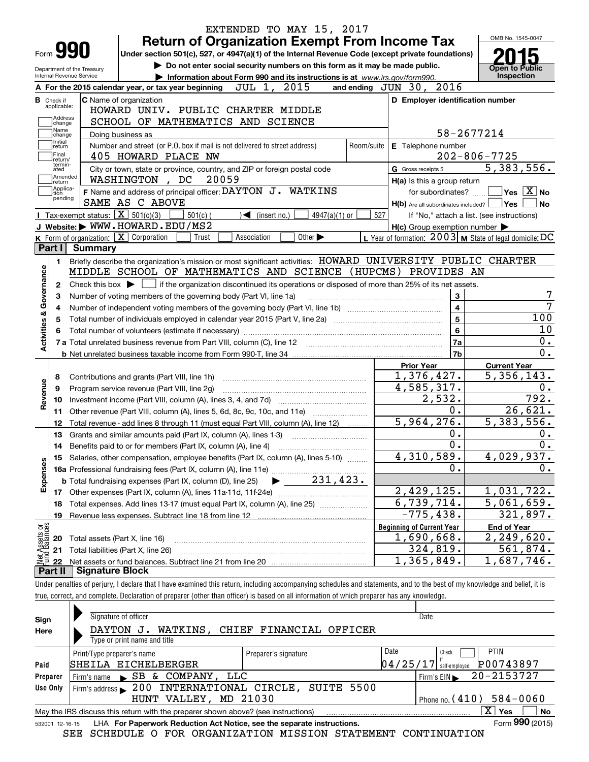EXTENDED TO MAY 15, 2017

# Form 990 — Return of Organization Exempt From Income Tax

Under section 501(c), 527, or 4947(a)(1) of the Internal Revenue Code (except private foundations)

▶ Do not enter social security numbers on this form as it may be made public.

▶ Information about Form 990 and its instructions is at www.irs.gov/form990.

Department of the Treasury
Internal Revenue Service

OMB No. 1545-0047

**2015**

**Open to Public Inspection**

**A** For the 2015 calendar year, or tax year beginning JUL 1, 2015 and ending JUN 30, 2016

**B** Check if applicable: Address change, Name change, Initial return, Final return/terminated, Amended return, Application pending

**C** Name of organization: HOWARD UNIV. PUBLIC CHARTER MIDDLE SCHOOL OF MATHEMATICS AND SCIENCE

Doing business as

Number and street (or P.O. box if mail is not delivered to street address): 405 HOWARD PLACE NW — Room/suite

City or town, state or province, country, and ZIP or foreign postal code: WASHINGTON , DC 20059

**D** Employer identification number: 58-2677214

**E** Telephone number: 202-806-7725

**G** Gross receipts $ 5,383,556.

**F** Name and address of principal officer: DAYTON J. WATKINS
SAME AS C ABOVE

**H(a)** Is this a group return for subordinates? Yes [ ] No [X]

**H(b)** Are all subordinates included? Yes [ ] No [ ]
If "No," attach a list. (see instructions)

**H(c)** Group exemption number ▶

**I** Tax-exempt status: [X] 501(c)(3) [ ] 501(c) ( ) ◀ (insert no.) [ ] 4947(a)(1) or [ ] 527

**J** Website: ▶ WWW.HOWARD.EDU/MS2

**K** Form of organization: [X] Corporation [ ] Trust [ ] Association [ ] Other ▶

**L** Year of formation: 2003 **M** State of legal domicile: DC

## Part I Summary

**Activities & Governance**

1 Briefly describe the organization's mission or most significant activities: HOWARD UNIVERSITY PUBLIC CHARTER MIDDLE SCHOOL OF MATHEMATICS AND SCIENCE (HUPCMS) PROVIDES AN

2 Check this box ▶ [ ] if the organization discontinued its operations or disposed of more than 25% of its net assets.

| | | | |
|---|---|---|---|
| 3 | Number of voting members of the governing body (Part VI, line 1a) | 3 | 7 |
| 4 | Number of independent voting members of the governing body (Part VI, line 1b) | 4 | 7 |
| 5 | Total number of individuals employed in calendar year 2015 (Part V, line 2a) | 5 | 100 |
| 6 | Total number of volunteers (estimate if necessary) | 6 | 10 |
| 7a | Total unrelated business revenue from Part VIII, column (C), line 12 | 7a | 0. |
| b | Net unrelated business taxable income from Form 990-T, line 34 | 7b | 0. |

**Revenue**

| | | Prior Year | Current Year |
|---|---|---|---|
| 8 | Contributions and grants (Part VIII, line 1h) | 1,376,427. | 5,356,143. |
| 9 | Program service revenue (Part VIII, line 2g) | 4,585,317. | 0. |
| 10 | Investment income (Part VIII, column (A), lines 3, 4, and 7d) | 2,532. | 792. |
| 11 | Other revenue (Part VIII, column (A), lines 5, 6d, 8c, 9c, 10c, and 11e) | 0. | 26,621. |
| 12 | Total revenue - add lines 8 through 11 (must equal Part VIII, column (A), line 12) | 5,964,276. | 5,383,556. |

**Expenses**

| | | Prior Year | Current Year |
|---|---|---|---|
| 13 | Grants and similar amounts paid (Part IX, column (A), lines 1-3) | 0. | 0. |
| 14 | Benefits paid to or for members (Part IX, column (A), line 4) | 0. | 0. |
| 15 | Salaries, other compensation, employee benefits (Part IX, column (A), lines 5-10) | 4,310,589. | 4,029,937. |
| 16a | Professional fundraising fees (Part IX, column (A), line 11e) | 0. | 0. |
| b | Total fundraising expenses (Part IX, column (D), line 25) ▶ 231,423. | | |
| 17 | Other expenses (Part IX, column (A), lines 11a-11d, 11f-24e) | 2,429,125. | 1,031,722. |
| 18 | Total expenses. Add lines 13-17 (must equal Part IX, column (A), line 25) | 6,739,714. | 5,061,659. |
| 19 | Revenue less expenses. Subtract line 18 from line 12 | -775,438. | 321,897. |

**Net Assets or Fund Balances**

| | | Beginning of Current Year | End of Year |
|---|---|---|---|
| 20 | Total assets (Part X, line 16) | 1,690,668. | 2,249,620. |
| 21 | Total liabilities (Part X, line 26) | 324,819. | 561,874. |
| 22 | Net assets or fund balances. Subtract line 21 from line 20 | 1,365,849. | 1,687,746. |

## Part II Signature Block

Under penalties of perjury, I declare that I have examined this return, including accompanying schedules and statements, and to the best of my knowledge and belief, it is true, correct, and complete. Declaration of preparer (other than officer) is based on all information of which preparer has any knowledge.

**Sign Here**

Signature of officer — Date

DAYTON J. WATKINS, CHIEF FINANCIAL OFFICER
Type or print name and title

**Paid Preparer Use Only**

| Print/Type preparer's name | Preparer's signature | Date | Check if self-employed | PTIN |
|---|---|---|---|---|
| SHEILA EICHELBERGER | | 04/25/17 | [ ] | P00743897 |

Firm's name ▶ SB & COMPANY, LLC — Firm's EIN ▶ 20-2153727

Firm's address ▶ 200 INTERNATIONAL CIRCLE, SUITE 5500, HUNT VALLEY, MD 21030 — Phone no. (410) 584-0060

May the IRS discuss this return with the preparer shown above? (see instructions) [X] Yes [ ] No

532001 12-16-15 LHA For Paperwork Reduction Act Notice, see the separate instructions. Form **990** (2015)

SEE SCHEDULE O FOR ORGANIZATION MISSION STATEMENT CONTINUATION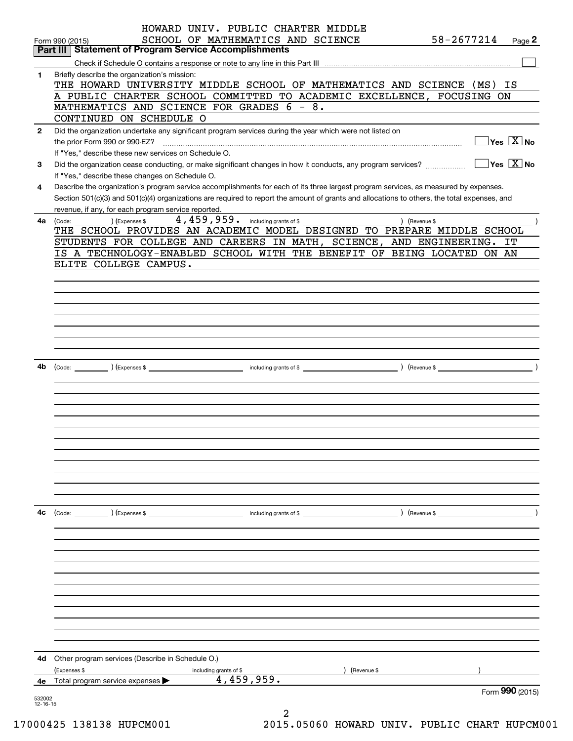HOWARD UNIV. PUBLIC CHARTER MIDDLE SCHOOL OF MATHEMATICS AND SCIENCE 58-2677214

Form 990 (2015) Page **2**

## Part III Statement of Program Service Accomplishments

Check if Schedule O contains a response or note to any line in this Part III ☐

**1** Briefly describe the organization's mission:

THE HOWARD UNIVERSITY MIDDLE SCHOOL OF MATHEMATICS AND SCIENCE (MS) IS A PUBLIC CHARTER SCHOOL COMMITTED TO ACADEMIC EXCELLENCE, FOCUSING ON MATHEMATICS AND SCIENCE FOR GRADES 6 - 8.
CONTINUED ON SCHEDULE O

**2** Did the organization undertake any significant program services during the year which were not listed on the prior Form 990 or 990-EZ? ☐ Yes ☒ No

If "Yes," describe these new services on Schedule O.

**3** Did the organization cease conducting, or make significant changes in how it conducts, any program services? ☐ Yes ☒ No

If "Yes," describe these changes on Schedule O.

**4** Describe the organization's program service accomplishments for each of its three largest program services, as measured by expenses. Section 501(c)(3) and 501(c)(4) organizations are required to report the amount of grants and allocations to others, the total expenses, and revenue, if any, for each program service reported.

**4a** (Code: ) (Expenses $ 4,459,959. including grants of $ ) (Revenue $ )

THE SCHOOL PROVIDES AN ACADEMIC MODEL DESIGNED TO PREPARE MIDDLE SCHOOL STUDENTS FOR COLLEGE AND CAREERS IN MATH, SCIENCE, AND ENGINEERING. IT IS A TECHNOLOGY-ENABLED SCHOOL WITH THE BENEFIT OF BEING LOCATED ON AN ELITE COLLEGE CAMPUS.

**4b** (Code: ) (Expenses $ including grants of $ ) (Revenue $ )

**4c** (Code: ) (Expenses $ including grants of $ ) (Revenue $ )

**4d** Other program services (Describe in Schedule O.)

(Expenses $ including grants of $ ) (Revenue $ )

**4e** Total program service expenses ▶ 4,459,959.

Form **990** (2015)

532002 12-16-15

17000425 138138 HUPCM001 2015.05060 HOWARD UNIV. PUBLIC CHART HUPCM001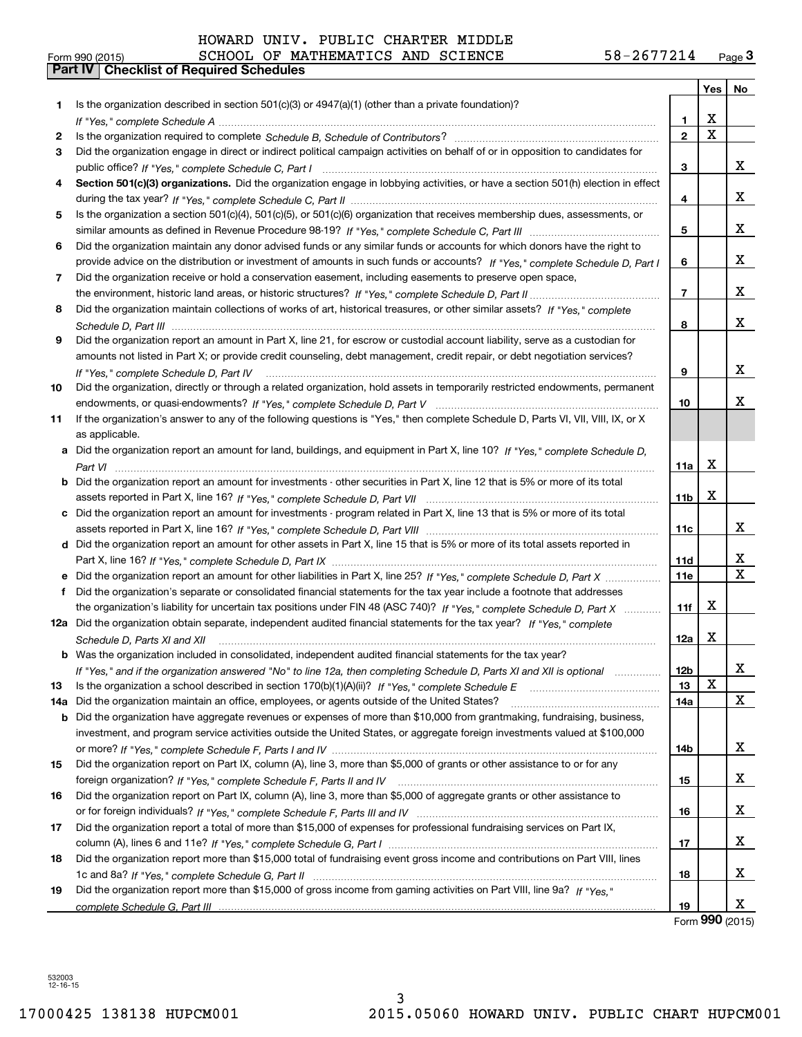HOWARD UNIV. PUBLIC CHARTER MIDDLE
Form 990 (2015) SCHOOL OF MATHEMATICS AND SCIENCE 58-2677214 Page **3**

## Part IV Checklist of Required Schedules

| | | | Yes | No |
|---|---|---|---|---|
| **1** | Is the organization described in section 501(c)(3) or 4947(a)(1) (other than a private foundation)? *If "Yes," complete Schedule A* | **1** | X | |
| **2** | Is the organization required to complete *Schedule B, Schedule of Contributors*? | **2** | X | |
| **3** | Did the organization engage in direct or indirect political campaign activities on behalf of or in opposition to candidates for public office? *If "Yes," complete Schedule C, Part I* | **3** | | X |
| **4** | **Section 501(c)(3) organizations.** Did the organization engage in lobbying activities, or have a section 501(h) election in effect during the tax year? *If "Yes," complete Schedule C, Part II* | **4** | | X |
| **5** | Is the organization a section 501(c)(4), 501(c)(5), or 501(c)(6) organization that receives membership dues, assessments, or similar amounts as defined in Revenue Procedure 98-19? *If "Yes," complete Schedule C, Part III* | **5** | | X |
| **6** | Did the organization maintain any donor advised funds or any similar funds or accounts for which donors have the right to provide advice on the distribution or investment of amounts in such funds or accounts? *If "Yes," complete Schedule D, Part I* | **6** | | X |
| **7** | Did the organization receive or hold a conservation easement, including easements to preserve open space, the environment, historic land areas, or historic structures? *If "Yes," complete Schedule D, Part II* | **7** | | X |
| **8** | Did the organization maintain collections of works of art, historical treasures, or other similar assets? *If "Yes," complete Schedule D, Part III* | **8** | | X |
| **9** | Did the organization report an amount in Part X, line 21, for escrow or custodial account liability, serve as a custodian for amounts not listed in Part X; or provide credit counseling, debt management, credit repair, or debt negotiation services? *If "Yes," complete Schedule D, Part IV* | **9** | | X |
| **10** | Did the organization, directly or through a related organization, hold assets in temporarily restricted endowments, permanent endowments, or quasi-endowments? *If "Yes," complete Schedule D, Part V* | **10** | | X |
| **11** | If the organization's answer to any of the following questions is "Yes," then complete Schedule D, Parts VI, VII, VIII, IX, or X as applicable. | | | |
| **a** | Did the organization report an amount for land, buildings, and equipment in Part X, line 10? *If "Yes," complete Schedule D, Part VI* | **11a** | X | |
| **b** | Did the organization report an amount for investments - other securities in Part X, line 12 that is 5% or more of its total assets reported in Part X, line 16? *If "Yes," complete Schedule D, Part VII* | **11b** | X | |
| **c** | Did the organization report an amount for investments - program related in Part X, line 13 that is 5% or more of its total assets reported in Part X, line 16? *If "Yes," complete Schedule D, Part VIII* | **11c** | | X |
| **d** | Did the organization report an amount for other assets in Part X, line 15 that is 5% or more of its total assets reported in Part X, line 16? *If "Yes," complete Schedule D, Part IX* | **11d** | | X |
| **e** | Did the organization report an amount for other liabilities in Part X, line 25? *If "Yes," complete Schedule D, Part X* | **11e** | | X |
| **f** | Did the organization's separate or consolidated financial statements for the tax year include a footnote that addresses the organization's liability for uncertain tax positions under FIN 48 (ASC 740)? *If "Yes," complete Schedule D, Part X* | **11f** | X | |
| **12a** | Did the organization obtain separate, independent audited financial statements for the tax year? *If "Yes," complete Schedule D, Parts XI and XII* | **12a** | X | |
| **b** | Was the organization included in consolidated, independent audited financial statements for the tax year? *If "Yes," and if the organization answered "No" to line 12a, then completing Schedule D, Parts XI and XII is optional* | **12b** | | X |
| **13** | Is the organization a school described in section 170(b)(1)(A)(ii)? *If "Yes," complete Schedule E* | **13** | X | |
| **14a** | Did the organization maintain an office, employees, or agents outside of the United States? | **14a** | | X |
| **b** | Did the organization have aggregate revenues or expenses of more than $10,000 from grantmaking, fundraising, business, investment, and program service activities outside the United States, or aggregate foreign investments valued at $100,000 or more? *If "Yes," complete Schedule F, Parts I and IV* | **14b** | | X |
| **15** | Did the organization report on Part IX, column (A), line 3, more than $5,000 of grants or other assistance to or for any foreign organization? *If "Yes," complete Schedule F, Parts II and IV* | **15** | | X |
| **16** | Did the organization report on Part IX, column (A), line 3, more than $5,000 of aggregate grants or other assistance to or for foreign individuals? *If "Yes," complete Schedule F, Parts III and IV* | **16** | | X |
| **17** | Did the organization report a total of more than $15,000 of expenses for professional fundraising services on Part IX, column (A), lines 6 and 11e? *If "Yes," complete Schedule G, Part I* | **17** | | X |
| **18** | Did the organization report more than $15,000 total of fundraising event gross income and contributions on Part VIII, lines 1c and 8a? *If "Yes," complete Schedule G, Part II* | **18** | | X |
| **19** | Did the organization report more than $15,000 of gross income from gaming activities on Part VIII, line 9a? *If "Yes," complete Schedule G, Part III* | **19** | | X |

Form **990** (2015)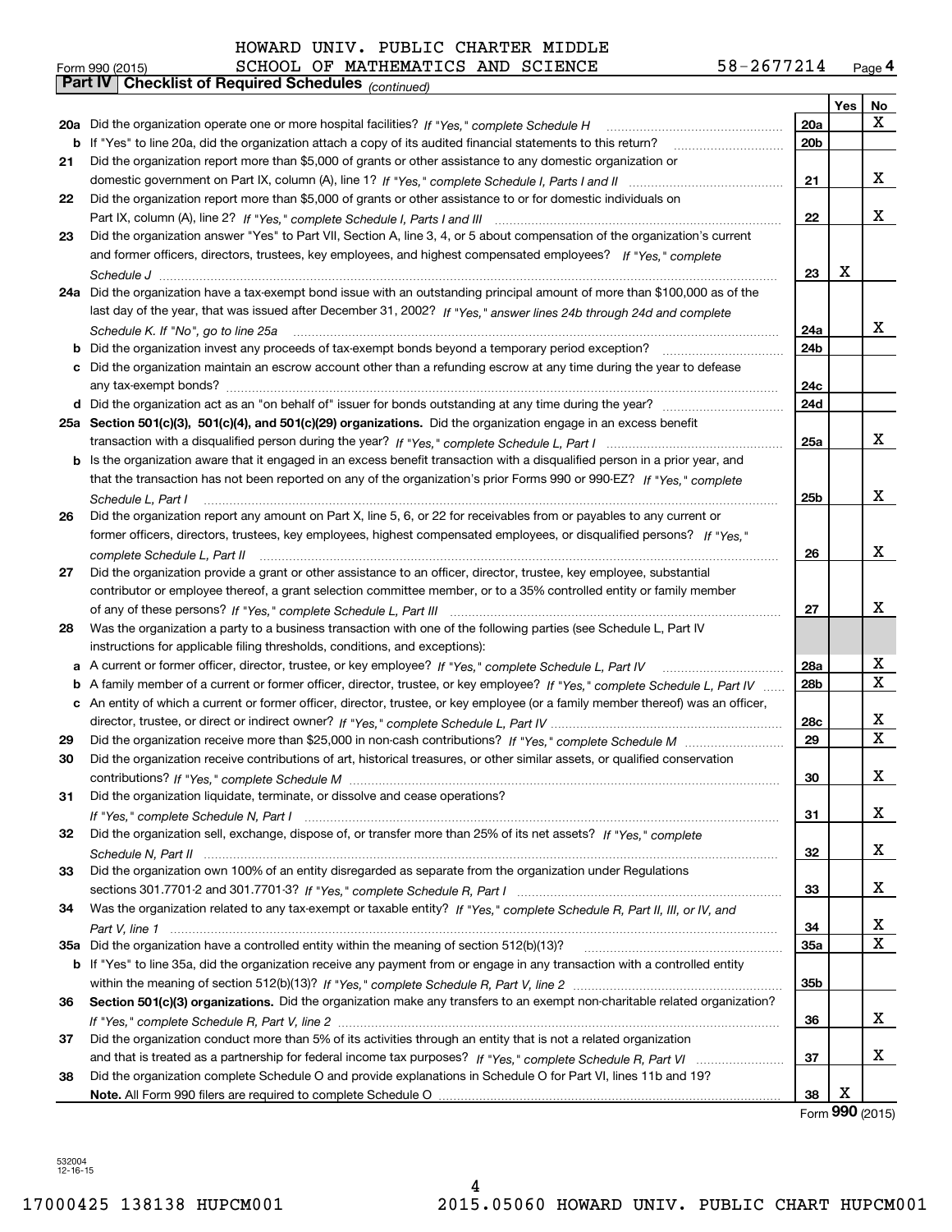HOWARD UNIV. PUBLIC CHARTER MIDDLE

Form 990 (2015) SCHOOL OF MATHEMATICS AND SCIENCE 58-2677214 Page 4

**Part IV Checklist of Required Schedules** *(continued)*

| | | | Yes | No |
|---|---|---|---|---|
| **20a** | Did the organization operate one or more hospital facilities? *If "Yes," complete Schedule H* | **20a** | | X |
| **b** | If "Yes" to line 20a, did the organization attach a copy of its audited financial statements to this return? | **20b** | | |
| **21** | Did the organization report more than $5,000 of grants or other assistance to any domestic organization or domestic government on Part IX, column (A), line 1? *If "Yes," complete Schedule I, Parts I and II* | **21** | | X |
| **22** | Did the organization report more than $5,000 of grants or other assistance to or for domestic individuals on Part IX, column (A), line 2? *If "Yes," complete Schedule I, Parts I and III* | **22** | | X |
| **23** | Did the organization answer "Yes" to Part VII, Section A, line 3, 4, or 5 about compensation of the organization's current and former officers, directors, trustees, key employees, and highest compensated employees? *If "Yes," complete Schedule J* | **23** | X | |
| **24a** | Did the organization have a tax-exempt bond issue with an outstanding principal amount of more than $100,000 as of the last day of the year, that was issued after December 31, 2002? *If "Yes," answer lines 24b through 24d and complete Schedule K. If "No", go to line 25a* | **24a** | | X |
| **b** | Did the organization invest any proceeds of tax-exempt bonds beyond a temporary period exception? | **24b** | | |
| **c** | Did the organization maintain an escrow account other than a refunding escrow at any time during the year to defease any tax-exempt bonds? | **24c** | | |
| **d** | Did the organization act as an "on behalf of" issuer for bonds outstanding at any time during the year? | **24d** | | |
| **25a** | **Section 501(c)(3), 501(c)(4), and 501(c)(29) organizations.** Did the organization engage in an excess benefit transaction with a disqualified person during the year? *If "Yes," complete Schedule L, Part I* | **25a** | | X |
| **b** | Is the organization aware that it engaged in an excess benefit transaction with a disqualified person in a prior year, and that the transaction has not been reported on any of the organization's prior Forms 990 or 990-EZ? *If "Yes," complete Schedule L, Part I* | **25b** | | X |
| **26** | Did the organization report any amount on Part X, line 5, 6, or 22 for receivables from or payables to any current or former officers, directors, trustees, key employees, highest compensated employees, or disqualified persons? *If "Yes," complete Schedule L, Part II* | **26** | | X |
| **27** | Did the organization provide a grant or other assistance to an officer, director, trustee, key employee, substantial contributor or employee thereof, a grant selection committee member, or to a 35% controlled entity or family member of any of these persons? *If "Yes," complete Schedule L, Part III* | **27** | | X |
| **28** | Was the organization a party to a business transaction with one of the following parties (see Schedule L, Part IV instructions for applicable filing thresholds, conditions, and exceptions): | | | |
| **a** | A current or former officer, director, trustee, or key employee? *If "Yes," complete Schedule L, Part IV* | **28a** | | X |
| **b** | A family member of a current or former officer, director, trustee, or key employee? *If "Yes," complete Schedule L, Part IV* | **28b** | | X |
| **c** | An entity of which a current or former officer, director, trustee, or key employee (or a family member thereof) was an officer, director, trustee, or direct or indirect owner? *If "Yes," complete Schedule L, Part IV* | **28c** | | X |
| **29** | Did the organization receive more than $25,000 in non-cash contributions? *If "Yes," complete Schedule M* | **29** | | X |
| **30** | Did the organization receive contributions of art, historical treasures, or other similar assets, or qualified conservation contributions? *If "Yes," complete Schedule M* | **30** | | X |
| **31** | Did the organization liquidate, terminate, or dissolve and cease operations? *If "Yes," complete Schedule N, Part I* | **31** | | X |
| **32** | Did the organization sell, exchange, dispose of, or transfer more than 25% of its net assets? *If "Yes," complete Schedule N, Part II* | **32** | | X |
| **33** | Did the organization own 100% of an entity disregarded as separate from the organization under Regulations sections 301.7701-2 and 301.7701-3? *If "Yes," complete Schedule R, Part I* | **33** | | X |
| **34** | Was the organization related to any tax-exempt or taxable entity? *If "Yes," complete Schedule R, Part II, III, or IV, and Part V, line 1* | **34** | | X |
| **35a** | Did the organization have a controlled entity within the meaning of section 512(b)(13)? | **35a** | | X |
| **b** | If "Yes" to line 35a, did the organization receive any payment from or engage in any transaction with a controlled entity within the meaning of section 512(b)(13)? *If "Yes," complete Schedule R, Part V, line 2* | **35b** | | |
| **36** | **Section 501(c)(3) organizations.** Did the organization make any transfers to an exempt non-charitable related organization? *If "Yes," complete Schedule R, Part V, line 2* | **36** | | X |
| **37** | Did the organization conduct more than 5% of its activities through an entity that is not a related organization and that is treated as a partnership for federal income tax purposes? *If "Yes," complete Schedule R, Part VI* | **37** | | X |
| **38** | Did the organization complete Schedule O and provide explanations in Schedule O for Part VI, lines 11b and 19? **Note.** All Form 990 filers are required to complete Schedule O | **38** | X | |

Form **990** (2015)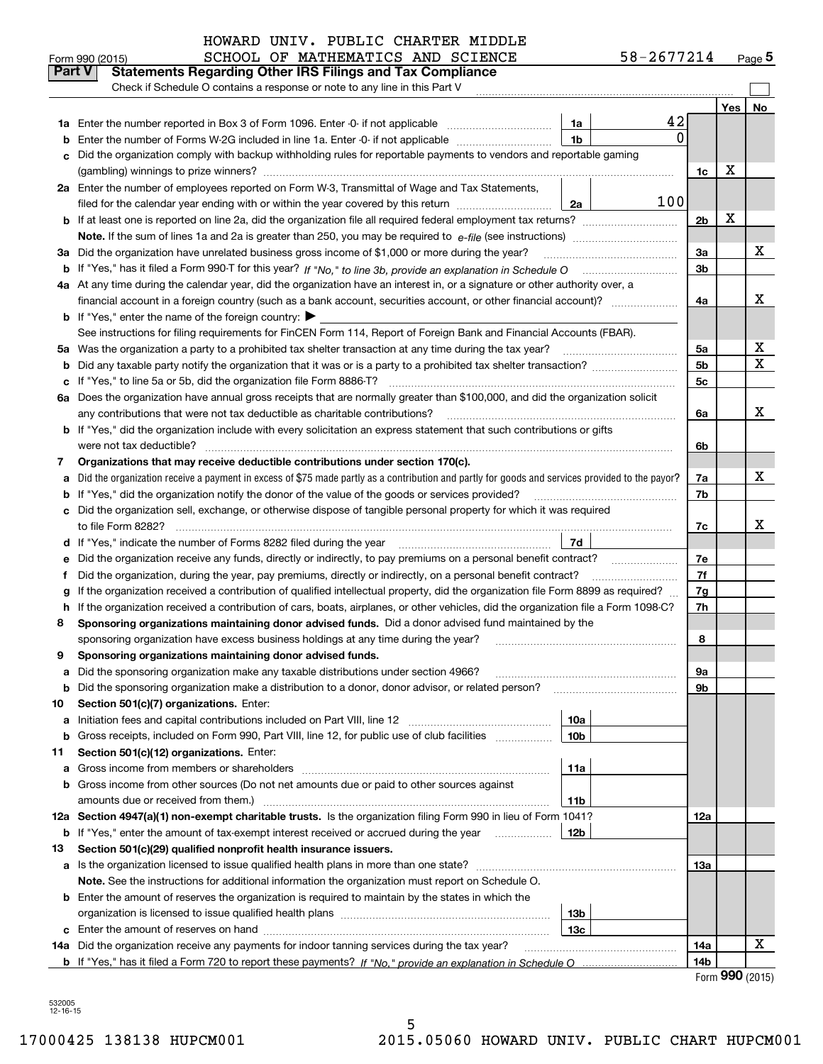HOWARD UNIV. PUBLIC CHARTER MIDDLE SCHOOL OF MATHEMATICS AND SCIENCE 58-2677214

Form 990 (2015) Page 5

## Part V Statements Regarding Other IRS Filings and Tax Compliance

Check if Schedule O contains a response or note to any line in this Part V ☐

| | | | | | Yes | No |
|---|---|---|---|---|---|---|
| 1a | Enter the number reported in Box 3 of Form 1096. Enter -0- if not applicable | 1a | 42 | | | |
| b | Enter the number of Forms W-2G included in line 1a. Enter -0- if not applicable | 1b | 0 | | | |
| c | Did the organization comply with backup withholding rules for reportable payments to vendors and reportable gaming (gambling) winnings to prize winners? | | | 1c | X | |
| 2a | Enter the number of employees reported on Form W-3, Transmittal of Wage and Tax Statements, filed for the calendar year ending with or within the year covered by this return | 2a | 100 | | | |
| b | If at least one is reported on line 2a, did the organization file all required federal employment tax returns? | | | 2b | X | |
| | **Note.** If the sum of lines 1a and 2a is greater than 250, you may be required to *e-file* (see instructions) | | | | | |
| 3a | Did the organization have unrelated business gross income of $1,000 or more during the year? | | | 3a | | X |
| b | If "Yes," has it filed a Form 990-T for this year? *If "No," to line 3b, provide an explanation in Schedule O* | | | 3b | | |
| 4a | At any time during the calendar year, did the organization have an interest in, or a signature or other authority over, a financial account in a foreign country (such as a bank account, securities account, or other financial account)? | | | 4a | | X |
| b | If "Yes," enter the name of the foreign country: ▶ | | | | | |
| | See instructions for filing requirements for FinCEN Form 114, Report of Foreign Bank and Financial Accounts (FBAR). | | | | | |
| 5a | Was the organization a party to a prohibited tax shelter transaction at any time during the tax year? | | | 5a | | X |
| b | Did any taxable party notify the organization that it was or is a party to a prohibited tax shelter transaction? | | | 5b | | X |
| c | If "Yes," to line 5a or 5b, did the organization file Form 8886-T? | | | 5c | | |
| 6a | Does the organization have annual gross receipts that are normally greater than $100,000, and did the organization solicit any contributions that were not tax deductible as charitable contributions? | | | 6a | | X |
| b | If "Yes," did the organization include with every solicitation an express statement that such contributions or gifts were not tax deductible? | | | 6b | | |
| 7 | **Organizations that may receive deductible contributions under section 170(c).** | | | | | |
| a | Did the organization receive a payment in excess of $75 made partly as a contribution and partly for goods and services provided to the payor? | | | 7a | | X |
| b | If "Yes," did the organization notify the donor of the value of the goods or services provided? | | | 7b | | |
| c | Did the organization sell, exchange, or otherwise dispose of tangible personal property for which it was required to file Form 8282? | | | 7c | | X |
| d | If "Yes," indicate the number of Forms 8282 filed during the year | 7d | | | | |
| e | Did the organization receive any funds, directly or indirectly, to pay premiums on a personal benefit contract? | | | 7e | | |
| f | Did the organization, during the year, pay premiums, directly or indirectly, on a personal benefit contract? | | | 7f | | |
| g | If the organization received a contribution of qualified intellectual property, did the organization file Form 8899 as required? | | | 7g | | |
| h | If the organization received a contribution of cars, boats, airplanes, or other vehicles, did the organization file a Form 1098-C? | | | 7h | | |
| 8 | **Sponsoring organizations maintaining donor advised funds.** Did a donor advised fund maintained by the sponsoring organization have excess business holdings at any time during the year? | | | 8 | | |
| 9 | **Sponsoring organizations maintaining donor advised funds.** | | | | | |
| a | Did the sponsoring organization make any taxable distributions under section 4966? | | | 9a | | |
| b | Did the sponsoring organization make a distribution to a donor, donor advisor, or related person? | | | 9b | | |
| 10 | **Section 501(c)(7) organizations.** Enter: | | | | | |
| a | Initiation fees and capital contributions included on Part VIII, line 12 | 10a | | | | |
| b | Gross receipts, included on Form 990, Part VIII, line 12, for public use of club facilities | 10b | | | | |
| 11 | **Section 501(c)(12) organizations.** Enter: | | | | | |
| a | Gross income from members or shareholders | 11a | | | | |
| b | Gross income from other sources (Do not net amounts due or paid to other sources against amounts due or received from them.) | 11b | | | | |
| 12a | **Section 4947(a)(1) non-exempt charitable trusts.** Is the organization filing Form 990 in lieu of Form 1041? | | | 12a | | |
| b | If "Yes," enter the amount of tax-exempt interest received or accrued during the year | 12b | | | | |
| 13 | **Section 501(c)(29) qualified nonprofit health insurance issuers.** | | | | | |
| a | Is the organization licensed to issue qualified health plans in more than one state? | | | 13a | | |
| | **Note.** See the instructions for additional information the organization must report on Schedule O. | | | | | |
| b | Enter the amount of reserves the organization is required to maintain by the states in which the organization is licensed to issue qualified health plans | 13b | | | | |
| c | Enter the amount of reserves on hand | 13c | | | | |
| 14a | Did the organization receive any payments for indoor tanning services during the tax year? | | | 14a | | X |
| b | If "Yes," has it filed a Form 720 to report these payments? *If "No," provide an explanation in Schedule O* | | | 14b | | |

Form **990** (2015)

532005 12-16-15

17000425 138138 HUPCM001 2015.05060 HOWARD UNIV. PUBLIC CHART HUPCM001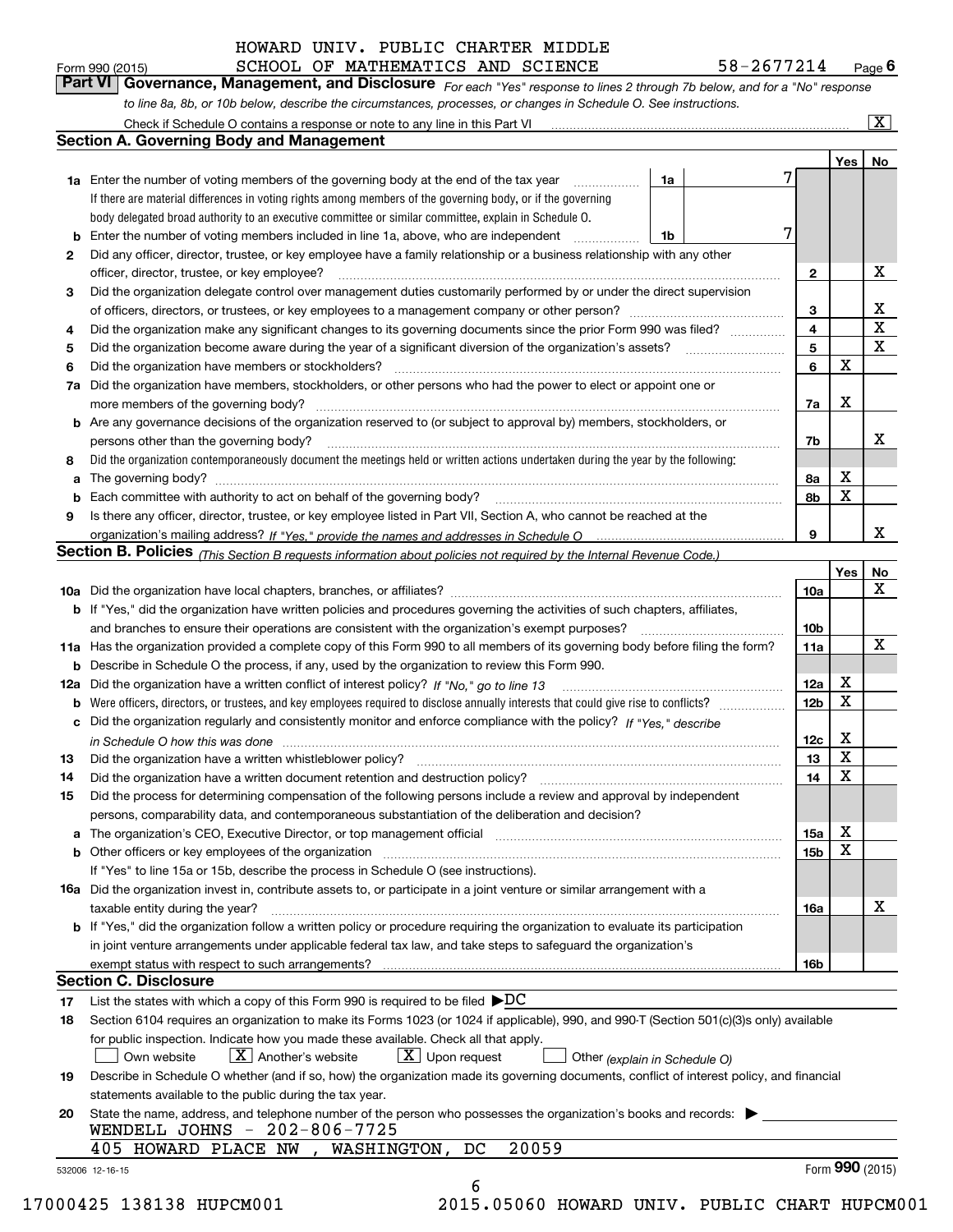HOWARD UNIV. PUBLIC CHARTER MIDDLE SCHOOL OF MATHEMATICS AND SCIENCE 58-2677214

Form 990 (2015) Page 6

## Part VI Governance, Management, and Disclosure

*For each "Yes" response to lines 2 through 7b below, and for a "No" response to line 8a, 8b, or 10b below, describe the circumstances, processes, or changes in Schedule O. See instructions.*

Check if Schedule O contains a response or note to any line in this Part VI [X]

### Section A. Governing Body and Management

| | | | | Yes | No |
|---|---|---|---|---|---|
| **1a** | Enter the number of voting members of the governing body at the end of the tax year. If there are material differences in voting rights among members of the governing body, or if the governing body delegated broad authority to an executive committee or similar committee, explain in Schedule O. | 1a: 7 | | | |
| **b** | Enter the number of voting members included in line 1a, above, who are independent | 1b: 7 | | | |
| **2** | Did any officer, director, trustee, or key employee have a family relationship or a business relationship with any other officer, director, trustee, or key employee? | | 2 | | X |
| **3** | Did the organization delegate control over management duties customarily performed by or under the direct supervision of officers, directors, or trustees, or key employees to a management company or other person? | | 3 | | X |
| **4** | Did the organization make any significant changes to its governing documents since the prior Form 990 was filed? | | 4 | | X |
| **5** | Did the organization become aware during the year of a significant diversion of the organization's assets? | | 5 | | X |
| **6** | Did the organization have members or stockholders? | | 6 | X | |
| **7a** | Did the organization have members, stockholders, or other persons who had the power to elect or appoint one or more members of the governing body? | | 7a | X | |
| **b** | Are any governance decisions of the organization reserved to (or subject to approval by) members, stockholders, or persons other than the governing body? | | 7b | | X |
| **8** | Did the organization contemporaneously document the meetings held or written actions undertaken during the year by the following: | | | | |
| **a** | The governing body? | | 8a | X | |
| **b** | Each committee with authority to act on behalf of the governing body? | | 8b | X | |
| **9** | Is there any officer, director, trustee, or key employee listed in Part VII, Section A, who cannot be reached at the organization's mailing address? *If "Yes," provide the names and addresses in Schedule O* | | 9 | | X |

### Section B. Policies *(This Section B requests information about policies not required by the Internal Revenue Code.)*

| | | | Yes | No |
|---|---|---|---|---|
| **10a** | Did the organization have local chapters, branches, or affiliates? | 10a | | X |
| **b** | If "Yes," did the organization have written policies and procedures governing the activities of such chapters, affiliates, and branches to ensure their operations are consistent with the organization's exempt purposes? | 10b | | |
| **11a** | Has the organization provided a complete copy of this Form 990 to all members of its governing body before filing the form? | 11a | | X |
| **b** | Describe in Schedule O the process, if any, used by the organization to review this Form 990. | | | |
| **12a** | Did the organization have a written conflict of interest policy? *If "No," go to line 13* | 12a | X | |
| **b** | Were officers, directors, or trustees, and key employees required to disclose annually interests that could give rise to conflicts? | 12b | X | |
| **c** | Did the organization regularly and consistently monitor and enforce compliance with the policy? *If "Yes," describe in Schedule O how this was done* | 12c | X | |
| **13** | Did the organization have a written whistleblower policy? | 13 | X | |
| **14** | Did the organization have a written document retention and destruction policy? | 14 | X | |
| **15** | Did the process for determining compensation of the following persons include a review and approval by independent persons, comparability data, and contemporaneous substantiation of the deliberation and decision? | | | |
| **a** | The organization's CEO, Executive Director, or top management official | 15a | X | |
| **b** | Other officers or key employees of the organization | 15b | X | |
| | If "Yes" to line 15a or 15b, describe the process in Schedule O (see instructions). | | | |
| **16a** | Did the organization invest in, contribute assets to, or participate in a joint venture or similar arrangement with a taxable entity during the year? | 16a | | X |
| **b** | If "Yes," did the organization follow a written policy or procedure requiring the organization to evaluate its participation in joint venture arrangements under applicable federal tax law, and take steps to safeguard the organization's exempt status with respect to such arrangements? | 16b | | |

### Section C. Disclosure

**17** List the states with which a copy of this Form 990 is required to be filed ▶DC

**18** Section 6104 requires an organization to make its Forms 1023 (or 1024 if applicable), 990, and 990-T (Section 501(c)(3)s only) available for public inspection. Indicate how you made these available. Check all that apply.

[ ] Own website [X] Another's website [X] Upon request [ ] Other *(explain in Schedule O)*

**19** Describe in Schedule O whether (and if so, how) the organization made its governing documents, conflict of interest policy, and financial statements available to the public during the tax year.

**20** State the name, address, and telephone number of the person who possesses the organization's books and records: ▶

WENDELL JOHNS - 202-806-7725
405 HOWARD PLACE NW , WASHINGTON, DC 20059

532006 12-16-15 Form **990** (2015)

17000425 138138 HUPCM001 2015.05060 HOWARD UNIV. PUBLIC CHART HUPCM001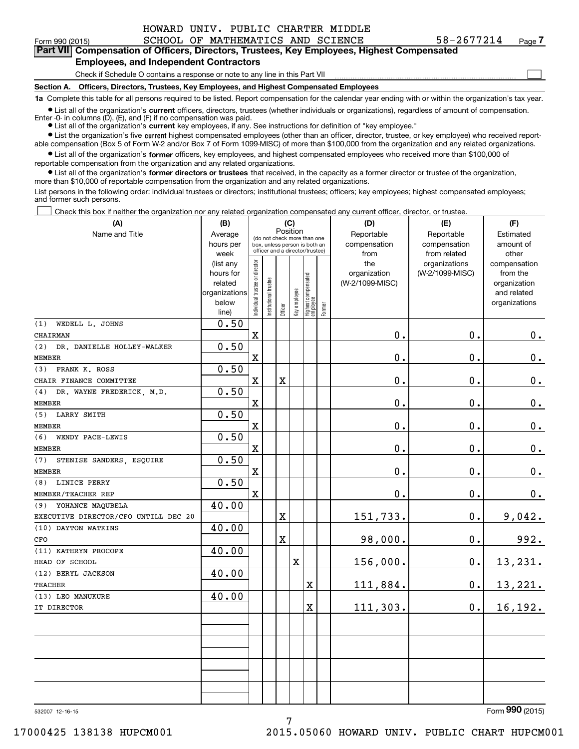HOWARD UNIV. PUBLIC CHARTER MIDDLE SCHOOL OF MATHEMATICS AND SCIENCE 58-2677214

Form 990 (2015) Page **7**

## Part VII Compensation of Officers, Directors, Trustees, Key Employees, Highest Compensated Employees, and Independent Contractors

Check if Schedule O contains a response or note to any line in this Part VII ☐

### Section A. Officers, Directors, Trustees, Key Employees, and Highest Compensated Employees

**1a** Complete this table for all persons required to be listed. Report compensation for the calendar year ending with or within the organization's tax year.

- List all of the organization's **current** officers, directors, trustees (whether individuals or organizations), regardless of amount of compensation. Enter -0- in columns (D), (E), and (F) if no compensation was paid.
- List all of the organization's **current** key employees, if any. See instructions for definition of "key employee."
- List the organization's five **current** highest compensated employees (other than an officer, director, trustee, or key employee) who received reportable compensation (Box 5 of Form W-2 and/or Box 7 of Form 1099-MISC) of more than $100,000 from the organization and any related organizations.
- List all of the organization's **former** officers, key employees, and highest compensated employees who received more than $100,000 of reportable compensation from the organization and any related organizations.
- List all of the organization's **former directors or trustees** that received, in the capacity as a former director or trustee of the organization, more than $10,000 of reportable compensation from the organization and any related organizations.

List persons in the following order: individual trustees or directors; institutional trustees; officers; key employees; highest compensated employees; and former such persons.

☐ Check this box if neither the organization nor any related organization compensated any current officer, director, or trustee.

| (A) Name and Title | (B) Average hours per week (list any hours for related organizations below line) | (C) Position (do not check more than one box, unless person is both an officer and a director/trustee) | | | | | | (D) Reportable compensation from the organization (W-2/1099-MISC) | (E) Reportable compensation from related organizations (W-2/1099-MISC) | (F) Estimated amount of other compensation from the organization and related organizations |
|---|---|---|---|---|---|---|---|---|---|---|
| | | Individual trustee or director | Institutional trustee | Officer | Key employee | Highest compensated employee | Former | | | |
| (1) WEDELL L. JOHNS<br>CHAIRMAN | 0.50 | X | | | | | | 0. | 0. | 0. |
| (2) DR. DANIELLE HOLLEY-WALKER<br>MEMBER | 0.50 | X | | | | | | 0. | 0. | 0. |
| (3) FRANK K. ROSS<br>CHAIR FINANCE COMMITTEE | 0.50 | X | | X | | | | 0. | 0. | 0. |
| (4) DR. WAYNE FREDERICK, M.D.<br>MEMBER | 0.50 | X | | | | | | 0. | 0. | 0. |
| (5) LARRY SMITH<br>MEMBER | 0.50 | X | | | | | | 0. | 0. | 0. |
| (6) WENDY PACE-LEWIS<br>MEMBER | 0.50 | X | | | | | | 0. | 0. | 0. |
| (7) STENISE SANDERS, ESQUIRE<br>MEMBER | 0.50 | X | | | | | | 0. | 0. | 0. |
| (8) LINICE PERRY<br>MEMBER/TEACHER REP | 0.50 | X | | | | | | 0. | 0. | 0. |
| (9) YOHANCE MAQUBELA<br>EXECUTIVE DIRECTOR/CFO UNTILL DEC 20 | 40.00 | | | X | | | | 151,733. | 0. | 9,042. |
| (10) DAYTON WATKINS<br>CFO | 40.00 | | | X | | | | 98,000. | 0. | 992. |
| (11) KATHRYN PROCOPE<br>HEAD OF SCHOOL | 40.00 | | | | X | | | 156,000. | 0. | 13,231. |
| (12) BERYL JACKSON<br>TEACHER | 40.00 | | | | | X | | 111,884. | 0. | 13,221. |
| (13) LEO MANUKURE<br>IT DIRECTOR | 40.00 | | | | | X | | 111,303. | 0. | 16,192. |

532007 12-16-15

Form **990** (2015)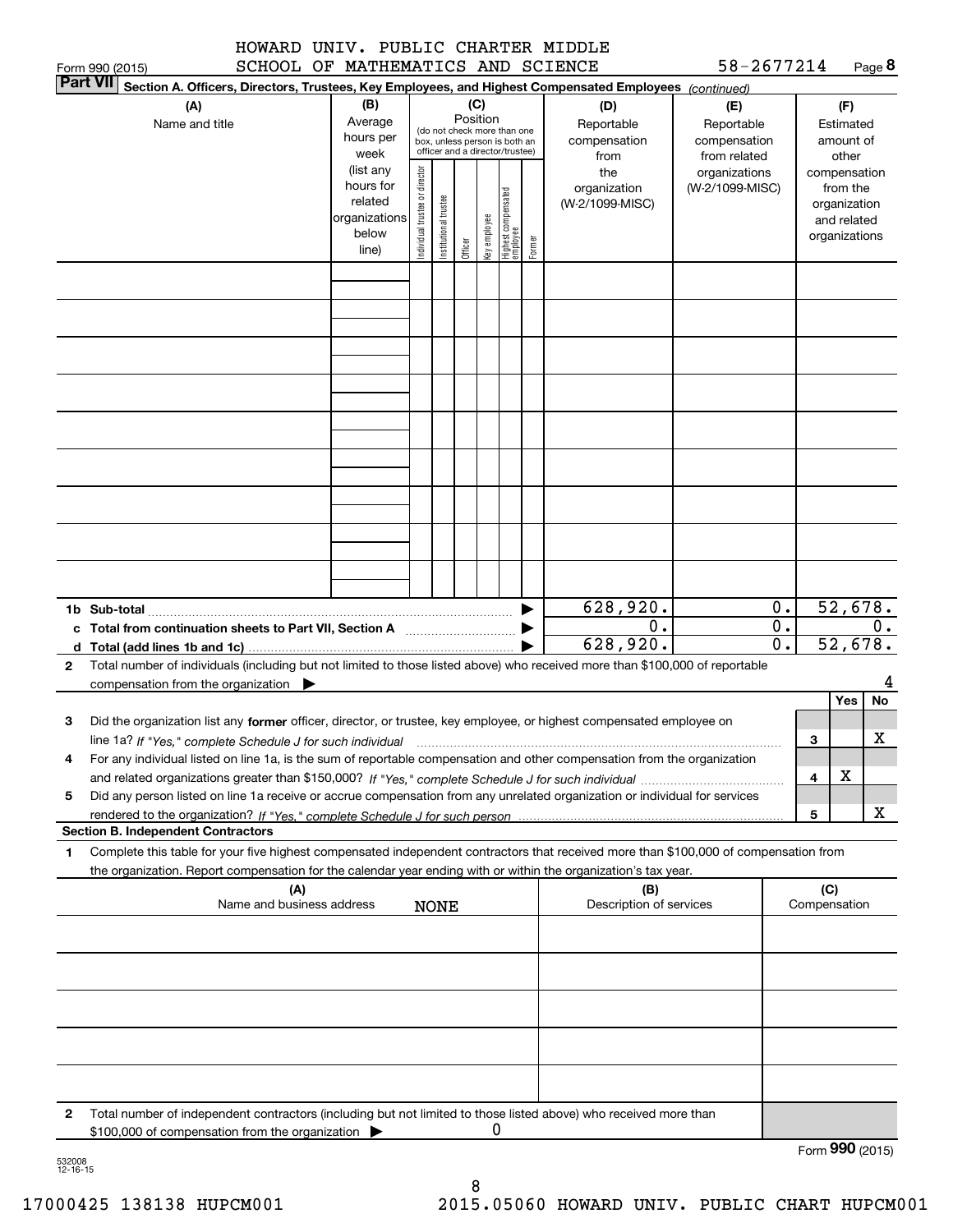HOWARD UNIV. PUBLIC CHARTER MIDDLE SCHOOL OF MATHEMATICS AND SCIENCE 58-2677214

Form 990 (2015) Page 8

**Part VII** Section A. Officers, Directors, Trustees, Key Employees, and Highest Compensated Employees *(continued)*

| (A) Name and title | (B) Average hours per week (list any hours for related organizations below line) | (C) Position: Individual trustee or director | Institutional trustee | Officer | Key employee | Highest compensated employee | Former | (D) Reportable compensation from the organization (W-2/1099-MISC) | (E) Reportable compensation from related organizations (W-2/1099-MISC) | (F) Estimated amount of other compensation from the organization and related organizations |
|---|---|---|---|---|---|---|---|---|---|---|
| | | | | | | | | | | |
| | | | | | | | | | | |
| | | | | | | | | | | |
| | | | | | | | | | | |
| | | | | | | | | | | |
| | | | | | | | | | | |
| | | | | | | | | | | |
| | | | | | | | | | | |
| | | | | | | | | | | |

| | (D) | (E) | (F) |
|---|---|---|---|
| **1b Sub-total** | 628,920. | 0. | 52,678. |
| **c Total from continuation sheets to Part VII, Section A** | 0. | 0. | 0. |
| **d Total (add lines 1b and 1c)** | 628,920. | 0. | 52,678. |

**2** Total number of individuals (including but not limited to those listed above) who received more than $100,000 of reportable compensation from the organization ▶ 4

| | | Yes | No |
|---|---|---|---|
| **3** Did the organization list any **former** officer, director, or trustee, key employee, or highest compensated employee on line 1a? *If "Yes," complete Schedule J for such individual* | 3 | | X |
| **4** For any individual listed on line 1a, is the sum of reportable compensation and other compensation from the organization and related organizations greater than $150,000? *If "Yes," complete Schedule J for such individual* | 4 | X | |
| **5** Did any person listed on line 1a receive or accrue compensation from any unrelated organization or individual for services rendered to the organization? *If "Yes," complete Schedule J for such person* | 5 | | X |

**Section B. Independent Contractors**

**1** Complete this table for your five highest compensated independent contractors that received more than $100,000 of compensation from the organization. Report compensation for the calendar year ending with or within the organization's tax year.

| (A) Name and business address | (B) Description of services | (C) Compensation |
|---|---|---|
| NONE | | |
| | | |
| | | |
| | | |
| | | |

**2** Total number of independent contractors (including but not limited to those listed above) who received more than $100,000 of compensation from the organization ▶ 0

Form **990** (2015)

532008 12-16-15

17000425 138138 HUPCM001 2015.05060 HOWARD UNIV. PUBLIC CHART HUPCM001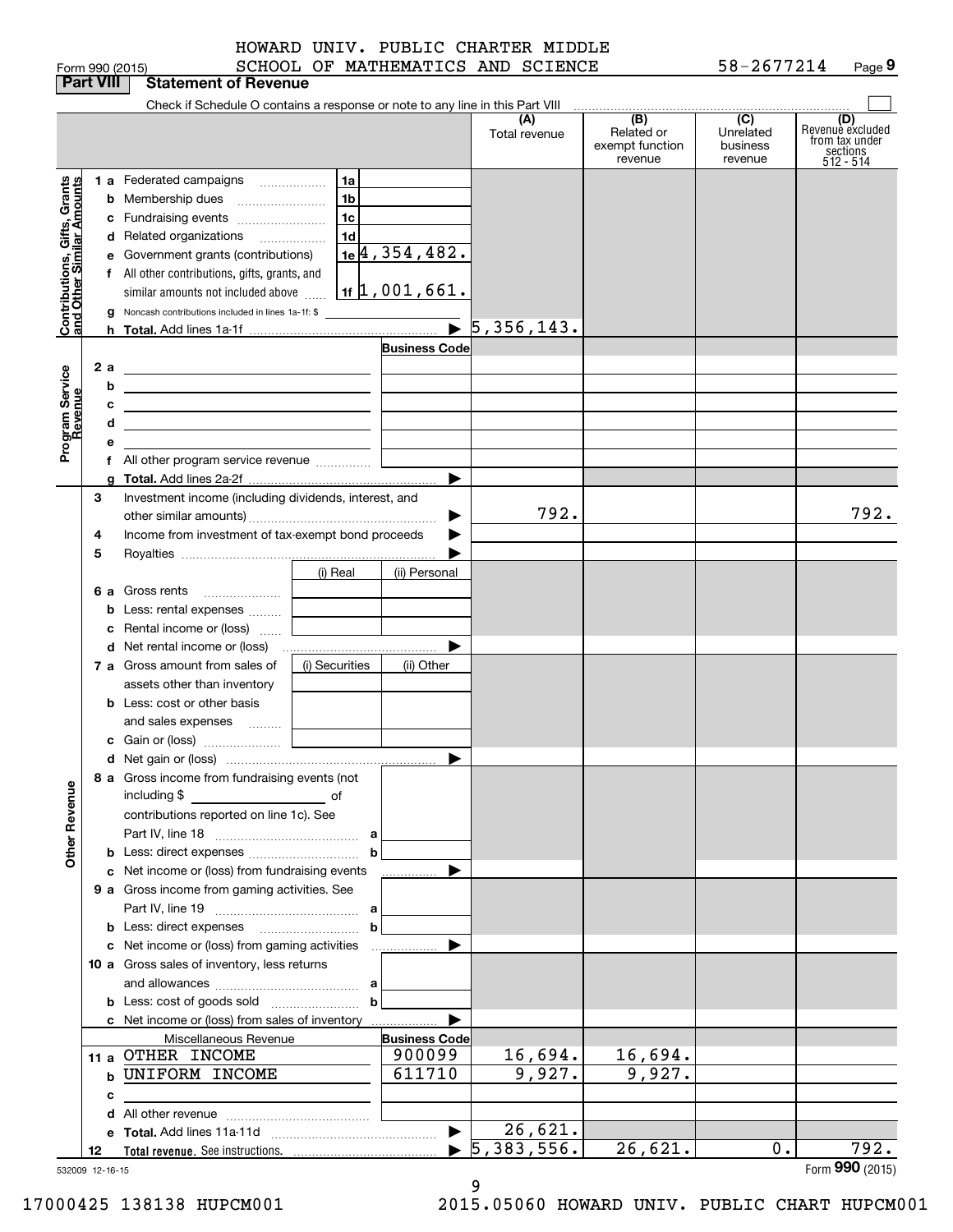HOWARD UNIV. PUBLIC CHARTER MIDDLE SCHOOL OF MATHEMATICS AND SCIENCE 58-2677214

Form 990 (2015)

## Part VIII Statement of Revenue

Check if Schedule O contains a response or note to any line in this Part VIII

| | | | (A) Total revenue | (B) Related or exempt function revenue | (C) Unrelated business revenue | (D) Revenue excluded from tax under sections 512 - 514 |
|---|---|---|---|---|---|---|
| **Contributions, Gifts, Grants and Other Similar Amounts** | 1a Federated campaigns | 1a | | | | |
| | b Membership dues | 1b | | | | |
| | c Fundraising events | 1c | | | | |
| | d Related organizations | 1d | | | | |
| | e Government grants (contributions) | 1e 4,354,482. | | | | |
| | f All other contributions, gifts, grants, and similar amounts not included above | 1f 1,001,661. | | | | |
| | g Noncash contributions included in lines 1a-1f: $ | | | | | |
| | h Total. Add lines 1a-1f | ▶ | 5,356,143. | | | |
| **Program Service Revenue** | | Business Code | | | | |
| | 2a | | | | | |
| | b | | | | | |
| | c | | | | | |
| | d | | | | | |
| | e | | | | | |
| | f All other program service revenue | | | | | |
| | g Total. Add lines 2a-2f | ▶ | | | | |
| | 3 Investment income (including dividends, interest, and other similar amounts) | ▶ | 792. | | | 792. |
| | 4 Income from investment of tax-exempt bond proceeds | ▶ | | | | |
| | 5 Royalties | ▶ | | | | |
| | | (i) Real / (ii) Personal | | | | |
| | 6a Gross rents | | | | | |
| | b Less: rental expenses | | | | | |
| | c Rental income or (loss) | | | | | |
| | d Net rental income or (loss) | ▶ | | | | |
| | 7a Gross amount from sales of assets other than inventory | (i) Securities / (ii) Other | | | | |
| | b Less: cost or other basis and sales expenses | | | | | |
| | c Gain or (loss) | | | | | |
| | d Net gain or (loss) | ▶ | | | | |
| **Other Revenue** | 8a Gross income from fundraising events (not including $ of contributions reported on line 1c). See Part IV, line 18 | a | | | | |
| | b Less: direct expenses | b | | | | |
| | c Net income or (loss) from fundraising events | ▶ | | | | |
| | 9a Gross income from gaming activities. See Part IV, line 19 | a | | | | |
| | b Less: direct expenses | b | | | | |
| | c Net income or (loss) from gaming activities | ▶ | | | | |
| | 10a Gross sales of inventory, less returns and allowances | a | | | | |
| | b Less: cost of goods sold | b | | | | |
| | c Net income or (loss) from sales of inventory | ▶ | | | | |
| | Miscellaneous Revenue | Business Code | | | | |
| | 11a OTHER INCOME | 900099 | 16,694. | 16,694. | | |
| | b UNIFORM INCOME | 611710 | 9,927. | 9,927. | | |
| | c | | | | | |
| | d All other revenue | | | | | |
| | e Total. Add lines 11a-11d | ▶ | 26,621. | | | |
| | 12 Total revenue. See instructions. | ▶ | 5,383,556. | 26,621. | 0. | 792. |

532009 12-16-15

Form 990 (2015)

17000425 138138 HUPCM001 2015.05060 HOWARD UNIV. PUBLIC CHART HUPCM001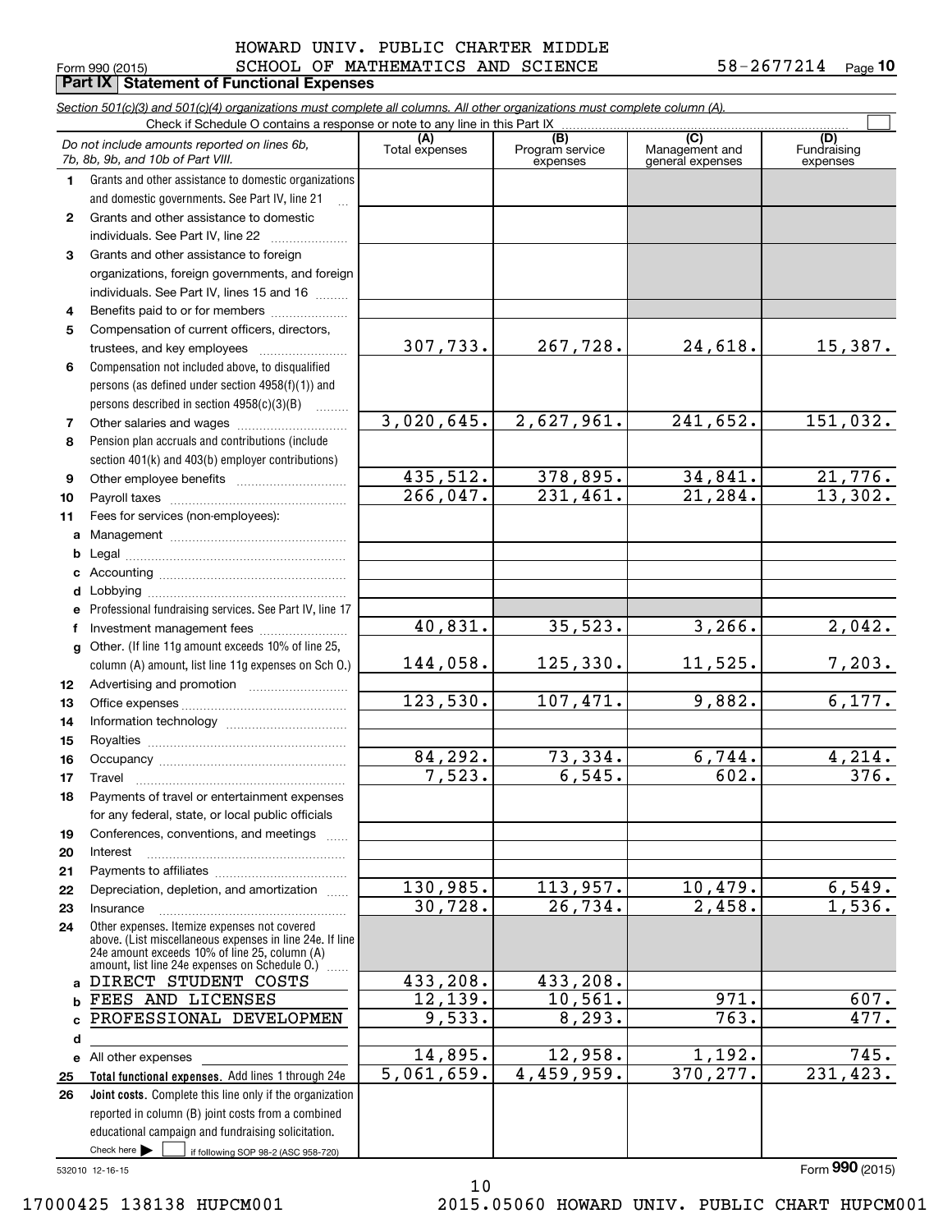HOWARD UNIV. PUBLIC CHARTER MIDDLE SCHOOL OF MATHEMATICS AND SCIENCE 58-2677214

Form 990 (2015)

## Part IX Statement of Functional Expenses

*Section 501(c)(3) and 501(c)(4) organizations must complete all columns. All other organizations must complete column (A).*

Check if Schedule O contains a response or note to any line in this Part IX

| | *Do not include amounts reported on lines 6b, 7b, 8b, 9b, and 10b of Part VIII.* | (A) Total expenses | (B) Program service expenses | (C) Management and general expenses | (D) Fundraising expenses |
|---|---|---|---|---|---|
| 1 | Grants and other assistance to domestic organizations and domestic governments. See Part IV, line 21 | | | | |
| 2 | Grants and other assistance to domestic individuals. See Part IV, line 22 | | | | |
| 3 | Grants and other assistance to foreign organizations, foreign governments, and foreign individuals. See Part IV, lines 15 and 16 | | | | |
| 4 | Benefits paid to or for members | | | | |
| 5 | Compensation of current officers, directors, trustees, and key employees | 307,733. | 267,728. | 24,618. | 15,387. |
| 6 | Compensation not included above, to disqualified persons (as defined under section 4958(f)(1)) and persons described in section 4958(c)(3)(B) | | | | |
| 7 | Other salaries and wages | 3,020,645. | 2,627,961. | 241,652. | 151,032. |
| 8 | Pension plan accruals and contributions (include section 401(k) and 403(b) employer contributions) | | | | |
| 9 | Other employee benefits | 435,512. | 378,895. | 34,841. | 21,776. |
| 10 | Payroll taxes | 266,047. | 231,461. | 21,284. | 13,302. |
| 11 | Fees for services (non-employees): | | | | |
| a | Management | | | | |
| b | Legal | | | | |
| c | Accounting | | | | |
| d | Lobbying | | | | |
| e | Professional fundraising services. See Part IV, line 17 | | | | |
| f | Investment management fees | 40,831. | 35,523. | 3,266. | 2,042. |
| g | Other. (If line 11g amount exceeds 10% of line 25, column (A) amount, list line 11g expenses on Sch O.) | 144,058. | 125,330. | 11,525. | 7,203. |
| 12 | Advertising and promotion | | | | |
| 13 | Office expenses | 123,530. | 107,471. | 9,882. | 6,177. |
| 14 | Information technology | | | | |
| 15 | Royalties | | | | |
| 16 | Occupancy | 84,292. | 73,334. | 6,744. | 4,214. |
| 17 | Travel | 7,523. | 6,545. | 602. | 376. |
| 18 | Payments of travel or entertainment expenses for any federal, state, or local public officials | | | | |
| 19 | Conferences, conventions, and meetings | | | | |
| 20 | Interest | | | | |
| 21 | Payments to affiliates | | | | |
| 22 | Depreciation, depletion, and amortization | 130,985. | 113,957. | 10,479. | 6,549. |
| 23 | Insurance | 30,728. | 26,734. | 2,458. | 1,536. |
| 24 | Other expenses. Itemize expenses not covered above. (List miscellaneous expenses in line 24e. If line 24e amount exceeds 10% of line 25, column (A) amount, list line 24e expenses on Schedule O.) | | | | |
| a | DIRECT STUDENT COSTS | 433,208. | 433,208. | | |
| b | FEES AND LICENSES | 12,139. | 10,561. | 971. | 607. |
| c | PROFESSIONAL DEVELOPMEN | 9,533. | 8,293. | 763. | 477. |
| d | | | | | |
| e | All other expenses | 14,895. | 12,958. | 1,192. | 745. |
| 25 | **Total functional expenses.** Add lines 1 through 24e | 5,061,659. | 4,459,959. | 370,277. | 231,423. |
| 26 | **Joint costs.** Complete this line only if the organization reported in column (B) joint costs from a combined educational campaign and fundraising solicitation. Check here ☐ if following SOP 98-2 (ASC 958-720) | | | | |

532010 12-16-15

Form **990** (2015)

17000425 138138 HUPCM001 2015.05060 HOWARD UNIV. PUBLIC CHART HUPCM001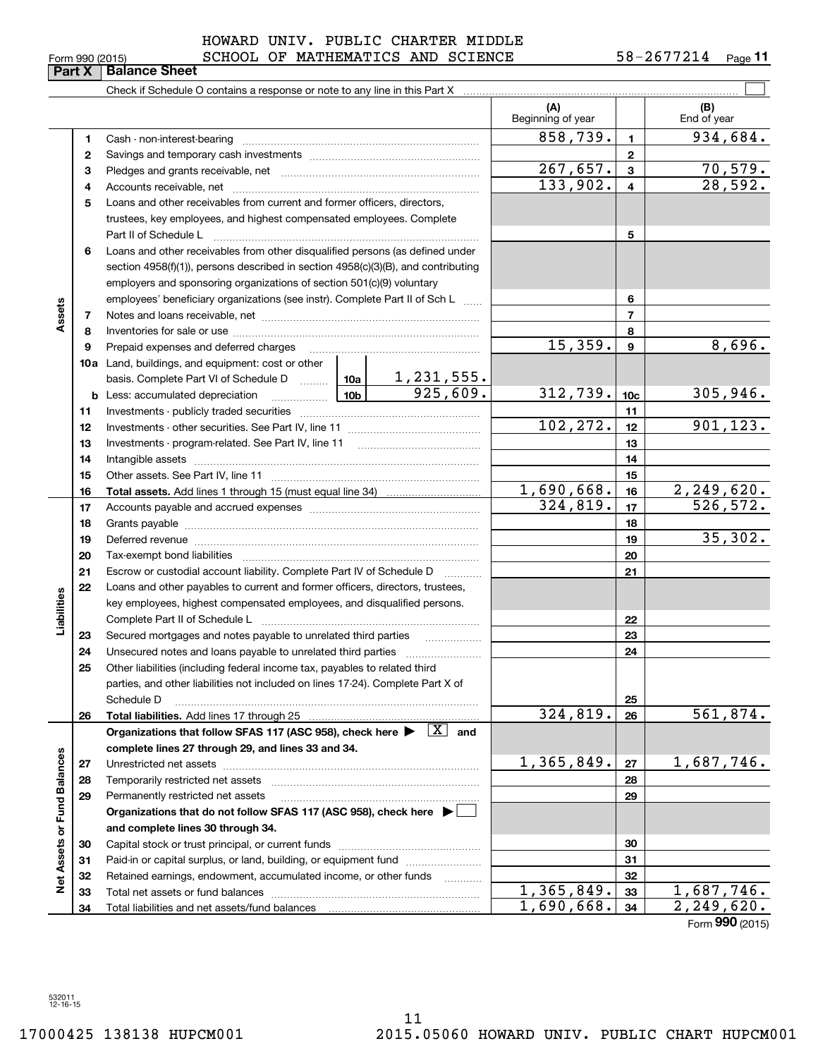HOWARD UNIV. PUBLIC CHARTER MIDDLE SCHOOL OF MATHEMATICS AND SCIENCE 58-2677214

Form 990 (2015)

## Part X | Balance Sheet

Check if Schedule O contains a response or note to any line in this Part X ☐

| | | | (A) Beginning of year | | (B) End of year |
|---|---|---|---|---|---|
| **Assets** | 1 | Cash - non-interest-bearing | 858,739. | 1 | 934,684. |
| | 2 | Savings and temporary cash investments | | 2 | |
| | 3 | Pledges and grants receivable, net | 267,657. | 3 | 70,579. |
| | 4 | Accounts receivable, net | 133,902. | 4 | 28,592. |
| | 5 | Loans and other receivables from current and former officers, directors, trustees, key employees, and highest compensated employees. Complete Part II of Schedule L | | 5 | |
| | 6 | Loans and other receivables from other disqualified persons (as defined under section 4958(f)(1)), persons described in section 4958(c)(3)(B), and contributing employers and sponsoring organizations of section 501(c)(9) voluntary employees' beneficiary organizations (see instr). Complete Part II of Sch L | | 6 | |
| | 7 | Notes and loans receivable, net | | 7 | |
| | 8 | Inventories for sale or use | | 8 | |
| | 9 | Prepaid expenses and deferred charges | 15,359. | 9 | 8,696. |
| | 10a | Land, buildings, and equipment: cost or other basis. Complete Part VI of Schedule D — 10a: 1,231,555. | | | |
| | b | Less: accumulated depreciation — 10b: 925,609. | 312,739. | 10c | 305,946. |
| | 11 | Investments - publicly traded securities | | 11 | |
| | 12 | Investments - other securities. See Part IV, line 11 | 102,272. | 12 | 901,123. |
| | 13 | Investments - program-related. See Part IV, line 11 | | 13 | |
| | 14 | Intangible assets | | 14 | |
| | 15 | Other assets. See Part IV, line 11 | | 15 | |
| | 16 | **Total assets.** Add lines 1 through 15 (must equal line 34) | 1,690,668. | 16 | 2,249,620. |
| **Liabilities** | 17 | Accounts payable and accrued expenses | 324,819. | 17 | 526,572. |
| | 18 | Grants payable | | 18 | |
| | 19 | Deferred revenue | | 19 | 35,302. |
| | 20 | Tax-exempt bond liabilities | | 20 | |
| | 21 | Escrow or custodial account liability. Complete Part IV of Schedule D | | 21 | |
| | 22 | Loans and other payables to current and former officers, directors, trustees, key employees, highest compensated employees, and disqualified persons. Complete Part II of Schedule L | | 22 | |
| | 23 | Secured mortgages and notes payable to unrelated third parties | | 23 | |
| | 24 | Unsecured notes and loans payable to unrelated third parties | | 24 | |
| | 25 | Other liabilities (including federal income tax, payables to related third parties, and other liabilities not included on lines 17-24). Complete Part X of Schedule D | | 25 | |
| | 26 | **Total liabilities.** Add lines 17 through 25 | 324,819. | 26 | 561,874. |
| **Net Assets or Fund Balances** | | **Organizations that follow SFAS 117 (ASC 958), check here ▶ ☒ and complete lines 27 through 29, and lines 33 and 34.** | | | |
| | 27 | Unrestricted net assets | 1,365,849. | 27 | 1,687,746. |
| | 28 | Temporarily restricted net assets | | 28 | |
| | 29 | Permanently restricted net assets | | 29 | |
| | | **Organizations that do not follow SFAS 117 (ASC 958), check here ▶ ☐ and complete lines 30 through 34.** | | | |
| | 30 | Capital stock or trust principal, or current funds | | 30 | |
| | 31 | Paid-in or capital surplus, or land, building, or equipment fund | | 31 | |
| | 32 | Retained earnings, endowment, accumulated income, or other funds | | 32 | |
| | 33 | Total net assets or fund balances | 1,365,849. | 33 | 1,687,746. |
| | 34 | Total liabilities and net assets/fund balances | 1,690,668. | 34 | 2,249,620. |

Form **990** (2015)

532011 12-16-15

17000425 138138 HUPCM001 2015.05060 HOWARD UNIV. PUBLIC CHART HUPCM001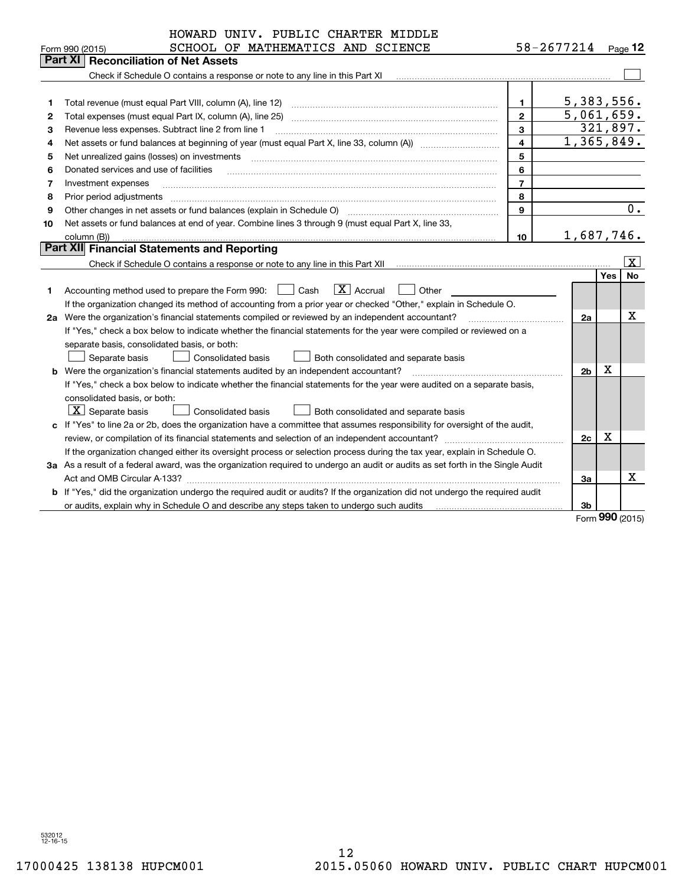HOWARD UNIV. PUBLIC CHARTER MIDDLE SCHOOL OF MATHEMATICS AND SCIENCE 58-2677214

Form 990 (2015)

## Part XI Reconciliation of Net Assets

Check if Schedule O contains a response or note to any line in this Part XI ☐

| | | | |
|---|---|---|---|
| 1 | Total revenue (must equal Part VIII, column (A), line 12) | 1 | 5,383,556. |
| 2 | Total expenses (must equal Part IX, column (A), line 25) | 2 | 5,061,659. |
| 3 | Revenue less expenses. Subtract line 2 from line 1 | 3 | 321,897. |
| 4 | Net assets or fund balances at beginning of year (must equal Part X, line 33, column (A)) | 4 | 1,365,849. |
| 5 | Net unrealized gains (losses) on investments | 5 | |
| 6 | Donated services and use of facilities | 6 | |
| 7 | Investment expenses | 7 | |
| 8 | Prior period adjustments | 8 | |
| 9 | Other changes in net assets or fund balances (explain in Schedule O) | 9 | 0. |
| 10 | Net assets or fund balances at end of year. Combine lines 3 through 9 (must equal Part X, line 33, column (B)) | 10 | 1,687,746. |

## Part XII Financial Statements and Reporting

Check if Schedule O contains a response or note to any line in this Part XII ☒

| | | | Yes | No |
|---|---|---|---|---|
| 1 | Accounting method used to prepare the Form 990: ☐ Cash ☒ Accrual ☐ Other | | | |
| | If the organization changed its method of accounting from a prior year or checked "Other," explain in Schedule O. | | | |
| 2a | Were the organization's financial statements compiled or reviewed by an independent accountant? | 2a | | X |
| | If "Yes," check a box below to indicate whether the financial statements for the year were compiled or reviewed on a separate basis, consolidated basis, or both: ☐ Separate basis ☐ Consolidated basis ☐ Both consolidated and separate basis | | | |
| b | Were the organization's financial statements audited by an independent accountant? | 2b | X | |
| | If "Yes," check a box below to indicate whether the financial statements for the year were audited on a separate basis, consolidated basis, or both: ☒ Separate basis ☐ Consolidated basis ☐ Both consolidated and separate basis | | | |
| c | If "Yes" to line 2a or 2b, does the organization have a committee that assumes responsibility for oversight of the audit, review, or compilation of its financial statements and selection of an independent accountant? | 2c | X | |
| | If the organization changed either its oversight process or selection process during the tax year, explain in Schedule O. | | | |
| 3a | As a result of a federal award, was the organization required to undergo an audit or audits as set forth in the Single Audit Act and OMB Circular A-133? | 3a | | X |
| b | If "Yes," did the organization undergo the required audit or audits? If the organization did not undergo the required audit or audits, explain why in Schedule O and describe any steps taken to undergo such audits | 3b | | |

Form 990 (2015)

532012 12-16-15

17000425 138138 HUPCM001 2015.05060 HOWARD UNIV. PUBLIC CHART HUPCM001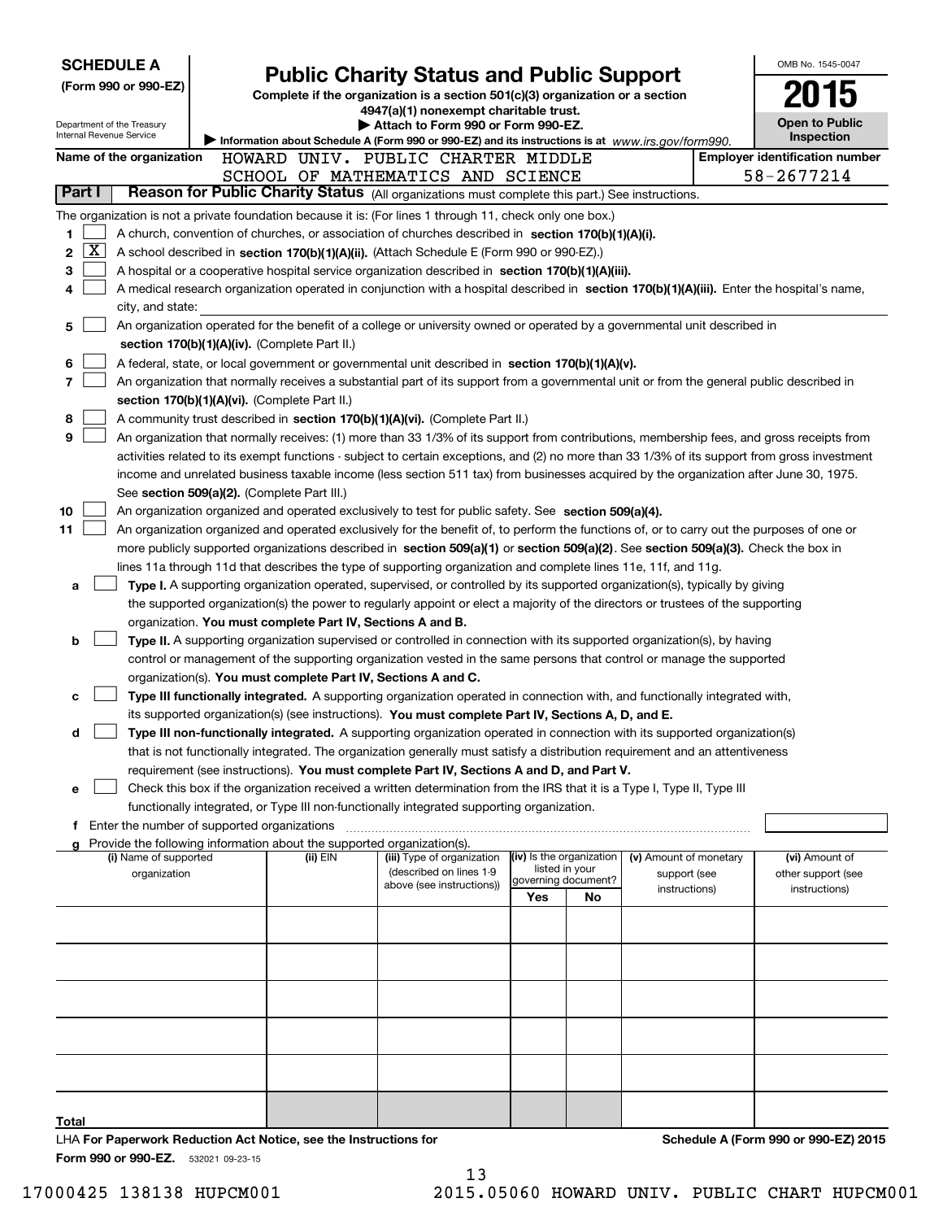**SCHEDULE A**
**(Form 990 or 990-EZ)**

Department of the Treasury
Internal Revenue Service

# Public Charity Status and Public Support

**Complete if the organization is a section 501(c)(3) organization or a section 4947(a)(1) nonexempt charitable trust.**
**▶ Attach to Form 990 or Form 990-EZ.**
**▶ Information about Schedule A (Form 990 or 990-EZ) and its instructions is at** *www.irs.gov/form990.*

OMB No. 1545-0047
**2015**
**Open to Public Inspection**

**Name of the organization** HOWARD UNIV. PUBLIC CHARTER MIDDLE SCHOOL OF MATHEMATICS AND SCIENCE

**Employer identification number** 58-2677214

## Part I Reason for Public Charity Status (All organizations must complete this part.) See instructions.

The organization is not a private foundation because it is: (For lines 1 through 11, check only one box.)

1 [ ] A church, convention of churches, or association of churches described in **section 170(b)(1)(A)(i).**

2 [X] A school described in **section 170(b)(1)(A)(ii).** (Attach Schedule E (Form 990 or 990-EZ).)

3 [ ] A hospital or a cooperative hospital service organization described in **section 170(b)(1)(A)(iii).**

4 [ ] A medical research organization operated in conjunction with a hospital described in **section 170(b)(1)(A)(iii).** Enter the hospital's name, city, and state:

5 [ ] An organization operated for the benefit of a college or university owned or operated by a governmental unit described in **section 170(b)(1)(A)(iv).** (Complete Part II.)

6 [ ] A federal, state, or local government or governmental unit described in **section 170(b)(1)(A)(v).**

7 [ ] An organization that normally receives a substantial part of its support from a governmental unit or from the general public described in **section 170(b)(1)(A)(vi).** (Complete Part II.)

8 [ ] A community trust described in **section 170(b)(1)(A)(vi).** (Complete Part II.)

9 [ ] An organization that normally receives: (1) more than 33 1/3% of its support from contributions, membership fees, and gross receipts from activities related to its exempt functions - subject to certain exceptions, and (2) no more than 33 1/3% of its support from gross investment income and unrelated business taxable income (less section 511 tax) from businesses acquired by the organization after June 30, 1975. See **section 509(a)(2).** (Complete Part III.)

10 [ ] An organization organized and operated exclusively to test for public safety. See **section 509(a)(4).**

11 [ ] An organization organized and operated exclusively for the benefit of, to perform the functions of, or to carry out the purposes of one or more publicly supported organizations described in **section 509(a)(1)** or **section 509(a)(2)**. See **section 509(a)(3).** Check the box in lines 11a through 11d that describes the type of supporting organization and complete lines 11e, 11f, and 11g.

a [ ] **Type I.** A supporting organization operated, supervised, or controlled by its supported organization(s), typically by giving the supported organization(s) the power to regularly appoint or elect a majority of the directors or trustees of the supporting organization. **You must complete Part IV, Sections A and B.**

b [ ] **Type II.** A supporting organization supervised or controlled in connection with its supported organization(s), by having control or management of the supporting organization vested in the same persons that control or manage the supported organization(s). **You must complete Part IV, Sections A and C.**

c [ ] **Type III functionally integrated.** A supporting organization operated in connection with, and functionally integrated with, its supported organization(s) (see instructions). **You must complete Part IV, Sections A, D, and E.**

d [ ] **Type III non-functionally integrated.** A supporting organization operated in connection with its supported organization(s) that is not functionally integrated. The organization generally must satisfy a distribution requirement and an attentiveness requirement (see instructions). **You must complete Part IV, Sections A and D, and Part V.**

e [ ] Check this box if the organization received a written determination from the IRS that it is a Type I, Type II, Type III functionally integrated, or Type III non-functionally integrated supporting organization.

f Enter the number of supported organizations

g Provide the following information about the supported organization(s).

| (i) Name of supported organization | (ii) EIN | (iii) Type of organization (described on lines 1-9 above (see instructions)) | (iv) Is the organization listed in your governing document? Yes | No | (v) Amount of monetary support (see instructions) | (vi) Amount of other support (see instructions) |
|---|---|---|---|---|---|---|
| | | | | | | |
| | | | | | | |
| | | | | | | |
| | | | | | | |
| | | | | | | |
| **Total** | | | | | | |

LHA **For Paperwork Reduction Act Notice, see the Instructions for Form 990 or 990-EZ.** 532021 09-23-15

**Schedule A (Form 990 or 990-EZ) 2015**

17000425 138138 HUPCM001 2015.05060 HOWARD UNIV. PUBLIC CHART HUPCM001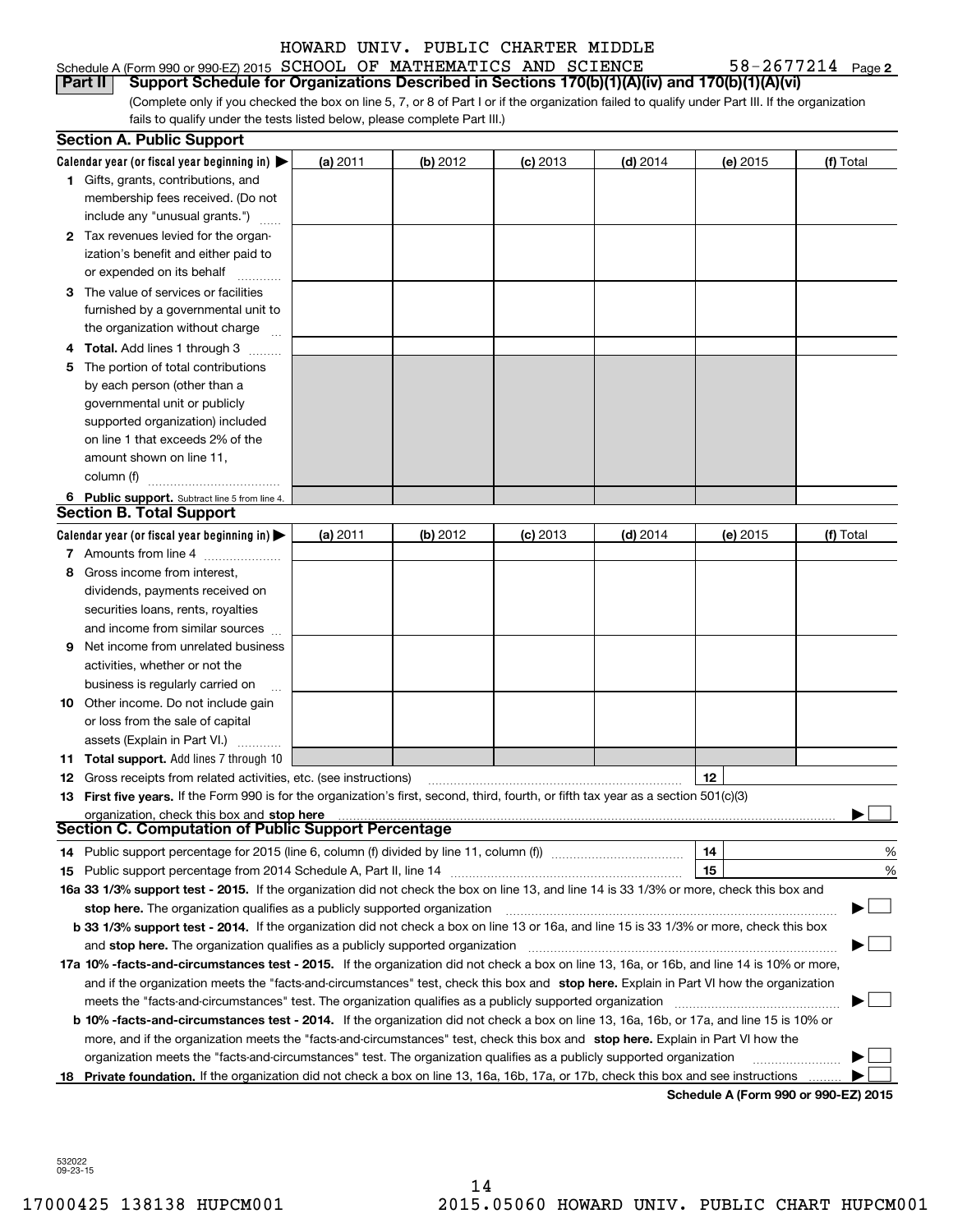Schedule A (Form 990 or 990-EZ) 2015 HOWARD UNIV. PUBLIC CHARTER MIDDLE SCHOOL OF MATHEMATICS AND SCIENCE 58-2677214 Page 2

## Part II Support Schedule for Organizations Described in Sections 170(b)(1)(A)(iv) and 170(b)(1)(A)(vi)

(Complete only if you checked the box on line 5, 7, or 8 of Part I or if the organization failed to qualify under Part III. If the organization fails to qualify under the tests listed below, please complete Part III.)

### Section A. Public Support

| Calendar year (or fiscal year beginning in) ▶ | (a) 2011 | (b) 2012 | (c) 2013 | (d) 2014 | (e) 2015 | (f) Total |
|---|---|---|---|---|---|---|
| **1** Gifts, grants, contributions, and membership fees received. (Do not include any "unusual grants.") | | | | | | |
| **2** Tax revenues levied for the organization's benefit and either paid to or expended on its behalf | | | | | | |
| **3** The value of services or facilities furnished by a governmental unit to the organization without charge | | | | | | |
| **4 Total.** Add lines 1 through 3 | | | | | | |
| **5** The portion of total contributions by each person (other than a governmental unit or publicly supported organization) included on line 1 that exceeds 2% of the amount shown on line 11, column (f) | | | | | | |
| **6 Public support.** Subtract line 5 from line 4. | | | | | | |

### Section B. Total Support

| Calendar year (or fiscal year beginning in) ▶ | (a) 2011 | (b) 2012 | (c) 2013 | (d) 2014 | (e) 2015 | (f) Total |
|---|---|---|---|---|---|---|
| **7** Amounts from line 4 | | | | | | |
| **8** Gross income from interest, dividends, payments received on securities loans, rents, royalties and income from similar sources | | | | | | |
| **9** Net income from unrelated business activities, whether or not the business is regularly carried on | | | | | | |
| **10** Other income. Do not include gain or loss from the sale of capital assets (Explain in Part VI.) | | | | | | |
| **11 Total support.** Add lines 7 through 10 | | | | | | |

**12** Gross receipts from related activities, etc. (see instructions) | **12** |

**13 First five years.** If the Form 990 is for the organization's first, second, third, fourth, or fifth tax year as a section 501(c)(3) organization, check this box and **stop here** ▶ ☐

### Section C. Computation of Public Support Percentage

**14** Public support percentage for 2015 (line 6, column (f) divided by line 11, column (f)) | **14** | %

**15** Public support percentage from 2014 Schedule A, Part II, line 14 | **15** | %

**16a 33 1/3% support test - 2015.** If the organization did not check the box on line 13, and line 14 is 33 1/3% or more, check this box and **stop here.** The organization qualifies as a publicly supported organization ▶ ☐

**b 33 1/3% support test - 2014.** If the organization did not check a box on line 13 or 16a, and line 15 is 33 1/3% or more, check this box and **stop here.** The organization qualifies as a publicly supported organization ▶ ☐

**17a 10% -facts-and-circumstances test - 2015.** If the organization did not check a box on line 13, 16a, or 16b, and line 14 is 10% or more, and if the organization meets the "facts-and-circumstances" test, check this box and **stop here.** Explain in Part VI how the organization meets the "facts-and-circumstances" test. The organization qualifies as a publicly supported organization ▶ ☐

**b 10% -facts-and-circumstances test - 2014.** If the organization did not check a box on line 13, 16a, 16b, or 17a, and line 15 is 10% or more, and if the organization meets the "facts-and-circumstances" test, check this box and **stop here.** Explain in Part VI how the organization meets the "facts-and-circumstances" test. The organization qualifies as a publicly supported organization ▶ ☐

**18 Private foundation.** If the organization did not check a box on line 13, 16a, 16b, 17a, or 17b, check this box and see instructions ▶ ☐

**Schedule A (Form 990 or 990-EZ) 2015**

532022 09-23-15

17000425 138138 HUPCM001 2015.05060 HOWARD UNIV. PUBLIC CHART HUPCM001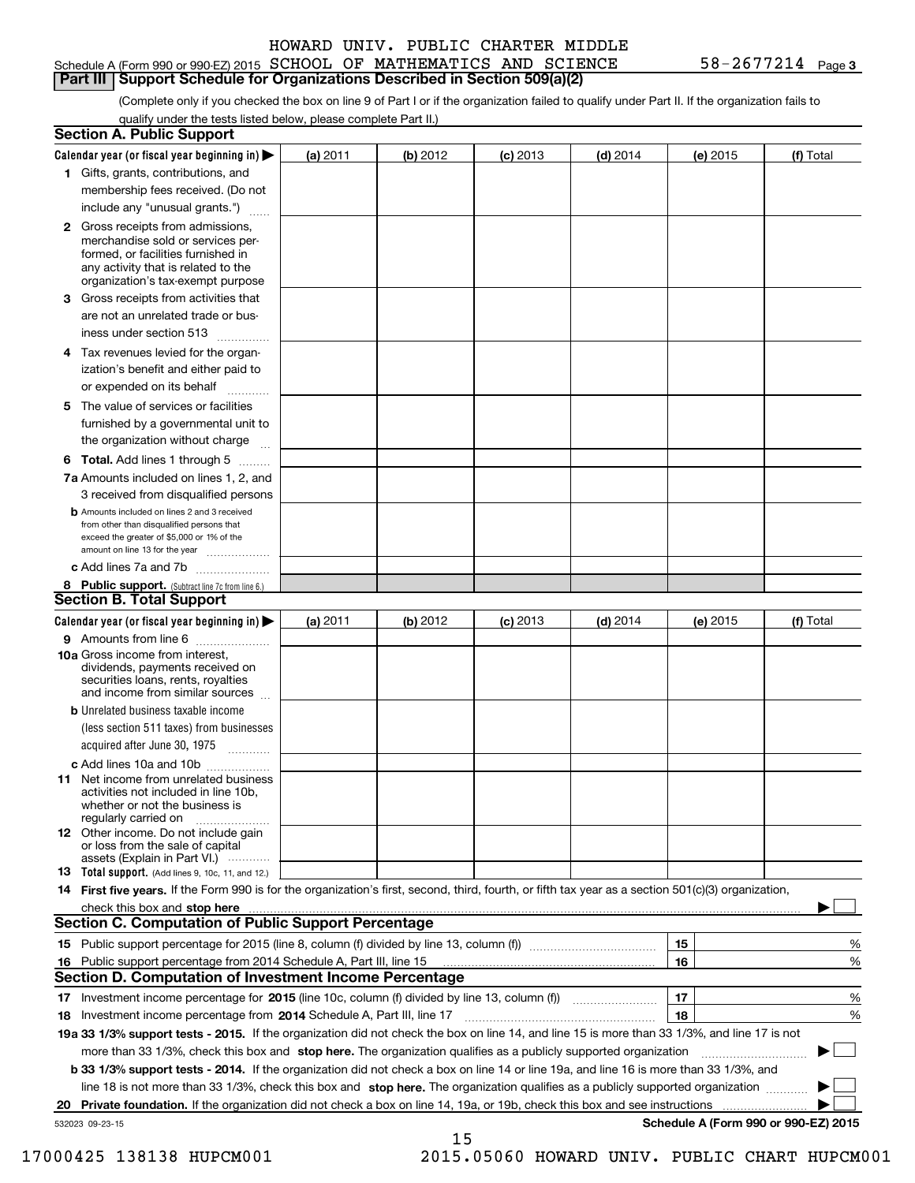HOWARD UNIV. PUBLIC CHARTER MIDDLE

Schedule A (Form 990 or 990-EZ) 2015 SCHOOL OF MATHEMATICS AND SCIENCE 58-2677214 Page 3

## Part III Support Schedule for Organizations Described in Section 509(a)(2)

(Complete only if you checked the box on line 9 of Part I or if the organization failed to qualify under Part II. If the organization fails to qualify under the tests listed below, please complete Part II.)

### Section A. Public Support

| Calendar year (or fiscal year beginning in) ▶ | (a) 2011 | (b) 2012 | (c) 2013 | (d) 2014 | (e) 2015 | (f) Total |
|---|---|---|---|---|---|---|
| 1 Gifts, grants, contributions, and membership fees received. (Do not include any "unusual grants.") | | | | | | |
| 2 Gross receipts from admissions, merchandise sold or services performed, or facilities furnished in any activity that is related to the organization's tax-exempt purpose | | | | | | |
| 3 Gross receipts from activities that are not an unrelated trade or business under section 513 | | | | | | |
| 4 Tax revenues levied for the organization's benefit and either paid to or expended on its behalf | | | | | | |
| 5 The value of services or facilities furnished by a governmental unit to the organization without charge | | | | | | |
| 6 Total. Add lines 1 through 5 | | | | | | |
| 7a Amounts included on lines 1, 2, and 3 received from disqualified persons | | | | | | |
| b Amounts included on lines 2 and 3 received from other than disqualified persons that exceed the greater of $5,000 or 1% of the amount on line 13 for the year | | | | | | |
| c Add lines 7a and 7b | | | | | | |
| 8 Public support. (Subtract line 7c from line 6.) | | | | | | |

### Section B. Total Support

| Calendar year (or fiscal year beginning in) ▶ | (a) 2011 | (b) 2012 | (c) 2013 | (d) 2014 | (e) 2015 | (f) Total |
|---|---|---|---|---|---|---|
| 9 Amounts from line 6 | | | | | | |
| 10a Gross income from interest, dividends, payments received on securities loans, rents, royalties and income from similar sources | | | | | | |
| b Unrelated business taxable income (less section 511 taxes) from businesses acquired after June 30, 1975 | | | | | | |
| c Add lines 10a and 10b | | | | | | |
| 11 Net income from unrelated business activities not included in line 10b, whether or not the business is regularly carried on | | | | | | |
| 12 Other income. Do not include gain or loss from the sale of capital assets (Explain in Part VI.) | | | | | | |
| 13 Total support. (Add lines 9, 10c, 11, and 12.) | | | | | | |

**14 First five years.** If the Form 990 is for the organization's first, second, third, fourth, or fifth tax year as a section 501(c)(3) organization, check this box and **stop here** ▶ ☐

### Section C. Computation of Public Support Percentage

| | | | |
|---|---|---|---|
| 15 | Public support percentage for 2015 (line 8, column (f) divided by line 13, column (f)) | 15 | % |
| 16 | Public support percentage from 2014 Schedule A, Part III, line 15 | 16 | % |

### Section D. Computation of Investment Income Percentage

| | | | |
|---|---|---|---|
| 17 | Investment income percentage for **2015** (line 10c, column (f) divided by line 13, column (f)) | 17 | % |
| 18 | Investment income percentage from **2014** Schedule A, Part III, line 17 | 18 | % |

**19a 33 1/3% support tests - 2015.** If the organization did not check the box on line 14, and line 15 is more than 33 1/3%, and line 17 is not more than 33 1/3%, check this box and **stop here.** The organization qualifies as a publicly supported organization ▶ ☐

**b 33 1/3% support tests - 2014.** If the organization did not check a box on line 14 or line 19a, and line 16 is more than 33 1/3%, and line 18 is not more than 33 1/3%, check this box and **stop here.** The organization qualifies as a publicly supported organization ▶ ☐

**20 Private foundation.** If the organization did not check a box on line 14, 19a, or 19b, check this box and see instructions ▶ ☐

532023 09-23-15 **Schedule A (Form 990 or 990-EZ) 2015**

17000425 138138 HUPCM001 2015.05060 HOWARD UNIV. PUBLIC CHART HUPCM001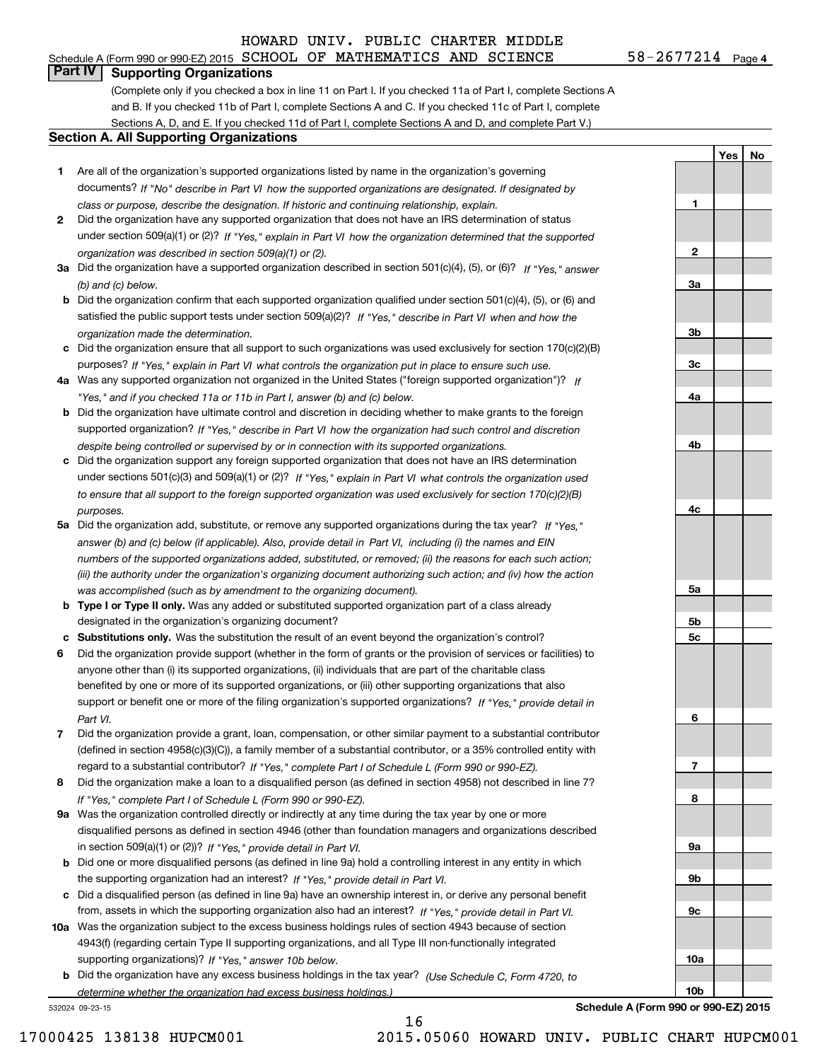HOWARD UNIV. PUBLIC CHARTER MIDDLE

Schedule A (Form 990 or 990-EZ) 2015 SCHOOL OF MATHEMATICS AND SCIENCE 58-2677214 Page 4

## Part IV Supporting Organizations

(Complete only if you checked a box in line 11 on Part I. If you checked 11a of Part I, complete Sections A and B. If you checked 11b of Part I, complete Sections A and C. If you checked 11c of Part I, complete Sections A, D, and E. If you checked 11d of Part I, complete Sections A and D, and complete Part V.)

### Section A. All Supporting Organizations

| | | | Yes | No |
|---|---|---|---|---|
| **1** | Are all of the organization's supported organizations listed by name in the organization's governing documents? *If "No" describe in Part VI how the supported organizations are designated. If designated by class or purpose, describe the designation. If historic and continuing relationship, explain.* | 1 | | |
| **2** | Did the organization have any supported organization that does not have an IRS determination of status under section 509(a)(1) or (2)? *If "Yes," explain in Part VI how the organization determined that the supported organization was described in section 509(a)(1) or (2).* | 2 | | |
| **3a** | Did the organization have a supported organization described in section 501(c)(4), (5), or (6)? *If "Yes," answer (b) and (c) below.* | 3a | | |
| **b** | Did the organization confirm that each supported organization qualified under section 501(c)(4), (5), or (6) and satisfied the public support tests under section 509(a)(2)? *If "Yes," describe in Part VI when and how the organization made the determination.* | 3b | | |
| **c** | Did the organization ensure that all support to such organizations was used exclusively for section 170(c)(2)(B) purposes? *If "Yes," explain in Part VI what controls the organization put in place to ensure such use.* | 3c | | |
| **4a** | Was any supported organization not organized in the United States ("foreign supported organization")? *If "Yes," and if you checked 11a or 11b in Part I, answer (b) and (c) below.* | 4a | | |
| **b** | Did the organization have ultimate control and discretion in deciding whether to make grants to the foreign supported organization? *If "Yes," describe in Part VI how the organization had such control and discretion despite being controlled or supervised by or in connection with its supported organizations.* | 4b | | |
| **c** | Did the organization support any foreign supported organization that does not have an IRS determination under sections 501(c)(3) and 509(a)(1) or (2)? *If "Yes," explain in Part VI what controls the organization used to ensure that all support to the foreign supported organization was used exclusively for section 170(c)(2)(B) purposes.* | 4c | | |
| **5a** | Did the organization add, substitute, or remove any supported organizations during the tax year? *If "Yes," answer (b) and (c) below (if applicable). Also, provide detail in Part VI, including (i) the names and EIN numbers of the supported organizations added, substituted, or removed; (ii) the reasons for each such action; (iii) the authority under the organization's organizing document authorizing such action; and (iv) how the action was accomplished (such as by amendment to the organizing document).* | 5a | | |
| **b** | **Type I or Type II only.** Was any added or substituted supported organization part of a class already designated in the organization's organizing document? | 5b | | |
| **c** | **Substitutions only.** Was the substitution the result of an event beyond the organization's control? | 5c | | |
| **6** | Did the organization provide support (whether in the form of grants or the provision of services or facilities) to anyone other than (i) its supported organizations, (ii) individuals that are part of the charitable class benefited by one or more of its supported organizations, or (iii) other supporting organizations that also support or benefit one or more of the filing organization's supported organizations? *If "Yes," provide detail in Part VI.* | 6 | | |
| **7** | Did the organization provide a grant, loan, compensation, or other similar payment to a substantial contributor (defined in section 4958(c)(3)(C)), a family member of a substantial contributor, or a 35% controlled entity with regard to a substantial contributor? *If "Yes," complete Part I of Schedule L (Form 990 or 990-EZ).* | 7 | | |
| **8** | Did the organization make a loan to a disqualified person (as defined in section 4958) not described in line 7? *If "Yes," complete Part I of Schedule L (Form 990 or 990-EZ).* | 8 | | |
| **9a** | Was the organization controlled directly or indirectly at any time during the tax year by one or more disqualified persons as defined in section 4946 (other than foundation managers and organizations described in section 509(a)(1) or (2))? *If "Yes," provide detail in Part VI.* | 9a | | |
| **b** | Did one or more disqualified persons (as defined in line 9a) hold a controlling interest in any entity in which the supporting organization had an interest? *If "Yes," provide detail in Part VI.* | 9b | | |
| **c** | Did a disqualified person (as defined in line 9a) have an ownership interest in, or derive any personal benefit from, assets in which the supporting organization also had an interest? *If "Yes," provide detail in Part VI.* | 9c | | |
| **10a** | Was the organization subject to the excess business holdings rules of section 4943 because of section 4943(f) (regarding certain Type II supporting organizations, and all Type III non-functionally integrated supporting organizations)? *If "Yes," answer 10b below.* | 10a | | |
| **b** | Did the organization have any excess business holdings in the tax year? *(Use Schedule C, Form 4720, to determine whether the organization had excess business holdings.)* | 10b | | |

532024 09-23-15

**Schedule A (Form 990 or 990-EZ) 2015**

17000425 138138 HUPCM001 2015.05060 HOWARD UNIV. PUBLIC CHART HUPCM001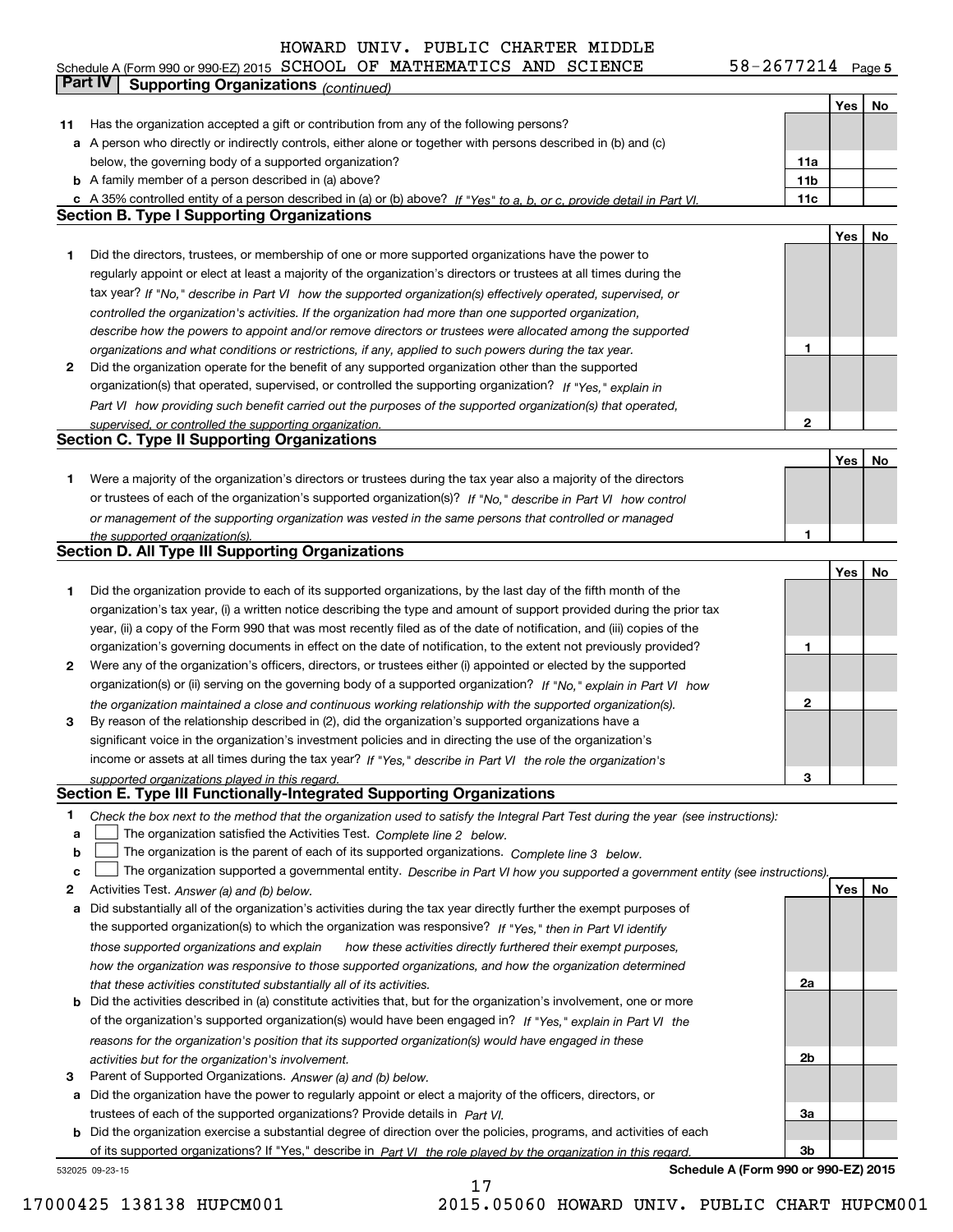Schedule A (Form 990 or 990-EZ) 2015 HOWARD UNIV. PUBLIC CHARTER MIDDLE SCHOOL OF MATHEMATICS AND SCIENCE 58-2677214 Page 5

**Part IV Supporting Organizations** *(continued)*

| | | | Yes | No |
|---|---|---|---|---|
| **11** | Has the organization accepted a gift or contribution from any of the following persons? | | | |
| **a** | A person who directly or indirectly controls, either alone or together with persons described in (b) and (c) below, the governing body of a supported organization? | **11a** | | |
| **b** | A family member of a person described in (a) above? | **11b** | | |
| **c** | A 35% controlled entity of a person described in (a) or (b) above? *If "Yes" to a, b, or c, provide detail in Part VI.* | **11c** | | |

**Section B. Type I Supporting Organizations**

| | | | Yes | No |
|---|---|---|---|---|
| **1** | Did the directors, trustees, or membership of one or more supported organizations have the power to regularly appoint or elect at least a majority of the organization's directors or trustees at all times during the tax year? *If "No," describe in Part VI how the supported organization(s) effectively operated, supervised, or controlled the organization's activities. If the organization had more than one supported organization, describe how the powers to appoint and/or remove directors or trustees were allocated among the supported organizations and what conditions or restrictions, if any, applied to such powers during the tax year.* | **1** | | |
| **2** | Did the organization operate for the benefit of any supported organization other than the supported organization(s) that operated, supervised, or controlled the supporting organization? *If "Yes," explain in Part VI how providing such benefit carried out the purposes of the supported organization(s) that operated, supervised, or controlled the supporting organization.* | **2** | | |

**Section C. Type II Supporting Organizations**

| | | | Yes | No |
|---|---|---|---|---|
| **1** | Were a majority of the organization's directors or trustees during the tax year also a majority of the directors or trustees of each of the organization's supported organization(s)? *If "No," describe in Part VI how control or management of the supporting organization was vested in the same persons that controlled or managed the supported organization(s).* | **1** | | |

**Section D. All Type III Supporting Organizations**

| | | | Yes | No |
|---|---|---|---|---|
| **1** | Did the organization provide to each of its supported organizations, by the last day of the fifth month of the organization's tax year, (i) a written notice describing the type and amount of support provided during the prior tax year, (ii) a copy of the Form 990 that was most recently filed as of the date of notification, and (iii) copies of the organization's governing documents in effect on the date of notification, to the extent not previously provided? | **1** | | |
| **2** | Were any of the organization's officers, directors, or trustees either (i) appointed or elected by the supported organization(s) or (ii) serving on the governing body of a supported organization? *If "No," explain in Part VI how the organization maintained a close and continuous working relationship with the supported organization(s).* | **2** | | |
| **3** | By reason of the relationship described in (2), did the organization's supported organizations have a significant voice in the organization's investment policies and in directing the use of the organization's income or assets at all times during the tax year? *If "Yes," describe in Part VI the role the organization's supported organizations played in this regard.* | **3** | | |

**Section E. Type III Functionally-Integrated Supporting Organizations**

**1** *Check the box next to the method that the organization used to satisfy the Integral Part Test during the year (see instructions):*

**a** ☐ The organization satisfied the Activities Test. *Complete line 2 below.*

**b** ☐ The organization is the parent of each of its supported organizations. *Complete line 3 below.*

**c** ☐ The organization supported a governmental entity. *Describe in Part VI how you supported a government entity (see instructions).*

| | | | Yes | No |
|---|---|---|---|---|
| **2** | Activities Test. *Answer (a) and (b) below.* | | | |
| **a** | Did substantially all of the organization's activities during the tax year directly further the exempt purposes of the supported organization(s) to which the organization was responsive? *If "Yes," then in Part VI identify those supported organizations and explain how these activities directly furthered their exempt purposes, how the organization was responsive to those supported organizations, and how the organization determined that these activities constituted substantially all of its activities.* | **2a** | | |
| **b** | Did the activities described in (a) constitute activities that, but for the organization's involvement, one or more of the organization's supported organization(s) would have been engaged in? *If "Yes," explain in Part VI the reasons for the organization's position that its supported organization(s) would have engaged in these activities but for the organization's involvement.* | **2b** | | |
| **3** | Parent of Supported Organizations. *Answer (a) and (b) below.* | | | |
| **a** | Did the organization have the power to regularly appoint or elect a majority of the officers, directors, or trustees of each of the supported organizations? Provide details in *Part VI.* | **3a** | | |
| **b** | Did the organization exercise a substantial degree of direction over the policies, programs, and activities of each of its supported organizations? If "Yes," describe in *Part VI the role played by the organization in this regard.* | **3b** | | |

532025 09-23-15 **Schedule A (Form 990 or 990-EZ) 2015**

17000425 138138 HUPCM001 2015.05060 HOWARD UNIV. PUBLIC CHART HUPCM001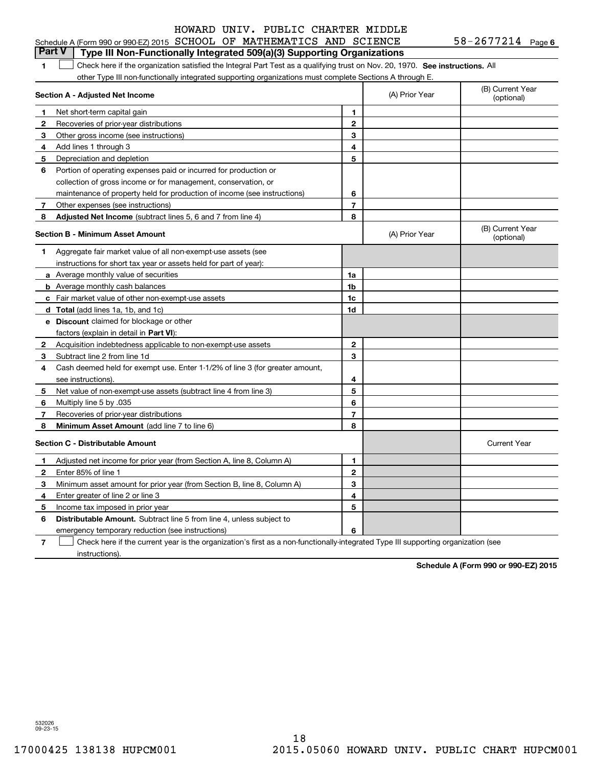HOWARD UNIV. PUBLIC CHARTER MIDDLE

Schedule A (Form 990 or 990-EZ) 2015 SCHOOL OF MATHEMATICS AND SCIENCE 58-2677214 Page 6

## Part V Type III Non-Functionally Integrated 509(a)(3) Supporting Organizations

1 ☐ Check here if the organization satisfied the Integral Part Test as a qualifying trust on Nov. 20, 1970. **See instructions.** All other Type III non-functionally integrated supporting organizations must complete Sections A through E.

| **Section A - Adjusted Net Income** | | (A) Prior Year | (B) Current Year (optional) |
|---|---|---|---|
| **1** Net short-term capital gain | 1 | | |
| **2** Recoveries of prior-year distributions | 2 | | |
| **3** Other gross income (see instructions) | 3 | | |
| **4** Add lines 1 through 3 | 4 | | |
| **5** Depreciation and depletion | 5 | | |
| **6** Portion of operating expenses paid or incurred for production or collection of gross income or for management, conservation, or maintenance of property held for production of income (see instructions) | 6 | | |
| **7** Other expenses (see instructions) | 7 | | |
| **8** **Adjusted Net Income** (subtract lines 5, 6 and 7 from line 4) | 8 | | |

| **Section B - Minimum Asset Amount** | | (A) Prior Year | (B) Current Year (optional) |
|---|---|---|---|
| **1** Aggregate fair market value of all non-exempt-use assets (see instructions for short tax year or assets held for part of year): | | | |
| **a** Average monthly value of securities | 1a | | |
| **b** Average monthly cash balances | 1b | | |
| **c** Fair market value of other non-exempt-use assets | 1c | | |
| **d** **Total** (add lines 1a, 1b, and 1c) | 1d | | |
| **e** **Discount** claimed for blockage or other factors (explain in detail in **Part VI**): | | | |
| **2** Acquisition indebtedness applicable to non-exempt-use assets | 2 | | |
| **3** Subtract line 2 from line 1d | 3 | | |
| **4** Cash deemed held for exempt use. Enter 1-1/2% of line 3 (for greater amount, see instructions). | 4 | | |
| **5** Net value of non-exempt-use assets (subtract line 4 from line 3) | 5 | | |
| **6** Multiply line 5 by .035 | 6 | | |
| **7** Recoveries of prior-year distributions | 7 | | |
| **8** **Minimum Asset Amount** (add line 7 to line 6) | 8 | | |

| **Section C - Distributable Amount** | | | Current Year |
|---|---|---|---|
| **1** Adjusted net income for prior year (from Section A, line 8, Column A) | 1 | | |
| **2** Enter 85% of line 1 | 2 | | |
| **3** Minimum asset amount for prior year (from Section B, line 8, Column A) | 3 | | |
| **4** Enter greater of line 2 or line 3 | 4 | | |
| **5** Income tax imposed in prior year | 5 | | |
| **6** **Distributable Amount.** Subtract line 5 from line 4, unless subject to emergency temporary reduction (see instructions) | 6 | | |

7 ☐ Check here if the current year is the organization's first as a non-functionally-integrated Type III supporting organization (see instructions).

**Schedule A (Form 990 or 990-EZ) 2015**

532026 09-23-15

17000425 138138 HUPCM001 2015.05060 HOWARD UNIV. PUBLIC CHART HUPCM001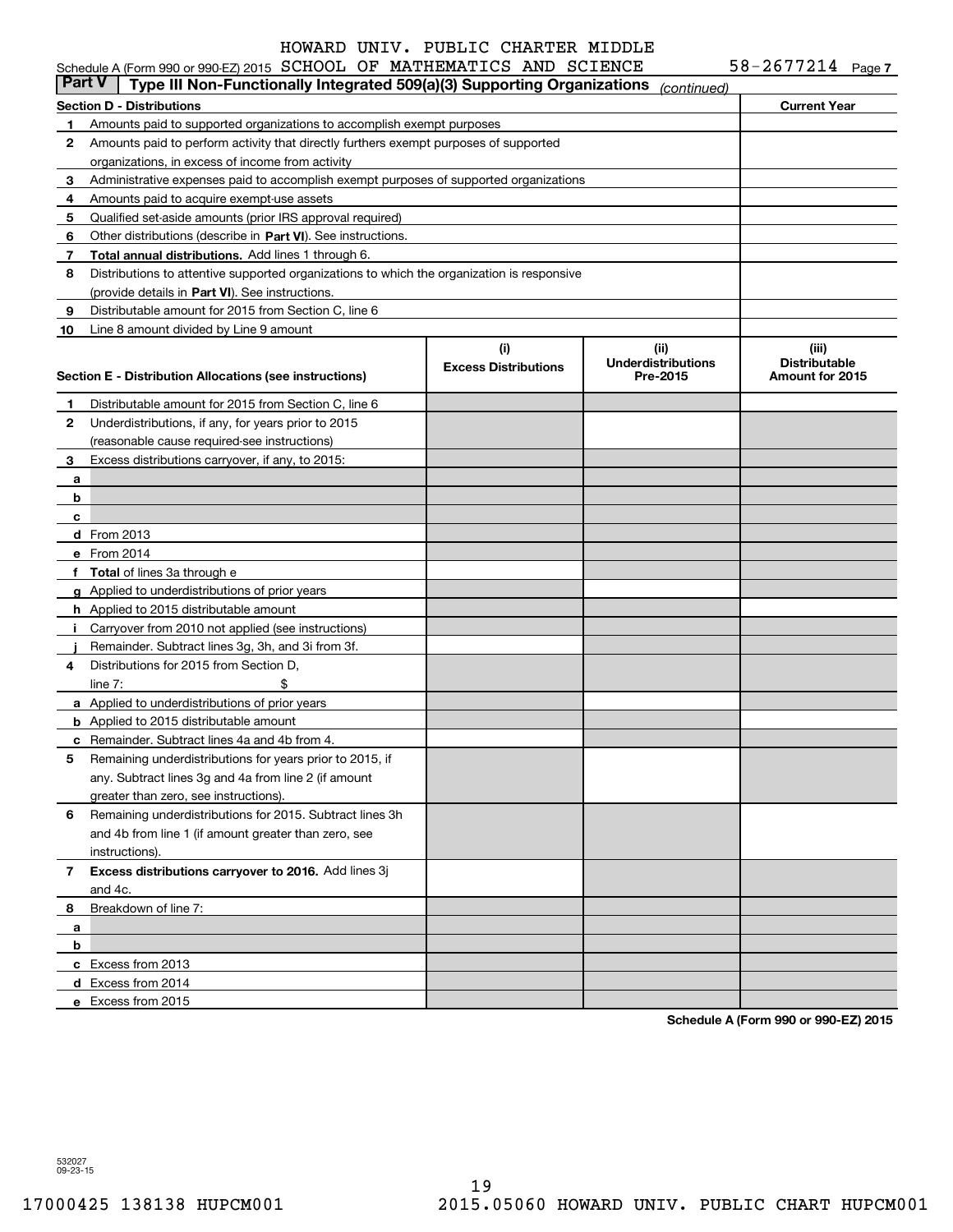HOWARD UNIV. PUBLIC CHARTER MIDDLE

Schedule A (Form 990 or 990-EZ) 2015 SCHOOL OF MATHEMATICS AND SCIENCE 58-2677214 Page 7

**Part V** Type III Non-Functionally Integrated 509(a)(3) Supporting Organizations *(continued)*

| **Section D - Distributions** | **Current Year** |
|---|---|
| **1** Amounts paid to supported organizations to accomplish exempt purposes | |
| **2** Amounts paid to perform activity that directly furthers exempt purposes of supported organizations, in excess of income from activity | |
| **3** Administrative expenses paid to accomplish exempt purposes of supported organizations | |
| **4** Amounts paid to acquire exempt-use assets | |
| **5** Qualified set-aside amounts (prior IRS approval required) | |
| **6** Other distributions (describe in **Part VI**). See instructions. | |
| **7** **Total annual distributions.** Add lines 1 through 6. | |
| **8** Distributions to attentive supported organizations to which the organization is responsive (provide details in **Part VI**). See instructions. | |
| **9** Distributable amount for 2015 from Section C, line 6 | |
| **10** Line 8 amount divided by Line 9 amount | |

| **Section E - Distribution Allocations (see instructions)** | **(i) Excess Distributions** | **(ii) Underdistributions Pre-2015** | **(iii) Distributable Amount for 2015** |
|---|---|---|---|
| **1** Distributable amount for 2015 from Section C, line 6 | | | |
| **2** Underdistributions, if any, for years prior to 2015 (reasonable cause required-see instructions) | | | |
| **3** Excess distributions carryover, if any, to 2015: | | | |
| **a** | | | |
| **b** | | | |
| **c** | | | |
| **d** From 2013 | | | |
| **e** From 2014 | | | |
| **f** **Total** of lines 3a through e | | | |
| **g** Applied to underdistributions of prior years | | | |
| **h** Applied to 2015 distributable amount | | | |
| **i** Carryover from 2010 not applied (see instructions) | | | |
| **j** Remainder. Subtract lines 3g, 3h, and 3i from 3f. | | | |
| **4** Distributions for 2015 from Section D, line 7: $ | | | |
| **a** Applied to underdistributions of prior years | | | |
| **b** Applied to 2015 distributable amount | | | |
| **c** Remainder. Subtract lines 4a and 4b from 4. | | | |
| **5** Remaining underdistributions for years prior to 2015, if any. Subtract lines 3g and 4a from line 2 (if amount greater than zero, see instructions). | | | |
| **6** Remaining underdistributions for 2015. Subtract lines 3h and 4b from line 1 (if amount greater than zero, see instructions). | | | |
| **7** **Excess distributions carryover to 2016.** Add lines 3j and 4c. | | | |
| **8** Breakdown of line 7: | | | |
| **a** | | | |
| **b** | | | |
| **c** Excess from 2013 | | | |
| **d** Excess from 2014 | | | |
| **e** Excess from 2015 | | | |

**Schedule A (Form 990 or 990-EZ) 2015**

532027 09-23-15

17000425 138138 HUPCM001 2015.05060 HOWARD UNIV. PUBLIC CHART HUPCM001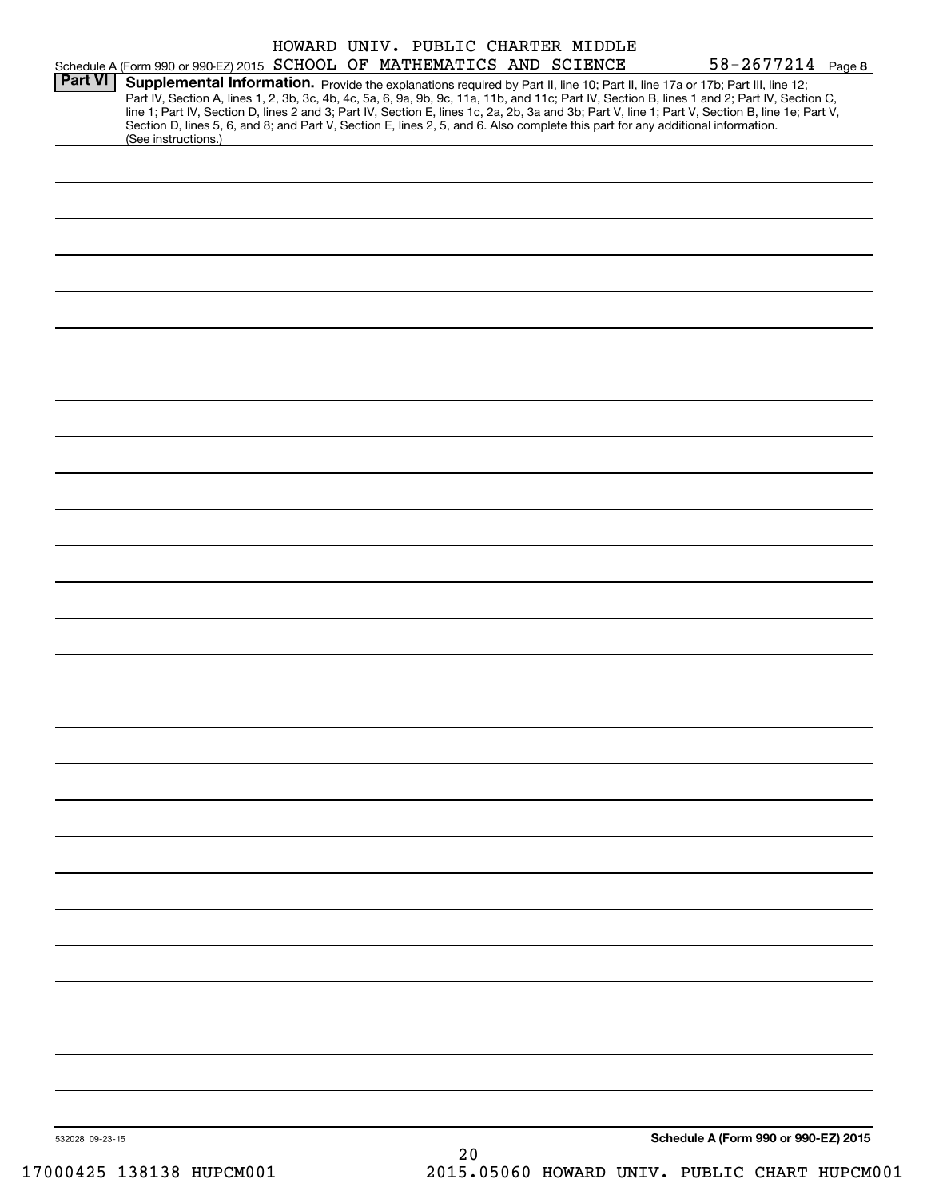Schedule A (Form 990 or 990-EZ) 2015 HOWARD UNIV. PUBLIC CHARTER MIDDLE SCHOOL OF MATHEMATICS AND SCIENCE 58-2677214 Page **8**

**Part VI** **Supplemental Information.** Provide the explanations required by Part II, line 10; Part II, line 17a or 17b; Part III, line 12; Part IV, Section A, lines 1, 2, 3b, 3c, 4b, 4c, 5a, 6, 9a, 9b, 9c, 11a, 11b, and 11c; Part IV, Section B, lines 1 and 2; Part IV, Section C, line 1; Part IV, Section D, lines 2 and 3; Part IV, Section E, lines 1c, 2a, 2b, 3a and 3b; Part V, line 1; Part V, Section B, line 1e; Part V, Section D, lines 5, 6, and 8; and Part V, Section E, lines 2, 5, and 6. Also complete this part for any additional information. (See instructions.)

532028 09-23-15 **Schedule A (Form 990 or 990-EZ) 2015**

17000425 138138 HUPCM001 2015.05060 HOWARD UNIV. PUBLIC CHART HUPCM001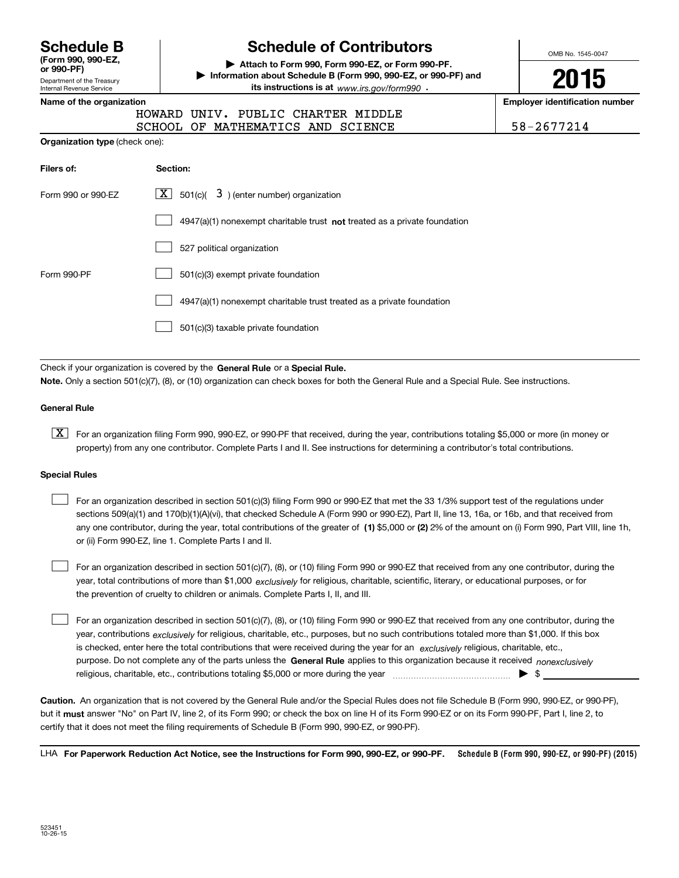**Schedule B**
**(Form 990, 990-EZ, or 990-PF)**
Department of the Treasury
Internal Revenue Service

# Schedule of Contributors

**▶ Attach to Form 990, Form 990-EZ, or Form 990-PF.**
**▶ Information about Schedule B (Form 990, 990-EZ, or 990-PF) and its instructions is at** *www.irs.gov/form990* **.**

OMB No. 1545-0047

**2015**

**Name of the organization**
HOWARD UNIV. PUBLIC CHARTER MIDDLE
SCHOOL OF MATHEMATICS AND SCIENCE

**Employer identification number**
58-2677214

**Organization type** (check one):

| **Filers of:** | **Section:** |
|---|---|
| Form 990 or 990-EZ | [X] 501(c)( 3 ) (enter number) organization |
| | [ ] 4947(a)(1) nonexempt charitable trust **not** treated as a private foundation |
| | [ ] 527 political organization |
| Form 990-PF | [ ] 501(c)(3) exempt private foundation |
| | [ ] 4947(a)(1) nonexempt charitable trust treated as a private foundation |
| | [ ] 501(c)(3) taxable private foundation |

Check if your organization is covered by the **General Rule** or a **Special Rule.**
**Note.** Only a section 501(c)(7), (8), or (10) organization can check boxes for both the General Rule and a Special Rule. See instructions.

**General Rule**

[X] For an organization filing Form 990, 990-EZ, or 990-PF that received, during the year, contributions totaling $5,000 or more (in money or property) from any one contributor. Complete Parts I and II. See instructions for determining a contributor's total contributions.

**Special Rules**

[ ] For an organization described in section 501(c)(3) filing Form 990 or 990-EZ that met the 33 1/3% support test of the regulations under sections 509(a)(1) and 170(b)(1)(A)(vi), that checked Schedule A (Form 990 or 990-EZ), Part II, line 13, 16a, or 16b, and that received from any one contributor, during the year, total contributions of the greater of **(1)** $5,000 or **(2)** 2% of the amount on (i) Form 990, Part VIII, line 1h, or (ii) Form 990-EZ, line 1. Complete Parts I and II.

[ ] For an organization described in section 501(c)(7), (8), or (10) filing Form 990 or 990-EZ that received from any one contributor, during the year, total contributions of more than $1,000 *exclusively* for religious, charitable, scientific, literary, or educational purposes, or for the prevention of cruelty to children or animals. Complete Parts I, II, and III.

[ ] For an organization described in section 501(c)(7), (8), or (10) filing Form 990 or 990-EZ that received from any one contributor, during the year, contributions *exclusively* for religious, charitable, etc., purposes, but no such contributions totaled more than $1,000. If this box is checked, enter here the total contributions that were received during the year for an *exclusively* religious, charitable, etc., purpose. Do not complete any of the parts unless the **General Rule** applies to this organization because it received *nonexclusively* religious, charitable, etc., contributions totaling $5,000 or more during the year ▶ $ ____________

**Caution.** An organization that is not covered by the General Rule and/or the Special Rules does not file Schedule B (Form 990, 990-EZ, or 990-PF), but it **must** answer "No" on Part IV, line 2, of its Form 990; or check the box on line H of its Form 990-EZ or on its Form 990-PF, Part I, line 2, to certify that it does not meet the filing requirements of Schedule B (Form 990, 990-EZ, or 990-PF).

LHA **For Paperwork Reduction Act Notice, see the Instructions for Form 990, 990-EZ, or 990-PF.** **Schedule B (Form 990, 990-EZ, or 990-PF) (2015)**

523451
10-26-15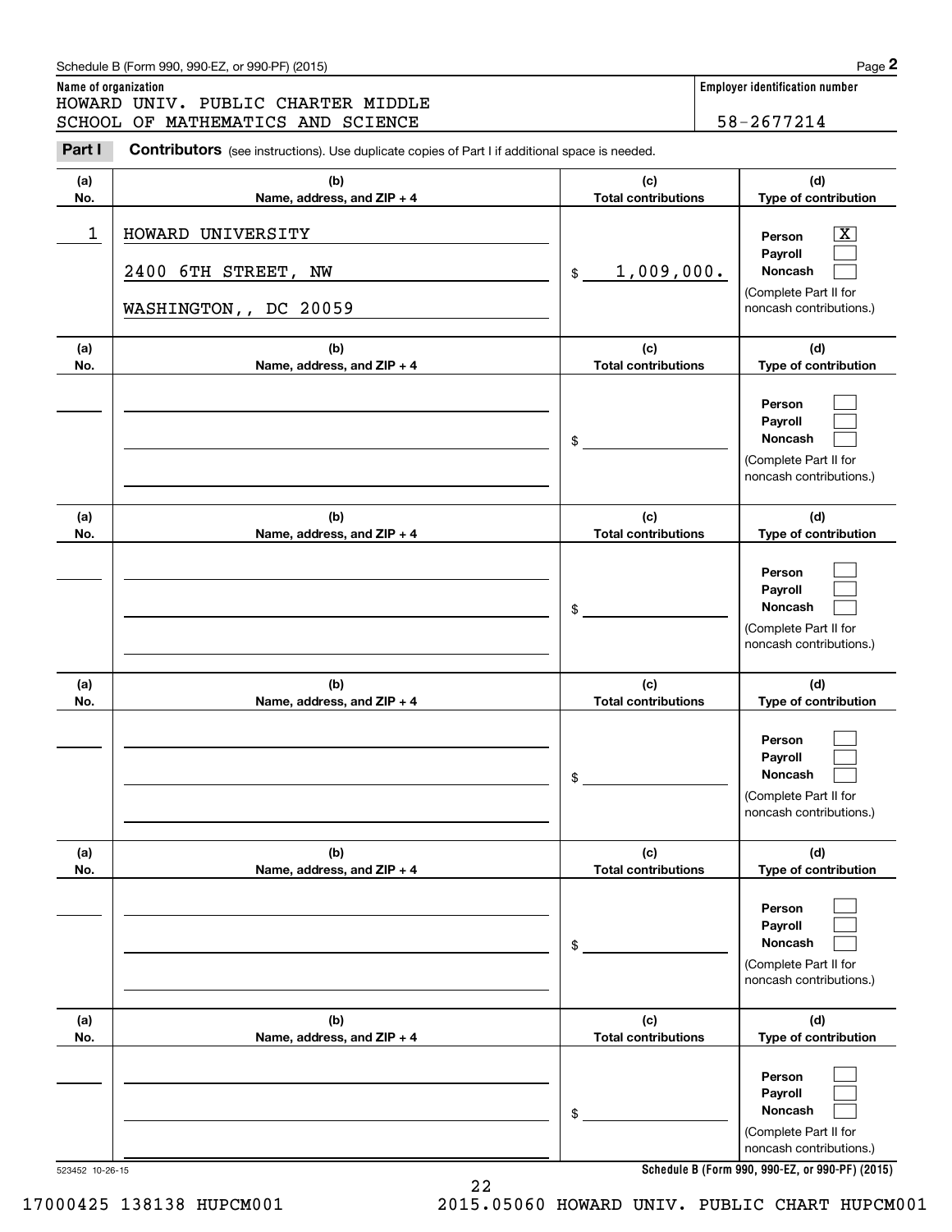Schedule B (Form 990, 990-EZ, or 990-PF) (2015) Page **2**

**Name of organization**

HOWARD UNIV. PUBLIC CHARTER MIDDLE SCHOOL OF MATHEMATICS AND SCIENCE

**Employer identification number**

58-2677214

**Part I** **Contributors** (see instructions). Use duplicate copies of Part I if additional space is needed.

| (a) No. | (b) Name, address, and ZIP + 4 | (c) Total contributions | (d) Type of contribution |
|---|---|---|---|
| 1 | HOWARD UNIVERSITY<br>2400 6TH STREET, NW<br>WASHINGTON,, DC 20059 | $ 1,009,000. | Person [X]<br>Payroll [ ]<br>Noncash [ ]<br>(Complete Part II for noncash contributions.) |
| | | $ | Person [ ]<br>Payroll [ ]<br>Noncash [ ]<br>(Complete Part II for noncash contributions.) |
| | | $ | Person [ ]<br>Payroll [ ]<br>Noncash [ ]<br>(Complete Part II for noncash contributions.) |
| | | $ | Person [ ]<br>Payroll [ ]<br>Noncash [ ]<br>(Complete Part II for noncash contributions.) |
| | | $ | Person [ ]<br>Payroll [ ]<br>Noncash [ ]<br>(Complete Part II for noncash contributions.) |
| | | $ | Person [ ]<br>Payroll [ ]<br>Noncash [ ]<br>(Complete Part II for noncash contributions.) |

523452 10-26-15 **Schedule B (Form 990, 990-EZ, or 990-PF) (2015)**

17000425 138138 HUPCM001 2015.05060 HOWARD UNIV. PUBLIC CHART HUPCM001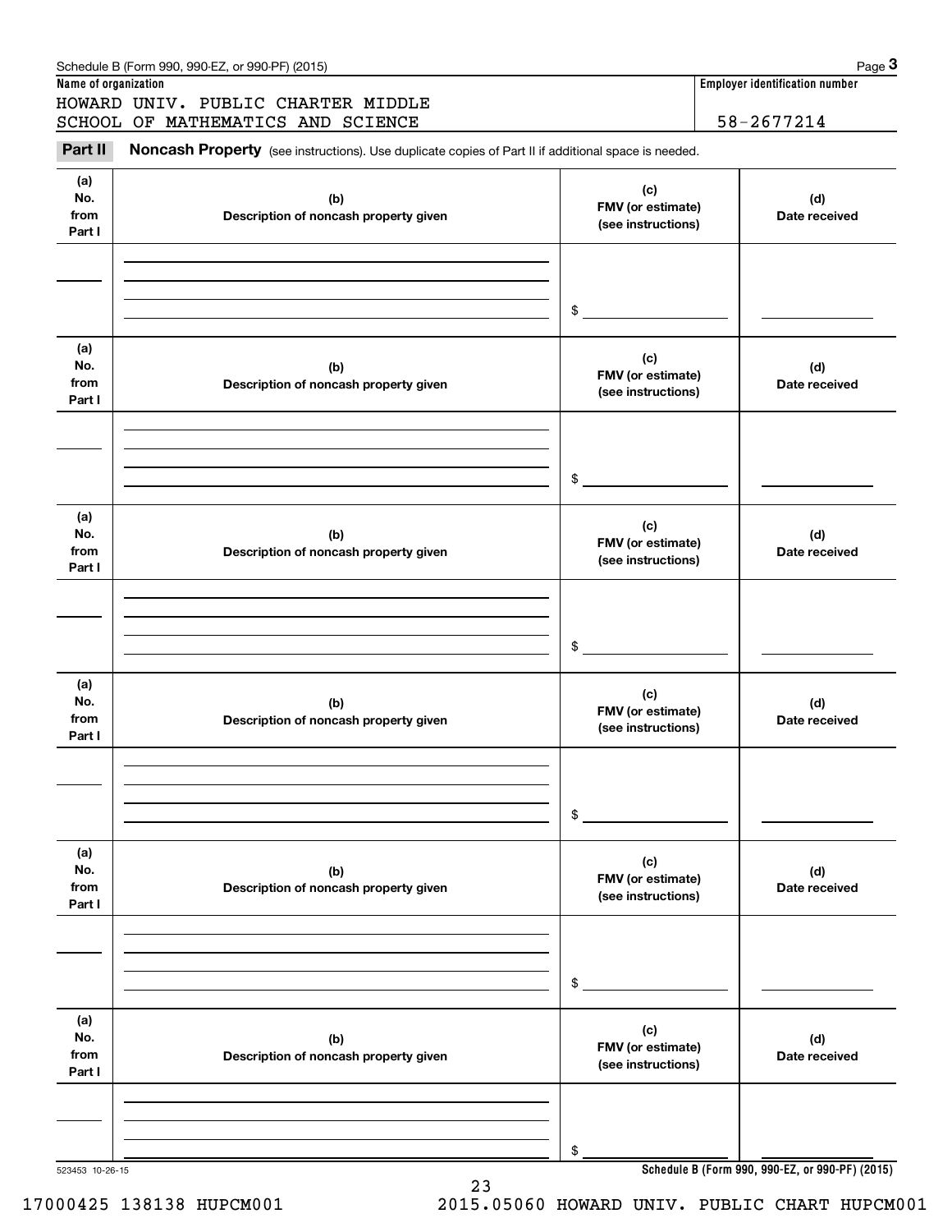Schedule B (Form 990, 990-EZ, or 990-PF) (2015)

**Name of organization**

HOWARD UNIV. PUBLIC CHARTER MIDDLE SCHOOL OF MATHEMATICS AND SCIENCE

**Employer identification number**

58-2677214

## Part II Noncash Property (see instructions). Use duplicate copies of Part II if additional space is needed.

| (a) No. from Part I | (b) Description of noncash property given | (c) FMV (or estimate) (see instructions) | (d) Date received |
|---|---|---|---|
| | | $ | |

| (a) No. from Part I | (b) Description of noncash property given | (c) FMV (or estimate) (see instructions) | (d) Date received |
|---|---|---|---|
| | | $ | |

| (a) No. from Part I | (b) Description of noncash property given | (c) FMV (or estimate) (see instructions) | (d) Date received |
|---|---|---|---|
| | | $ | |

| (a) No. from Part I | (b) Description of noncash property given | (c) FMV (or estimate) (see instructions) | (d) Date received |
|---|---|---|---|
| | | $ | |

| (a) No. from Part I | (b) Description of noncash property given | (c) FMV (or estimate) (see instructions) | (d) Date received |
|---|---|---|---|
| | | $ | |

| (a) No. from Part I | (b) Description of noncash property given | (c) FMV (or estimate) (see instructions) | (d) Date received |
|---|---|---|---|
| | | $ | |

523453 10-26-15

**Schedule B (Form 990, 990-EZ, or 990-PF) (2015)**

17000425 138138 HUPCM001 2015.05060 HOWARD UNIV. PUBLIC CHART HUPCM001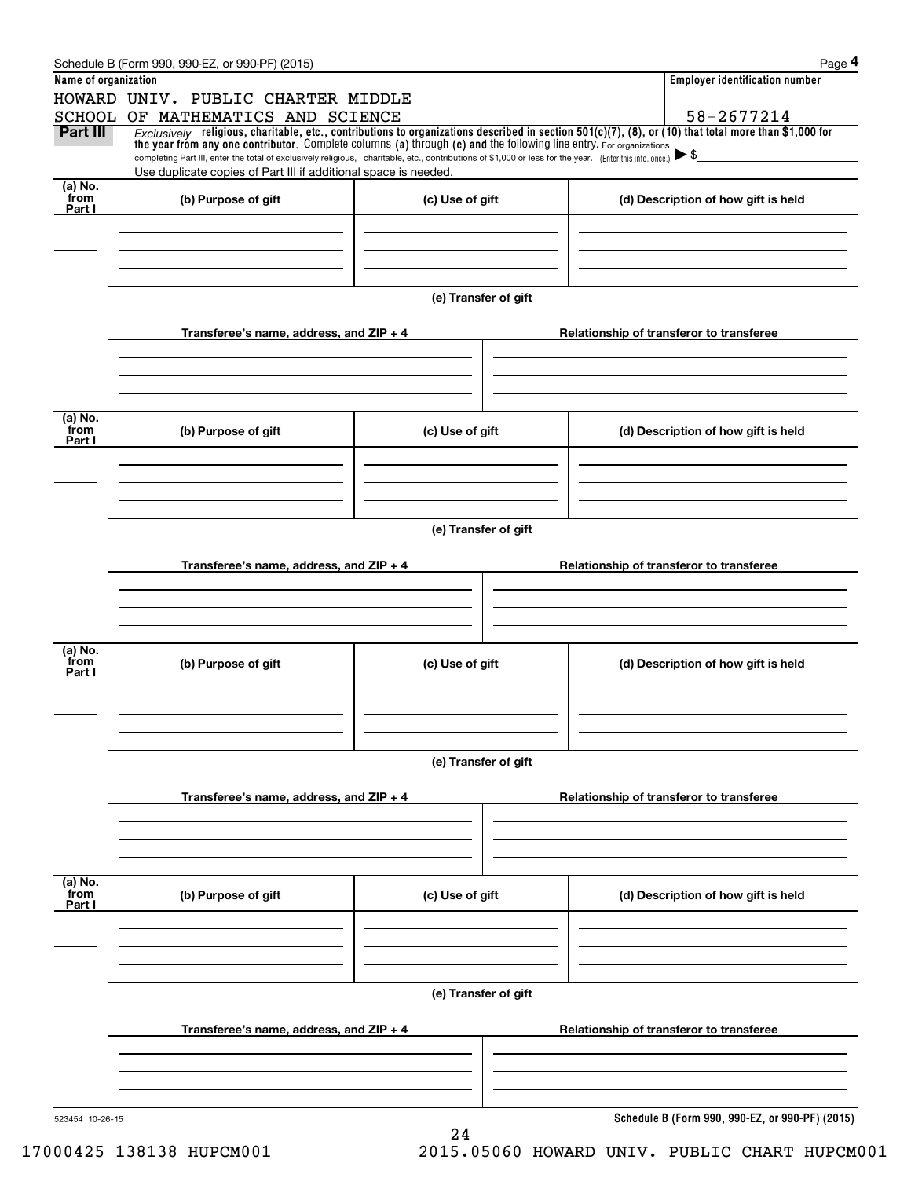Schedule B (Form 990, 990-EZ, or 990-PF) (2015)

**Name of organization**

HOWARD UNIV. PUBLIC CHARTER MIDDLE SCHOOL OF MATHEMATICS AND SCIENCE

**Employer identification number**

58-2677214

**Part III** *Exclusively* **religious, charitable, etc., contributions to organizations described in section 501(c)(7), (8), or (10) that total more than $1,000 for the year from any one contributor.** Complete columns **(a)** through **(e) and** the following line entry. For organizations completing Part III, enter the total of exclusively religious, charitable, etc., contributions of $1,000 or less for the year. (Enter this info. once.) ▶ $

Use duplicate copies of Part III if additional space is needed.

| (a) No. from Part I | (b) Purpose of gift | (c) Use of gift | (d) Description of how gift is held |
| --- | --- | --- | --- |
| | | | |

**(e) Transfer of gift**

| Transferee's name, address, and ZIP + 4 | Relationship of transferor to transferee |
| --- | --- |
| | |

| (a) No. from Part I | (b) Purpose of gift | (c) Use of gift | (d) Description of how gift is held |
| --- | --- | --- | --- |
| | | | |

**(e) Transfer of gift**

| Transferee's name, address, and ZIP + 4 | Relationship of transferor to transferee |
| --- | --- |
| | |

| (a) No. from Part I | (b) Purpose of gift | (c) Use of gift | (d) Description of how gift is held |
| --- | --- | --- | --- |
| | | | |

**(e) Transfer of gift**

| Transferee's name, address, and ZIP + 4 | Relationship of transferor to transferee |
| --- | --- |
| | |

| (a) No. from Part I | (b) Purpose of gift | (c) Use of gift | (d) Description of how gift is held |
| --- | --- | --- | --- |
| | | | |

**(e) Transfer of gift**

| Transferee's name, address, and ZIP + 4 | Relationship of transferor to transferee |
| --- | --- |
| | |

523454 10-26-15

**Schedule B (Form 990, 990-EZ, or 990-PF) (2015)**

17000425 138138 HUPCM001 2015.05060 HOWARD UNIV. PUBLIC CHART HUPCM001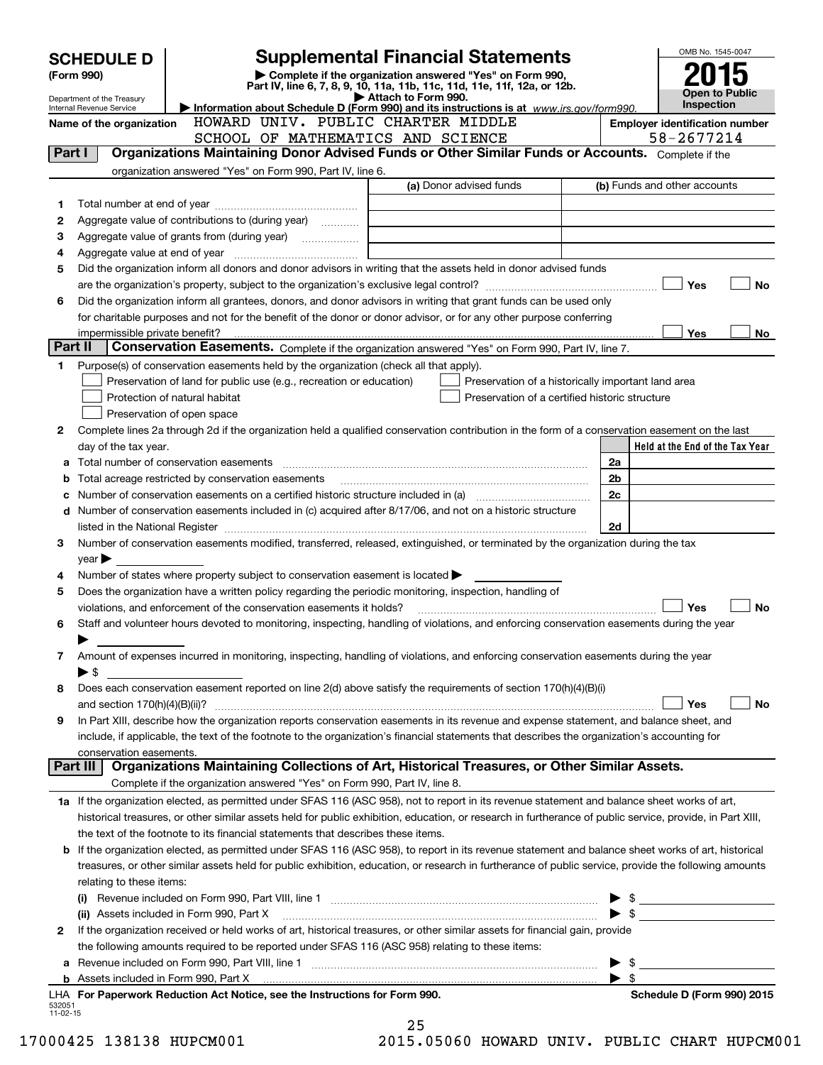# SCHEDULE D (Form 990)

Department of the Treasury
Internal Revenue Service

## Supplemental Financial Statements

▶ Complete if the organization answered "Yes" on Form 990, Part IV, line 6, 7, 8, 9, 10, 11a, 11b, 11c, 11d, 11e, 11f, 12a, or 12b.
▶ Attach to Form 990.
▶ Information about Schedule D (Form 990) and its instructions is at www.irs.gov/form990.

OMB No. 1545-0047

**2015**

**Open to Public Inspection**

**Name of the organization:** HOWARD UNIV. PUBLIC CHARTER MIDDLE SCHOOL OF MATHEMATICS AND SCIENCE

**Employer identification number:** 58-2677214

### Part I — Organizations Maintaining Donor Advised Funds or Other Similar Funds or Accounts.
Complete if the organization answered "Yes" on Form 990, Part IV, line 6.

| | | (a) Donor advised funds | (b) Funds and other accounts |
|---|---|---|---|
| 1 | Total number at end of year | | |
| 2 | Aggregate value of contributions to (during year) | | |
| 3 | Aggregate value of grants from (during year) | | |
| 4 | Aggregate value at end of year | | |

5 Did the organization inform all donors and donor advisors in writing that the assets held in donor advised funds are the organization's property, subject to the organization's exclusive legal control? ☐ Yes ☐ No

6 Did the organization inform all grantees, donors, and donor advisors in writing that grant funds can be used only for charitable purposes and not for the benefit of the donor or donor advisor, or for any other purpose conferring impermissible private benefit? ☐ Yes ☐ No

### Part II — Conservation Easements.
Complete if the organization answered "Yes" on Form 990, Part IV, line 7.

1 Purpose(s) of conservation easements held by the organization (check all that apply).

- ☐ Preservation of land for public use (e.g., recreation or education)
- ☐ Protection of natural habitat
- ☐ Preservation of open space
- ☐ Preservation of a historically important land area
- ☐ Preservation of a certified historic structure

2 Complete lines 2a through 2d if the organization held a qualified conservation contribution in the form of a conservation easement on the last day of the tax year.

| | | | Held at the End of the Tax Year |
|---|---|---|---|
| a | Total number of conservation easements | 2a | |
| b | Total acreage restricted by conservation easements | 2b | |
| c | Number of conservation easements on a certified historic structure included in (a) | 2c | |
| d | Number of conservation easements included in (c) acquired after 8/17/06, and not on a historic structure listed in the National Register | 2d | |

3 Number of conservation easements modified, transferred, released, extinguished, or terminated by the organization during the tax year ▶

4 Number of states where property subject to conservation easement is located ▶

5 Does the organization have a written policy regarding the periodic monitoring, inspection, handling of violations, and enforcement of the conservation easements it holds? ☐ Yes ☐ No

6 Staff and volunteer hours devoted to monitoring, inspecting, handling of violations, and enforcing conservation easements during the year ▶

7 Amount of expenses incurred in monitoring, inspecting, handling of violations, and enforcing conservation easements during the year ▶ $

8 Does each conservation easement reported on line 2(d) above satisfy the requirements of section 170(h)(4)(B)(i) and section 170(h)(4)(B)(ii)? ☐ Yes ☐ No

9 In Part XIII, describe how the organization reports conservation easements in its revenue and expense statement, and balance sheet, and include, if applicable, the text of the footnote to the organization's financial statements that describes the organization's accounting for conservation easements.

### Part III — Organizations Maintaining Collections of Art, Historical Treasures, or Other Similar Assets.
Complete if the organization answered "Yes" on Form 990, Part IV, line 8.

1a If the organization elected, as permitted under SFAS 116 (ASC 958), not to report in its revenue statement and balance sheet works of art, historical treasures, or other similar assets held for public exhibition, education, or research in furtherance of public service, provide, in Part XIII, the text of the footnote to its financial statements that describes these items.

b If the organization elected, as permitted under SFAS 116 (ASC 958), to report in its revenue statement and balance sheet works of art, historical treasures, or other similar assets held for public exhibition, education, or research in furtherance of public service, provide the following amounts relating to these items:

(i) Revenue included on Form 990, Part VIII, line 1 ▶ $

(ii) Assets included in Form 990, Part X ▶ $

2 If the organization received or held works of art, historical treasures, or other similar assets for financial gain, provide the following amounts required to be reported under SFAS 116 (ASC 958) relating to these items:

a Revenue included on Form 990, Part VIII, line 1 ▶ $

b Assets included in Form 990, Part X ▶ $

LHA For Paperwork Reduction Act Notice, see the Instructions for Form 990.

Schedule D (Form 990) 2015

532051 11-02-15

17000425 138138 HUPCM001 2015.05060 HOWARD UNIV. PUBLIC CHART HUPCM001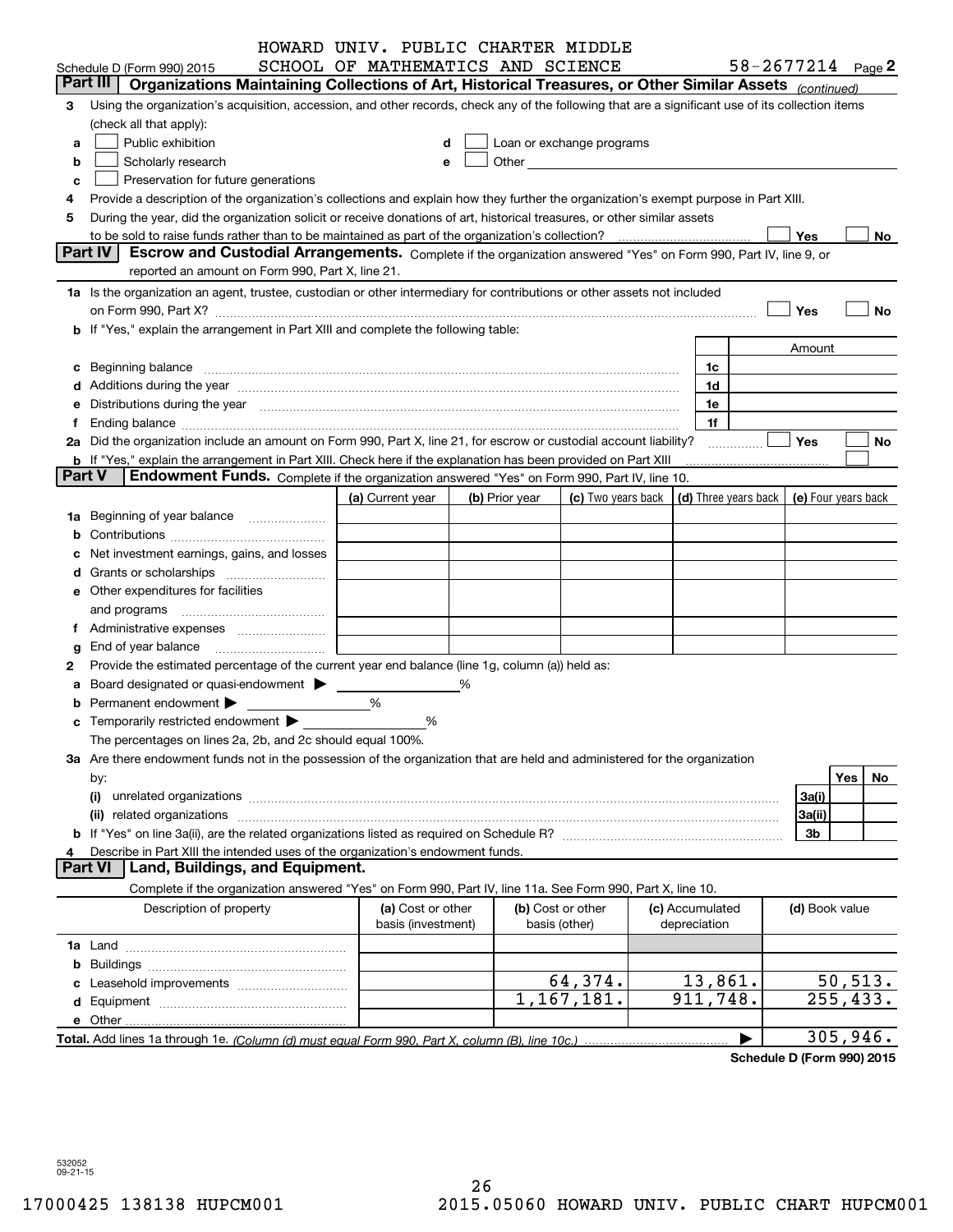HOWARD UNIV. PUBLIC CHARTER MIDDLE SCHOOL OF MATHEMATICS AND SCIENCE 58-2677214

Schedule D (Form 990) 2015 Page 2

## Part III Organizations Maintaining Collections of Art, Historical Treasures, or Other Similar Assets *(continued)*

3 Using the organization's acquisition, accession, and other records, check any of the following that are a significant use of its collection items (check all that apply):

- a ☐ Public exhibition
- b ☐ Scholarly research
- c ☐ Preservation for future generations
- d ☐ Loan or exchange programs
- e ☐ Other

4 Provide a description of the organization's collections and explain how they further the organization's exempt purpose in Part XIII.

5 During the year, did the organization solicit or receive donations of art, historical treasures, or other similar assets to be sold to raise funds rather than to be maintained as part of the organization's collection? ☐ Yes ☐ No

## Part IV Escrow and Custodial Arrangements.

Complete if the organization answered "Yes" on Form 990, Part IV, line 9, or reported an amount on Form 990, Part X, line 21.

1a Is the organization an agent, trustee, custodian or other intermediary for contributions or other assets not included on Form 990, Part X? ☐ Yes ☐ No

b If "Yes," explain the arrangement in Part XIII and complete the following table:

| | | Amount |
|---|---|---|
| c Beginning balance | 1c | |
| d Additions during the year | 1d | |
| e Distributions during the year | 1e | |
| f Ending balance | 1f | |

2a Did the organization include an amount on Form 990, Part X, line 21, for escrow or custodial account liability? ☐ Yes ☐ No

b If "Yes," explain the arrangement in Part XIII. Check here if the explanation has been provided on Part XIII ☐

## Part V Endowment Funds.

Complete if the organization answered "Yes" on Form 990, Part IV, line 10.

| | (a) Current year | (b) Prior year | (c) Two years back | (d) Three years back | (e) Four years back |
|---|---|---|---|---|---|
| 1a Beginning of year balance | | | | | |
| b Contributions | | | | | |
| c Net investment earnings, gains, and losses | | | | | |
| d Grants or scholarships | | | | | |
| e Other expenditures for facilities and programs | | | | | |
| f Administrative expenses | | | | | |
| g End of year balance | | | | | |

2 Provide the estimated percentage of the current year end balance (line 1g, column (a)) held as:

- a Board designated or quasi-endowment ▶ %
- b Permanent endowment ▶ %
- c Temporarily restricted endowment ▶ %

The percentages on lines 2a, 2b, and 2c should equal 100%.

3a Are there endowment funds not in the possession of the organization that are held and administered for the organization by:

| | | Yes | No |
|---|---|---|---|
| (i) unrelated organizations | 3a(i) | | |
| (ii) related organizations | 3a(ii) | | |
| b If "Yes" on line 3a(ii), are the related organizations listed as required on Schedule R? | 3b | | |

4 Describe in Part XIII the intended uses of the organization's endowment funds.

## Part VI Land, Buildings, and Equipment.

Complete if the organization answered "Yes" on Form 990, Part IV, line 11a. See Form 990, Part X, line 10.

| Description of property | (a) Cost or other basis (investment) | (b) Cost or other basis (other) | (c) Accumulated depreciation | (d) Book value |
|---|---|---|---|---|
| 1a Land | | | | |
| b Buildings | | | | |
| c Leasehold improvements | | 64,374. | 13,861. | 50,513. |
| d Equipment | | 1,167,181. | 911,748. | 255,433. |
| e Other | | | | |
| **Total.** Add lines 1a through 1e. *(Column (d) must equal Form 990, Part X, column (B), line 10c.)* | | | ▶ | 305,946. |

**Schedule D (Form 990) 2015**

532052 09-21-15

17000425 138138 HUPCM001 2015.05060 HOWARD UNIV. PUBLIC CHART HUPCM001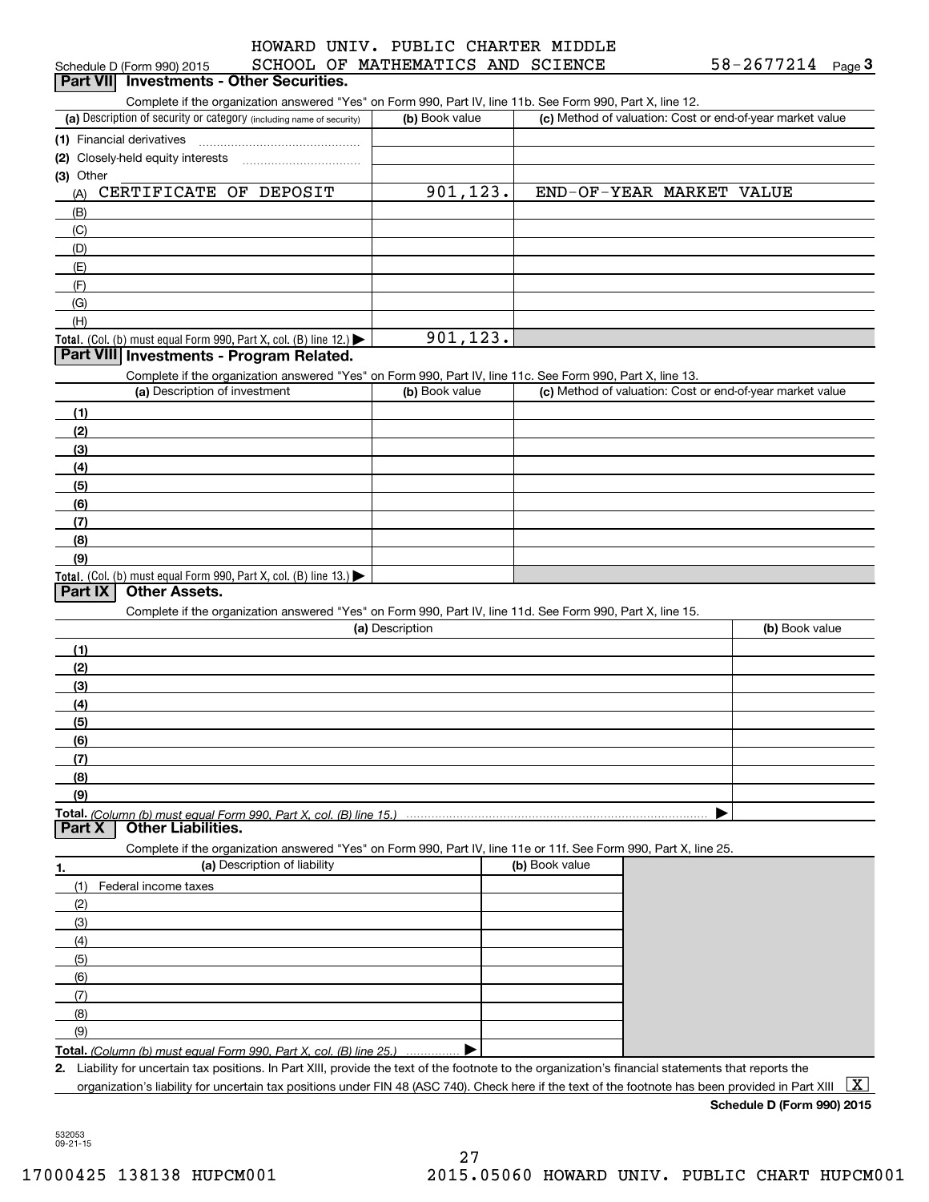HOWARD UNIV. PUBLIC CHARTER MIDDLE SCHOOL OF MATHEMATICS AND SCIENCE 58-2677214

Schedule D (Form 990) 2015 Page **3**

## Part VII Investments - Other Securities.

Complete if the organization answered "Yes" on Form 990, Part IV, line 11b. See Form 990, Part X, line 12.

| (a) Description of security or category (including name of security) | (b) Book value | (c) Method of valuation: Cost or end-of-year market value |
|---|---|---|
| (1) Financial derivatives | | |
| (2) Closely-held equity interests | | |
| (3) Other | | |
| (A) CERTIFICATE OF DEPOSIT | 901,123. | END-OF-YEAR MARKET VALUE |
| (B) | | |
| (C) | | |
| (D) | | |
| (E) | | |
| (F) | | |
| (G) | | |
| (H) | | |
| **Total.** (Col. (b) must equal Form 990, Part X, col. (B) line 12.) ▶ | 901,123. | |

## Part VIII Investments - Program Related.

Complete if the organization answered "Yes" on Form 990, Part IV, line 11c. See Form 990, Part X, line 13.

| (a) Description of investment | (b) Book value | (c) Method of valuation: Cost or end-of-year market value |
|---|---|---|
| (1) | | |
| (2) | | |
| (3) | | |
| (4) | | |
| (5) | | |
| (6) | | |
| (7) | | |
| (8) | | |
| (9) | | |
| **Total.** (Col. (b) must equal Form 990, Part X, col. (B) line 13.) ▶ | | |

## Part IX Other Assets.

Complete if the organization answered "Yes" on Form 990, Part IV, line 11d. See Form 990, Part X, line 15.

| (a) Description | (b) Book value |
|---|---|
| (1) | |
| (2) | |
| (3) | |
| (4) | |
| (5) | |
| (6) | |
| (7) | |
| (8) | |
| (9) | |
| **Total.** *(Column (b) must equal Form 990, Part X, col. (B) line 15.)* ▶ | |

## Part X Other Liabilities.

Complete if the organization answered "Yes" on Form 990, Part IV, line 11e or 11f. See Form 990, Part X, line 25.

| 1. (a) Description of liability | (b) Book value |
|---|---|
| (1) Federal income taxes | |
| (2) | |
| (3) | |
| (4) | |
| (5) | |
| (6) | |
| (7) | |
| (8) | |
| (9) | |
| **Total.** *(Column (b) must equal Form 990, Part X, col. (B) line 25.)* ▶ | |

**2.** Liability for uncertain tax positions. In Part XIII, provide the text of the footnote to the organization's financial statements that reports the organization's liability for uncertain tax positions under FIN 48 (ASC 740). Check here if the text of the footnote has been provided in Part XIII [X]

**Schedule D (Form 990) 2015**

532053 09-21-15

17000425 138138 HUPCM001 2015.05060 HOWARD UNIV. PUBLIC CHART HUPCM001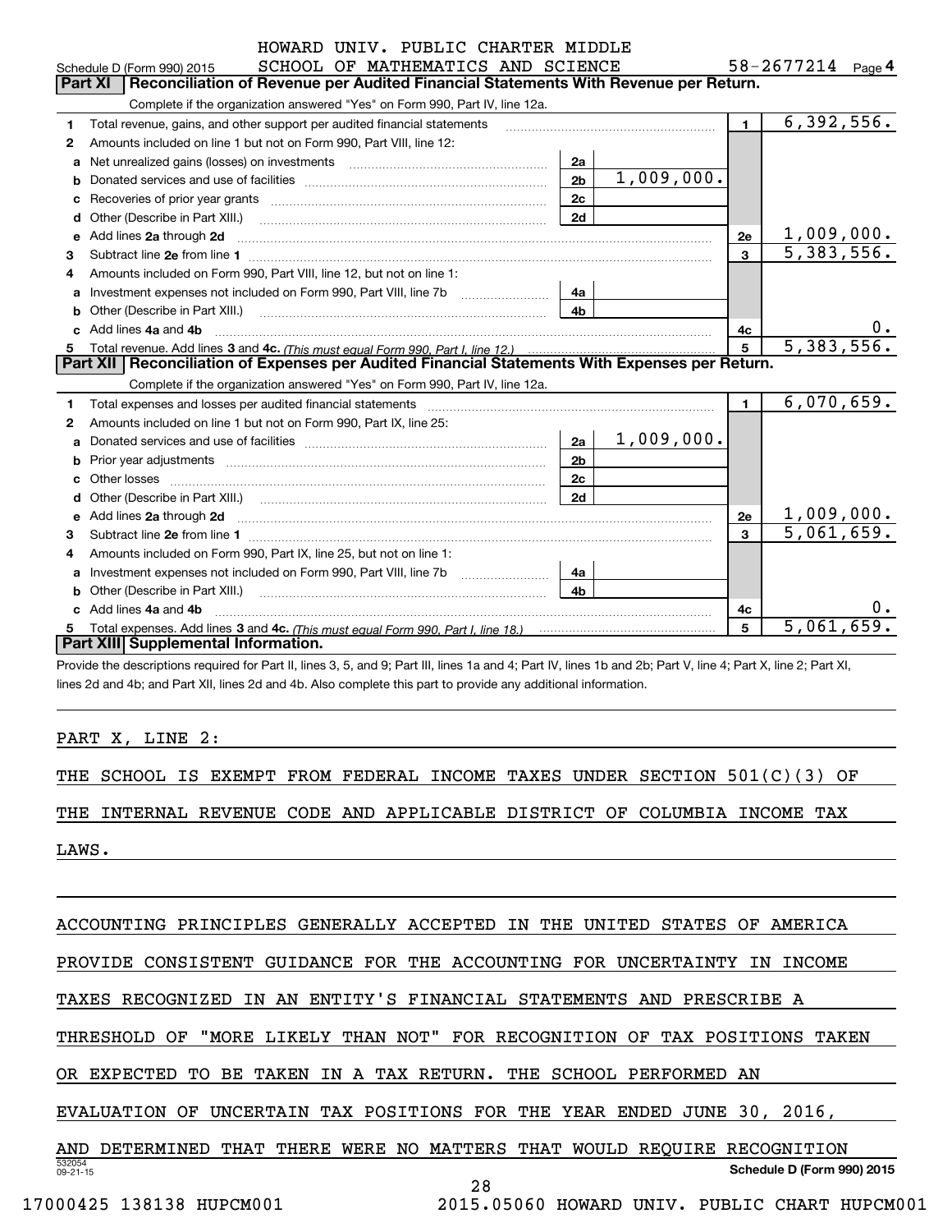HOWARD UNIV. PUBLIC CHARTER MIDDLE SCHOOL OF MATHEMATICS AND SCIENCE

Schedule D (Form 990) 2015 58-2677214 Page 4

## Part XI Reconciliation of Revenue per Audited Financial Statements With Revenue per Return.

Complete if the organization answered "Yes" on Form 990, Part IV, line 12a.

| | | | | | |
|---|---|---|---|---|---|
| 1 | Total revenue, gains, and other support per audited financial statements | | | 1 | 6,392,556. |
| 2 | Amounts included on line 1 but not on Form 990, Part VIII, line 12: | | | | |
| a | Net unrealized gains (losses) on investments | 2a | | | |
| b | Donated services and use of facilities | 2b | 1,009,000. | | |
| c | Recoveries of prior year grants | 2c | | | |
| d | Other (Describe in Part XIII.) | 2d | | | |
| e | Add lines 2a through 2d | | | 2e | 1,009,000. |
| 3 | Subtract line 2e from line 1 | | | 3 | 5,383,556. |
| 4 | Amounts included on Form 990, Part VIII, line 12, but not on line 1: | | | | |
| a | Investment expenses not included on Form 990, Part VIII, line 7b | 4a | | | |
| b | Other (Describe in Part XIII.) | 4b | | | |
| c | Add lines 4a and 4b | | | 4c | 0. |
| 5 | Total revenue. Add lines 3 and 4c. (This must equal Form 990, Part I, line 12.) | | | 5 | 5,383,556. |

## Part XII Reconciliation of Expenses per Audited Financial Statements With Expenses per Return.

Complete if the organization answered "Yes" on Form 990, Part IV, line 12a.

| | | | | | |
|---|---|---|---|---|---|
| 1 | Total expenses and losses per audited financial statements | | | 1 | 6,070,659. |
| 2 | Amounts included on line 1 but not on Form 990, Part IX, line 25: | | | | |
| a | Donated services and use of facilities | 2a | 1,009,000. | | |
| b | Prior year adjustments | 2b | | | |
| c | Other losses | 2c | | | |
| d | Other (Describe in Part XIII.) | 2d | | | |
| e | Add lines 2a through 2d | | | 2e | 1,009,000. |
| 3 | Subtract line 2e from line 1 | | | 3 | 5,061,659. |
| 4 | Amounts included on Form 990, Part IX, line 25, but not on line 1: | | | | |
| a | Investment expenses not included on Form 990, Part VIII, line 7b | 4a | | | |
| b | Other (Describe in Part XIII.) | 4b | | | |
| c | Add lines 4a and 4b | | | 4c | 0. |
| 5 | Total expenses. Add lines 3 and 4c. (This must equal Form 990, Part I, line 18.) | | | 5 | 5,061,659. |

## Part XIII Supplemental Information.

Provide the descriptions required for Part II, lines 3, 5, and 9; Part III, lines 1a and 4; Part IV, lines 1b and 2b; Part V, line 4; Part X, line 2; Part XI, lines 2d and 4b; and Part XII, lines 2d and 4b. Also complete this part to provide any additional information.

PART X, LINE 2:

THE SCHOOL IS EXEMPT FROM FEDERAL INCOME TAXES UNDER SECTION 501(C)(3) OF THE INTERNAL REVENUE CODE AND APPLICABLE DISTRICT OF COLUMBIA INCOME TAX LAWS.

ACCOUNTING PRINCIPLES GENERALLY ACCEPTED IN THE UNITED STATES OF AMERICA PROVIDE CONSISTENT GUIDANCE FOR THE ACCOUNTING FOR UNCERTAINTY IN INCOME TAXES RECOGNIZED IN AN ENTITY'S FINANCIAL STATEMENTS AND PRESCRIBE A THRESHOLD OF "MORE LIKELY THAN NOT" FOR RECOGNITION OF TAX POSITIONS TAKEN OR EXPECTED TO BE TAKEN IN A TAX RETURN. THE SCHOOL PERFORMED AN EVALUATION OF UNCERTAIN TAX POSITIONS FOR THE YEAR ENDED JUNE 30, 2016, AND DETERMINED THAT THERE WERE NO MATTERS THAT WOULD REQUIRE RECOGNITION

Schedule D (Form 990) 2015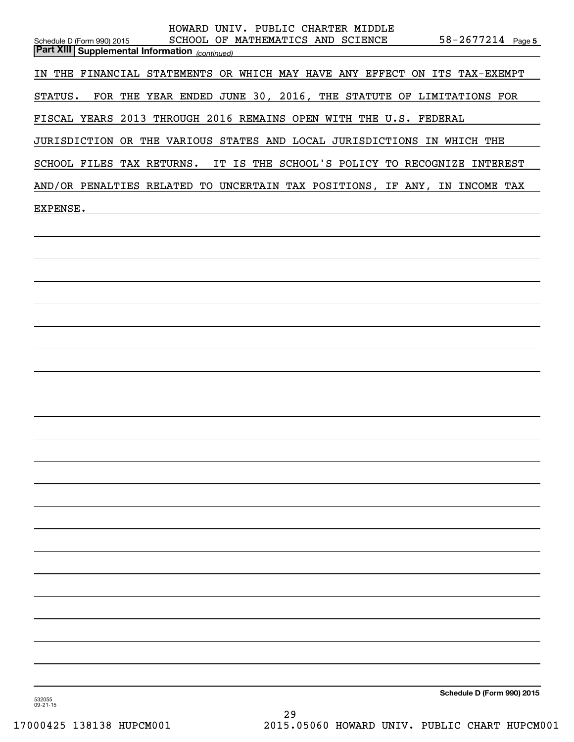**Part XIII Supplemental Information** *(continued)*

IN THE FINANCIAL STATEMENTS OR WHICH MAY HAVE ANY EFFECT ON ITS TAX-EXEMPT STATUS. FOR THE YEAR ENDED JUNE 30, 2016, THE STATUTE OF LIMITATIONS FOR FISCAL YEARS 2013 THROUGH 2016 REMAINS OPEN WITH THE U.S. FEDERAL JURISDICTION OR THE VARIOUS STATES AND LOCAL JURISDICTIONS IN WHICH THE SCHOOL FILES TAX RETURNS. IT IS THE SCHOOL'S POLICY TO RECOGNIZE INTEREST AND/OR PENALTIES RELATED TO UNCERTAIN TAX POSITIONS, IF ANY, IN INCOME TAX EXPENSE.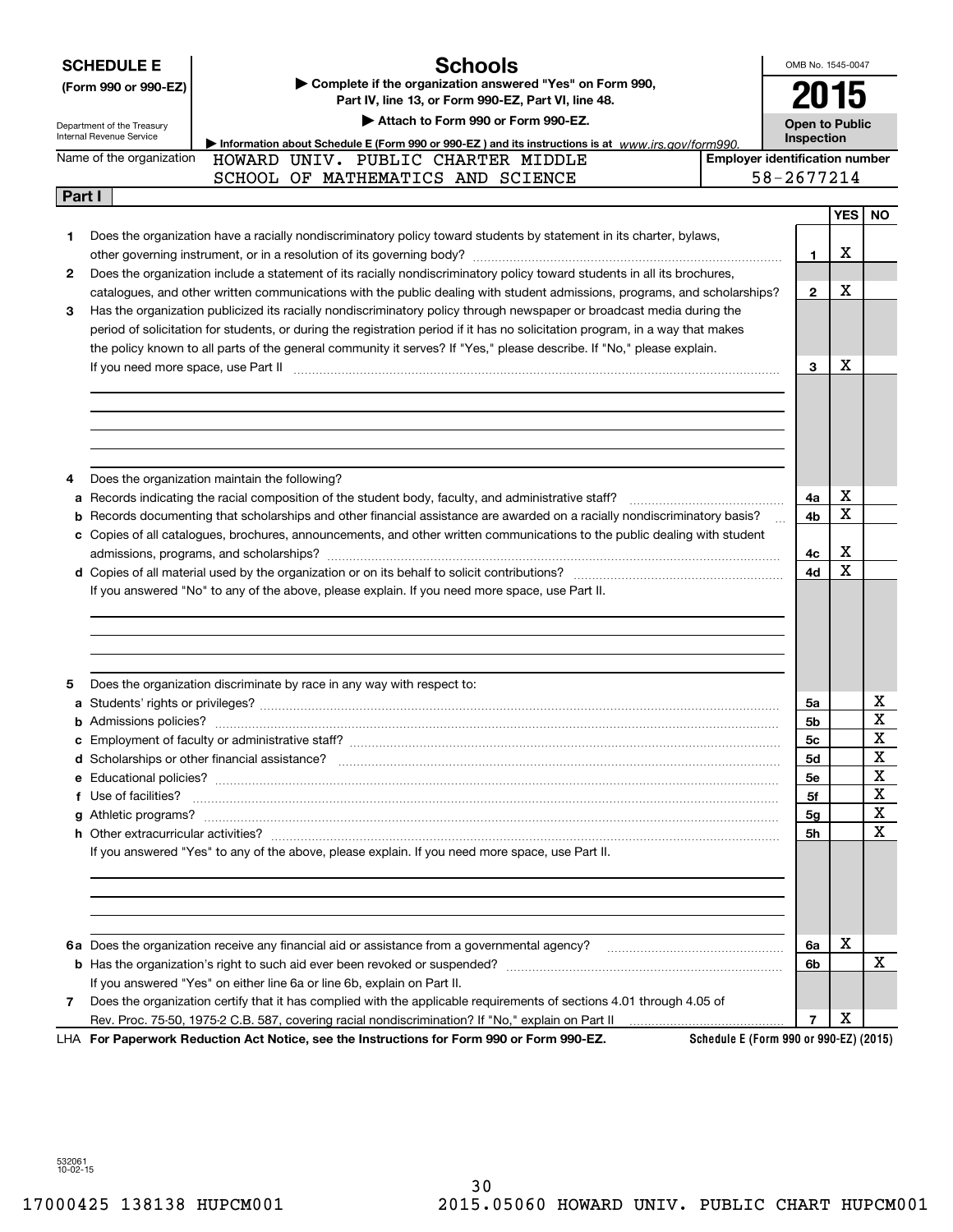**SCHEDULE E (Form 990 or 990-EZ)**

Department of the Treasury
Internal Revenue Service

# Schools

▶ Complete if the organization answered "Yes" on Form 990, Part IV, line 13, or Form 990-EZ, Part VI, line 48.

▶ Attach to Form 990 or Form 990-EZ.

▶ Information about Schedule E (Form 990 or 990-EZ) and its instructions is at www.irs.gov/form990.

OMB No. 1545-0047

**2015**

**Open to Public Inspection**

Name of the organization: HOWARD UNIV. PUBLIC CHARTER MIDDLE SCHOOL OF MATHEMATICS AND SCIENCE

Employer identification number: 58-2677214

## Part I

| | | Line | YES | NO |
|---|---|---|---|---|
| 1 | Does the organization have a racially nondiscriminatory policy toward students by statement in its charter, bylaws, other governing instrument, or in a resolution of its governing body? | 1 | X | |
| 2 | Does the organization include a statement of its racially nondiscriminatory policy toward students in all its brochures, catalogues, and other written communications with the public dealing with student admissions, programs, and scholarships? | 2 | X | |
| 3 | Has the organization publicized its racially nondiscriminatory policy through newspaper or broadcast media during the period of solicitation for students, or during the registration period if it has no solicitation program, in a way that makes the policy known to all parts of the general community it serves? If "Yes," please describe. If "No," please explain. If you need more space, use Part II | 3 | X | |
| 4 | Does the organization maintain the following? | | | |
| a | Records indicating the racial composition of the student body, faculty, and administrative staff? | 4a | X | |
| b | Records documenting that scholarships and other financial assistance are awarded on a racially nondiscriminatory basis? | 4b | X | |
| c | Copies of all catalogues, brochures, announcements, and other written communications to the public dealing with student admissions, programs, and scholarships? | 4c | X | |
| d | Copies of all material used by the organization or on its behalf to solicit contributions? | 4d | X | |
| | If you answered "No" to any of the above, please explain. If you need more space, use Part II. | | | |
| 5 | Does the organization discriminate by race in any way with respect to: | | | |
| a | Students' rights or privileges? | 5a | | X |
| b | Admissions policies? | 5b | | X |
| c | Employment of faculty or administrative staff? | 5c | | X |
| d | Scholarships or other financial assistance? | 5d | | X |
| e | Educational policies? | 5e | | X |
| f | Use of facilities? | 5f | | X |
| g | Athletic programs? | 5g | | X |
| h | Other extracurricular activities? | 5h | | X |
| | If you answered "Yes" to any of the above, please explain. If you need more space, use Part II. | | | |
| 6a | Does the organization receive any financial aid or assistance from a governmental agency? | 6a | X | |
| b | Has the organization's right to such aid ever been revoked or suspended? | 6b | | X |
| | If you answered "Yes" on either line 6a or line 6b, explain on Part II. | | | |
| 7 | Does the organization certify that it has complied with the applicable requirements of sections 4.01 through 4.05 of Rev. Proc. 75-50, 1975-2 C.B. 587, covering racial nondiscrimination? If "No," explain on Part II | 7 | X | |

LHA **For Paperwork Reduction Act Notice, see the Instructions for Form 990 or Form 990-EZ.** **Schedule E (Form 990 or 990-EZ) (2015)**

532061
10-02-15

17000425 138138 HUPCM001 2015.05060 HOWARD UNIV. PUBLIC CHART HUPCM001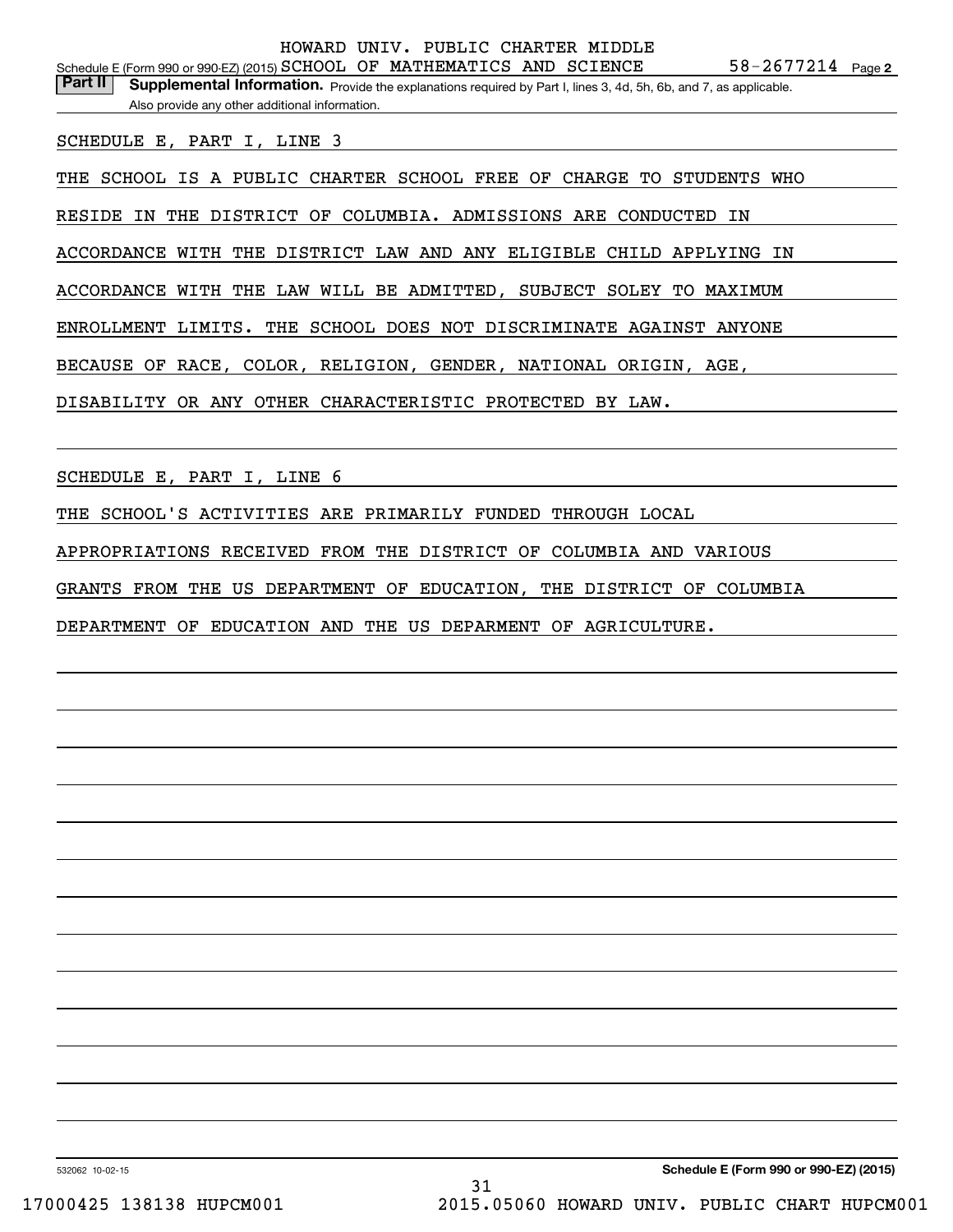HOWARD UNIV. PUBLIC CHARTER MIDDLE

Schedule E (Form 990 or 990-EZ) (2015) SCHOOL OF MATHEMATICS AND SCIENCE 58-2677214 Page 2

**Part II** **Supplemental Information.** Provide the explanations required by Part I, lines 3, 4d, 5h, 6b, and 7, as applicable. Also provide any other additional information.

SCHEDULE E, PART I, LINE 3

THE SCHOOL IS A PUBLIC CHARTER SCHOOL FREE OF CHARGE TO STUDENTS WHO RESIDE IN THE DISTRICT OF COLUMBIA. ADMISSIONS ARE CONDUCTED IN ACCORDANCE WITH THE DISTRICT LAW AND ANY ELIGIBLE CHILD APPLYING IN ACCORDANCE WITH THE LAW WILL BE ADMITTED, SUBJECT SOLEY TO MAXIMUM ENROLLMENT LIMITS. THE SCHOOL DOES NOT DISCRIMINATE AGAINST ANYONE BECAUSE OF RACE, COLOR, RELIGION, GENDER, NATIONAL ORIGIN, AGE, DISABILITY OR ANY OTHER CHARACTERISTIC PROTECTED BY LAW.

SCHEDULE E, PART I, LINE 6

THE SCHOOL'S ACTIVITIES ARE PRIMARILY FUNDED THROUGH LOCAL APPROPRIATIONS RECEIVED FROM THE DISTRICT OF COLUMBIA AND VARIOUS GRANTS FROM THE US DEPARTMENT OF EDUCATION, THE DISTRICT OF COLUMBIA DEPARTMENT OF EDUCATION AND THE US DEPARMENT OF AGRICULTURE.

532062 10-02-15 **Schedule E (Form 990 or 990-EZ) (2015)**

17000425 138138 HUPCM001 2015.05060 HOWARD UNIV. PUBLIC CHART HUPCM001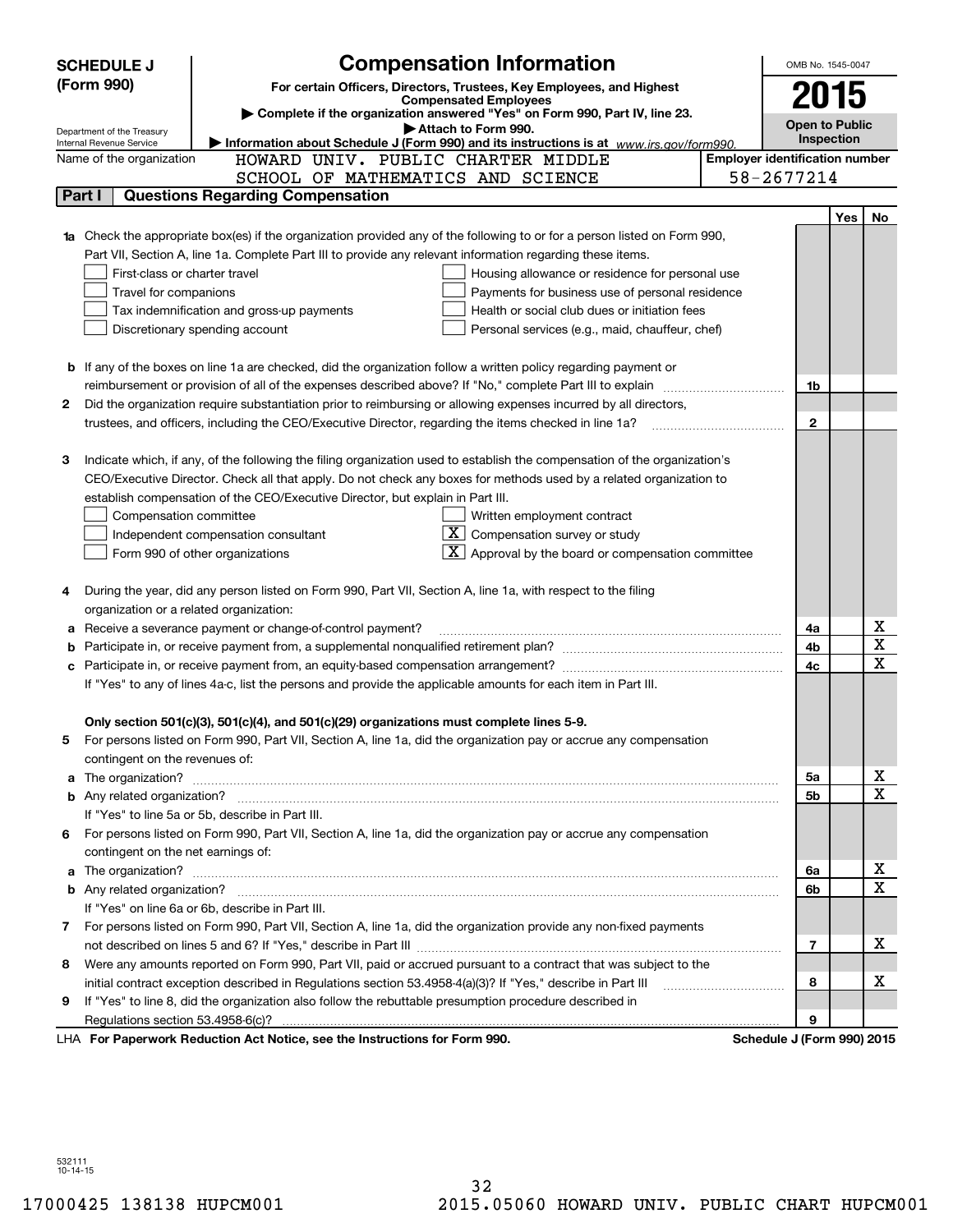**SCHEDULE J (Form 990)**

Department of the Treasury
Internal Revenue Service

# Compensation Information

**For certain Officers, Directors, Trustees, Key Employees, and Highest Compensated Employees**

▶ Complete if the organization answered "Yes" on Form 990, Part IV, line 23.

▶ Attach to Form 990.

▶ Information about Schedule J (Form 990) and its instructions is at *www.irs.gov/form990.*

OMB No. 1545-0047

**2015**

**Open to Public Inspection**

Name of the organization: HOWARD UNIV. PUBLIC CHARTER MIDDLE SCHOOL OF MATHEMATICS AND SCIENCE

Employer identification number: 58-2677214

## Part I — Questions Regarding Compensation

| | | Line | Yes | No |
|---|---|---|---|---|
| **1a** | Check the appropriate box(es) if the organization provided any of the following to or for a person listed on Form 990, Part VII, Section A, line 1a. Complete Part III to provide any relevant information regarding these items.<br>☐ First-class or charter travel ☐ Housing allowance or residence for personal use<br>☐ Travel for companions ☐ Payments for business use of personal residence<br>☐ Tax indemnification and gross-up payments ☐ Health or social club dues or initiation fees<br>☐ Discretionary spending account ☐ Personal services (e.g., maid, chauffeur, chef) | | | |
| **b** | If any of the boxes on line 1a are checked, did the organization follow a written policy regarding payment or reimbursement or provision of all of the expenses described above? If "No," complete Part III to explain | 1b | | |
| **2** | Did the organization require substantiation prior to reimbursing or allowing expenses incurred by all directors, trustees, and officers, including the CEO/Executive Director, regarding the items checked in line 1a? | 2 | | |
| **3** | Indicate which, if any, of the following the filing organization used to establish the compensation of the organization's CEO/Executive Director. Check all that apply. Do not check any boxes for methods used by a related organization to establish compensation of the CEO/Executive Director, but explain in Part III.<br>☐ Compensation committee ☐ Written employment contract<br>☐ Independent compensation consultant ☒ Compensation survey or study<br>☐ Form 990 of other organizations ☒ Approval by the board or compensation committee | | | |
| **4** | During the year, did any person listed on Form 990, Part VII, Section A, line 1a, with respect to the filing organization or a related organization: | | | |
| **a** | Receive a severance payment or change-of-control payment? | 4a | | X |
| **b** | Participate in, or receive payment from, a supplemental nonqualified retirement plan? | 4b | | X |
| **c** | Participate in, or receive payment from, an equity-based compensation arrangement? | 4c | | X |
| | If "Yes" to any of lines 4a-c, list the persons and provide the applicable amounts for each item in Part III. | | | |
| | **Only section 501(c)(3), 501(c)(4), and 501(c)(29) organizations must complete lines 5-9.** | | | |
| **5** | For persons listed on Form 990, Part VII, Section A, line 1a, did the organization pay or accrue any compensation contingent on the revenues of: | | | |
| **a** | The organization? | 5a | | X |
| **b** | Any related organization? | 5b | | X |
| | If "Yes" to line 5a or 5b, describe in Part III. | | | |
| **6** | For persons listed on Form 990, Part VII, Section A, line 1a, did the organization pay or accrue any compensation contingent on the net earnings of: | | | |
| **a** | The organization? | 6a | | X |
| **b** | Any related organization? | 6b | | X |
| | If "Yes" on line 6a or 6b, describe in Part III. | | | |
| **7** | For persons listed on Form 990, Part VII, Section A, line 1a, did the organization provide any non-fixed payments not described on lines 5 and 6? If "Yes," describe in Part III | 7 | | X |
| **8** | Were any amounts reported on Form 990, Part VII, paid or accrued pursuant to a contract that was subject to the initial contract exception described in Regulations section 53.4958-4(a)(3)? If "Yes," describe in Part III | 8 | | X |
| **9** | If "Yes" to line 8, did the organization also follow the rebuttable presumption procedure described in Regulations section 53.4958-6(c)? | 9 | | |

LHA **For Paperwork Reduction Act Notice, see the Instructions for Form 990.** **Schedule J (Form 990) 2015**

532111 10-14-15

17000425 138138 HUPCM001 2015.05060 HOWARD UNIV. PUBLIC CHART HUPCM001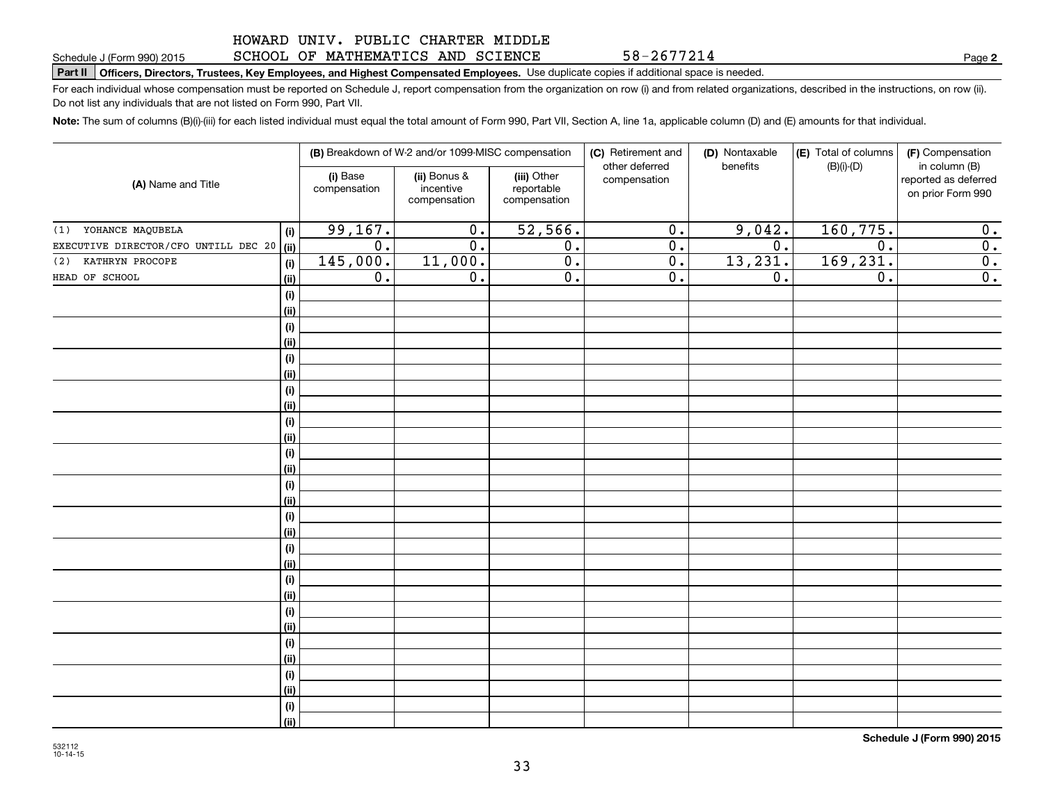HOWARD UNIV. PUBLIC CHARTER MIDDLE SCHOOL OF MATHEMATICS AND SCIENCE 58-2677214

Schedule J (Form 990) 2015

**Part II** **Officers, Directors, Trustees, Key Employees, and Highest Compensated Employees.** Use duplicate copies if additional space is needed.

For each individual whose compensation must be reported on Schedule J, report compensation from the organization on row (i) and from related organizations, described in the instructions, on row (ii). Do not list any individuals that are not listed on Form 990, Part VII.

**Note:** The sum of columns (B)(i)-(iii) for each listed individual must equal the total amount of Form 990, Part VII, Section A, line 1a, applicable column (D) and (E) amounts for that individual.

| (A) Name and Title | | (B) Breakdown of W-2 and/or 1099-MISC compensation | | | (C) Retirement and other deferred compensation | (D) Nontaxable benefits | (E) Total of columns (B)(i)-(D) | (F) Compensation in column (B) reported as deferred on prior Form 990 |
|---|---|---|---|---|---|---|---|---|
| | | (i) Base compensation | (ii) Bonus & incentive compensation | (iii) Other reportable compensation | | | | |
| (1) YOHANCE MAQUBELA | (i) | 99,167. | 0. | 52,566. | 0. | 9,042. | 160,775. | 0. |
| EXECUTIVE DIRECTOR/CFO UNTILL DEC 20 | (ii) | 0. | 0. | 0. | 0. | 0. | 0. | 0. |
| (2) KATHRYN PROCOPE | (i) | 145,000. | 11,000. | 0. | 0. | 13,231. | 169,231. | 0. |
| HEAD OF SCHOOL | (ii) | 0. | 0. | 0. | 0. | 0. | 0. | 0. |

Schedule J (Form 990) 2015

532112 10-14-15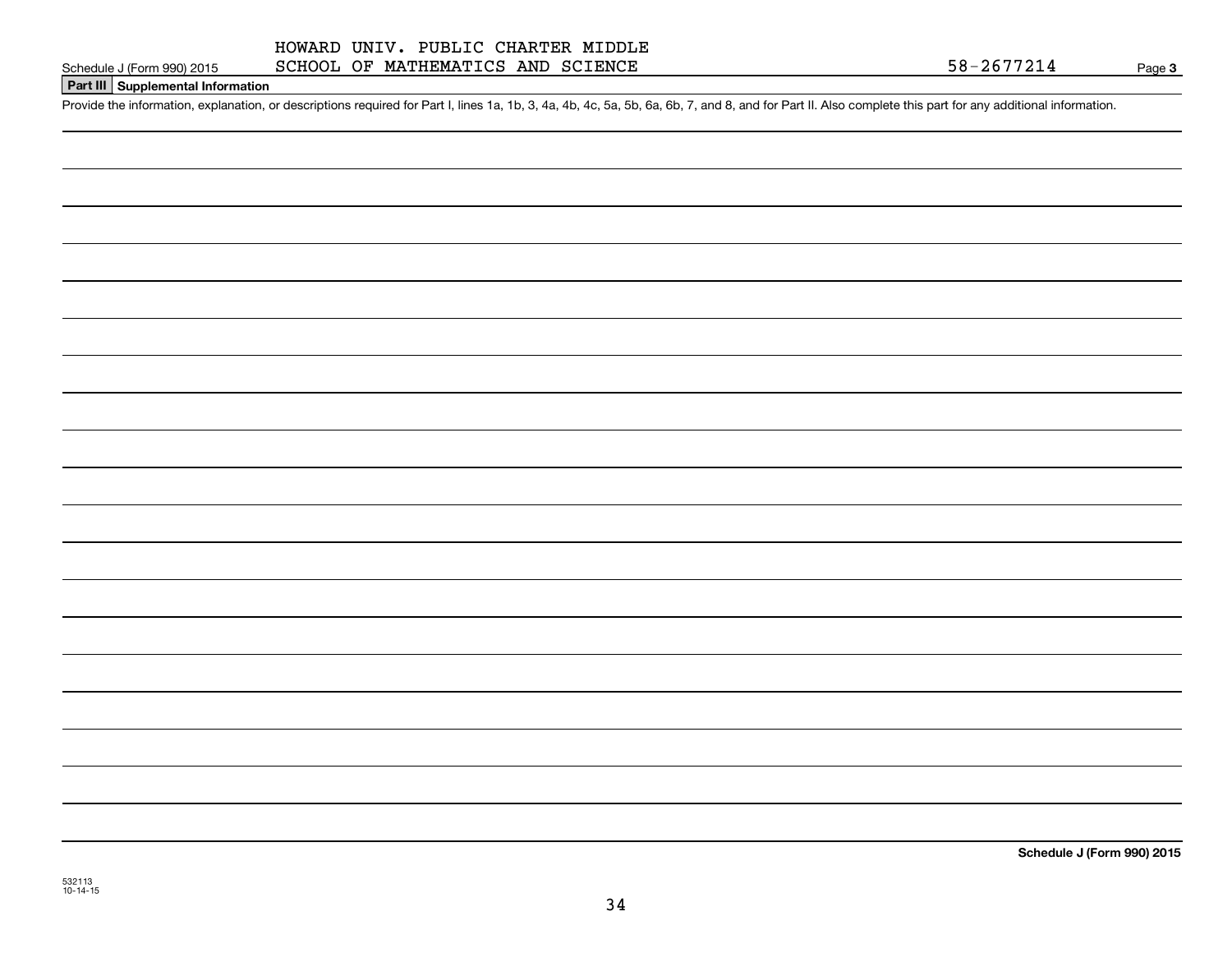HOWARD UNIV. PUBLIC CHARTER MIDDLE SCHOOL OF MATHEMATICS AND SCIENCE

58-2677214

Schedule J (Form 990) 2015

## Part III Supplemental Information

Provide the information, explanation, or descriptions required for Part I, lines 1a, 1b, 3, 4a, 4b, 4c, 5a, 5b, 6a, 6b, 7, and 8, and for Part II. Also complete this part for any additional information.

**Schedule J (Form 990) 2015**

532113
10-14-15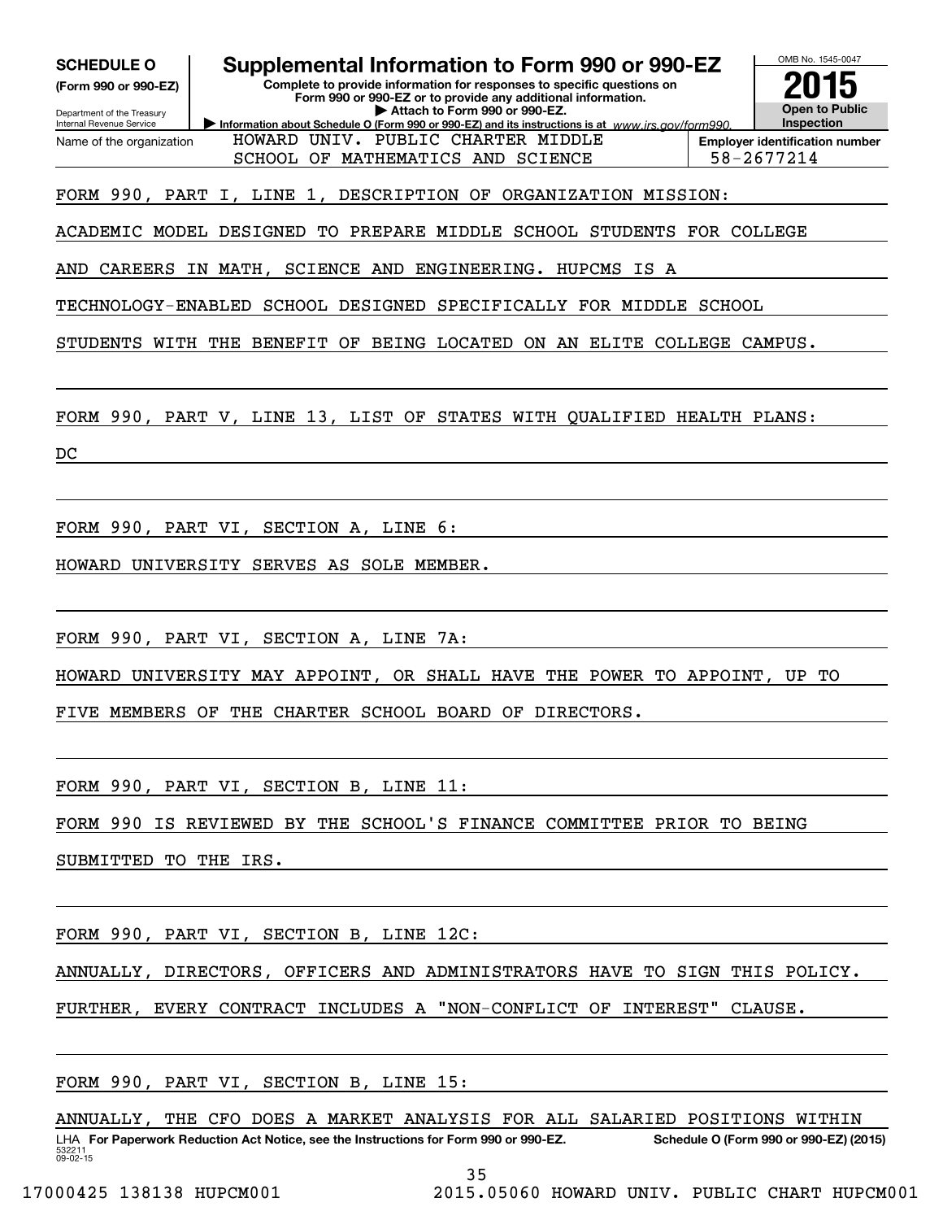**SCHEDULE O**
**(Form 990 or 990-EZ)**

Department of the Treasury
Internal Revenue Service

# Supplemental Information to Form 990 or 990-EZ

**Complete to provide information for responses to specific questions on Form 990 or 990-EZ or to provide any additional information.**
**▶ Attach to Form 990 or 990-EZ.**
**▶ Information about Schedule O (Form 990 or 990-EZ) and its instructions is at** *www.irs.gov/form990.*

OMB No. 1545-0047
**2015**
**Open to Public Inspection**

| Name of the organization | Employer identification number |
|---|---|
| HOWARD UNIV. PUBLIC CHARTER MIDDLE SCHOOL OF MATHEMATICS AND SCIENCE | 58-2677214 |

FORM 990, PART I, LINE 1, DESCRIPTION OF ORGANIZATION MISSION:

ACADEMIC MODEL DESIGNED TO PREPARE MIDDLE SCHOOL STUDENTS FOR COLLEGE AND CAREERS IN MATH, SCIENCE AND ENGINEERING. HUPCMS IS A TECHNOLOGY-ENABLED SCHOOL DESIGNED SPECIFICALLY FOR MIDDLE SCHOOL STUDENTS WITH THE BENEFIT OF BEING LOCATED ON AN ELITE COLLEGE CAMPUS.

FORM 990, PART V, LINE 13, LIST OF STATES WITH QUALIFIED HEALTH PLANS:

DC

FORM 990, PART VI, SECTION A, LINE 6:

HOWARD UNIVERSITY SERVES AS SOLE MEMBER.

FORM 990, PART VI, SECTION A, LINE 7A:

HOWARD UNIVERSITY MAY APPOINT, OR SHALL HAVE THE POWER TO APPOINT, UP TO FIVE MEMBERS OF THE CHARTER SCHOOL BOARD OF DIRECTORS.

FORM 990, PART VI, SECTION B, LINE 11:

FORM 990 IS REVIEWED BY THE SCHOOL'S FINANCE COMMITTEE PRIOR TO BEING SUBMITTED TO THE IRS.

FORM 990, PART VI, SECTION B, LINE 12C:

ANNUALLY, DIRECTORS, OFFICERS AND ADMINISTRATORS HAVE TO SIGN THIS POLICY. FURTHER, EVERY CONTRACT INCLUDES A "NON-CONFLICT OF INTEREST" CLAUSE.

FORM 990, PART VI, SECTION B, LINE 15:

ANNUALLY, THE CFO DOES A MARKET ANALYSIS FOR ALL SALARIED POSITIONS WITHIN

LHA **For Paperwork Reduction Act Notice, see the Instructions for Form 990 or 990-EZ.** **Schedule O (Form 990 or 990-EZ) (2015)**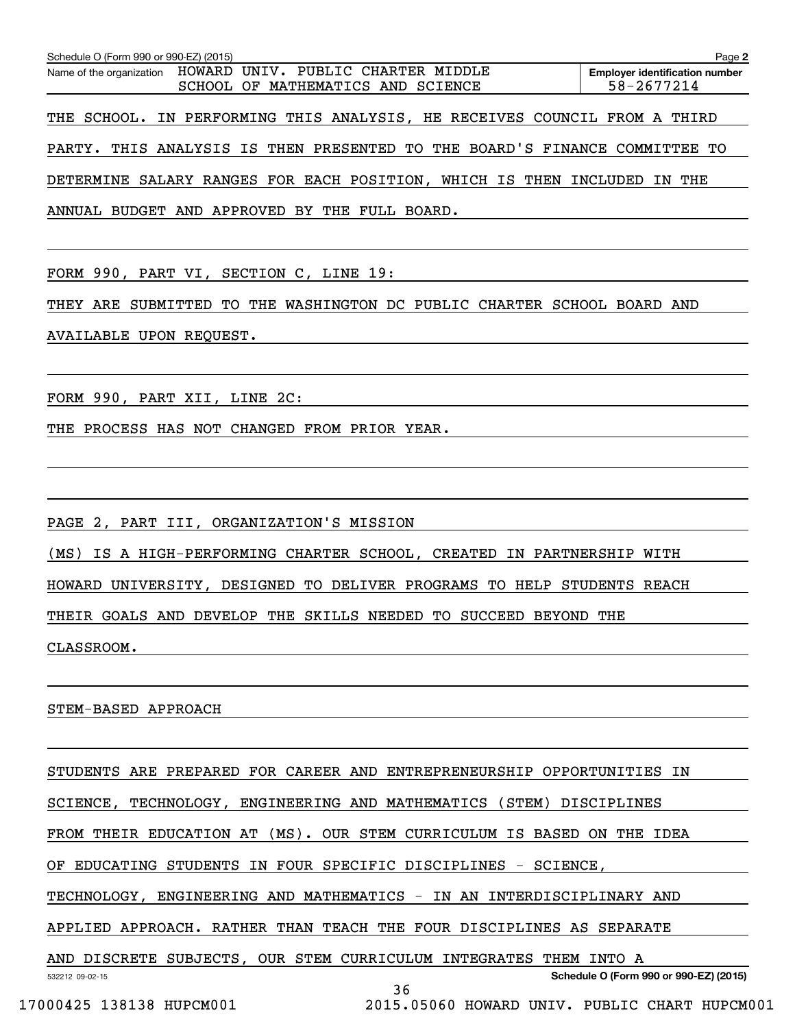Schedule O (Form 990 or 990-EZ) (2015)

Name of the organization: HOWARD UNIV. PUBLIC CHARTER MIDDLE SCHOOL OF MATHEMATICS AND SCIENCE

Employer identification number: 58-2677214

THE SCHOOL. IN PERFORMING THIS ANALYSIS, HE RECEIVES COUNCIL FROM A THIRD PARTY. THIS ANALYSIS IS THEN PRESENTED TO THE BOARD'S FINANCE COMMITTEE TO DETERMINE SALARY RANGES FOR EACH POSITION, WHICH IS THEN INCLUDED IN THE ANNUAL BUDGET AND APPROVED BY THE FULL BOARD.

FORM 990, PART VI, SECTION C, LINE 19:

THEY ARE SUBMITTED TO THE WASHINGTON DC PUBLIC CHARTER SCHOOL BOARD AND AVAILABLE UPON REQUEST.

FORM 990, PART XII, LINE 2C:

THE PROCESS HAS NOT CHANGED FROM PRIOR YEAR.

PAGE 2, PART III, ORGANIZATION'S MISSION

(MS) IS A HIGH-PERFORMING CHARTER SCHOOL, CREATED IN PARTNERSHIP WITH HOWARD UNIVERSITY, DESIGNED TO DELIVER PROGRAMS TO HELP STUDENTS REACH THEIR GOALS AND DEVELOP THE SKILLS NEEDED TO SUCCEED BEYOND THE CLASSROOM.

STEM-BASED APPROACH

STUDENTS ARE PREPARED FOR CAREER AND ENTREPRENEURSHIP OPPORTUNITIES IN SCIENCE, TECHNOLOGY, ENGINEERING AND MATHEMATICS (STEM) DISCIPLINES FROM THEIR EDUCATION AT (MS). OUR STEM CURRICULUM IS BASED ON THE IDEA OF EDUCATING STUDENTS IN FOUR SPECIFIC DISCIPLINES - SCIENCE, TECHNOLOGY, ENGINEERING AND MATHEMATICS - IN AN INTERDISCIPLINARY AND APPLIED APPROACH. RATHER THAN TEACH THE FOUR DISCIPLINES AS SEPARATE AND DISCRETE SUBJECTS, OUR STEM CURRICULUM INTEGRATES THEM INTO A

532212 09-02-15 Schedule O (Form 990 or 990-EZ) (2015)

17000425 138138 HUPCM001 2015.05060 HOWARD UNIV. PUBLIC CHART HUPCM001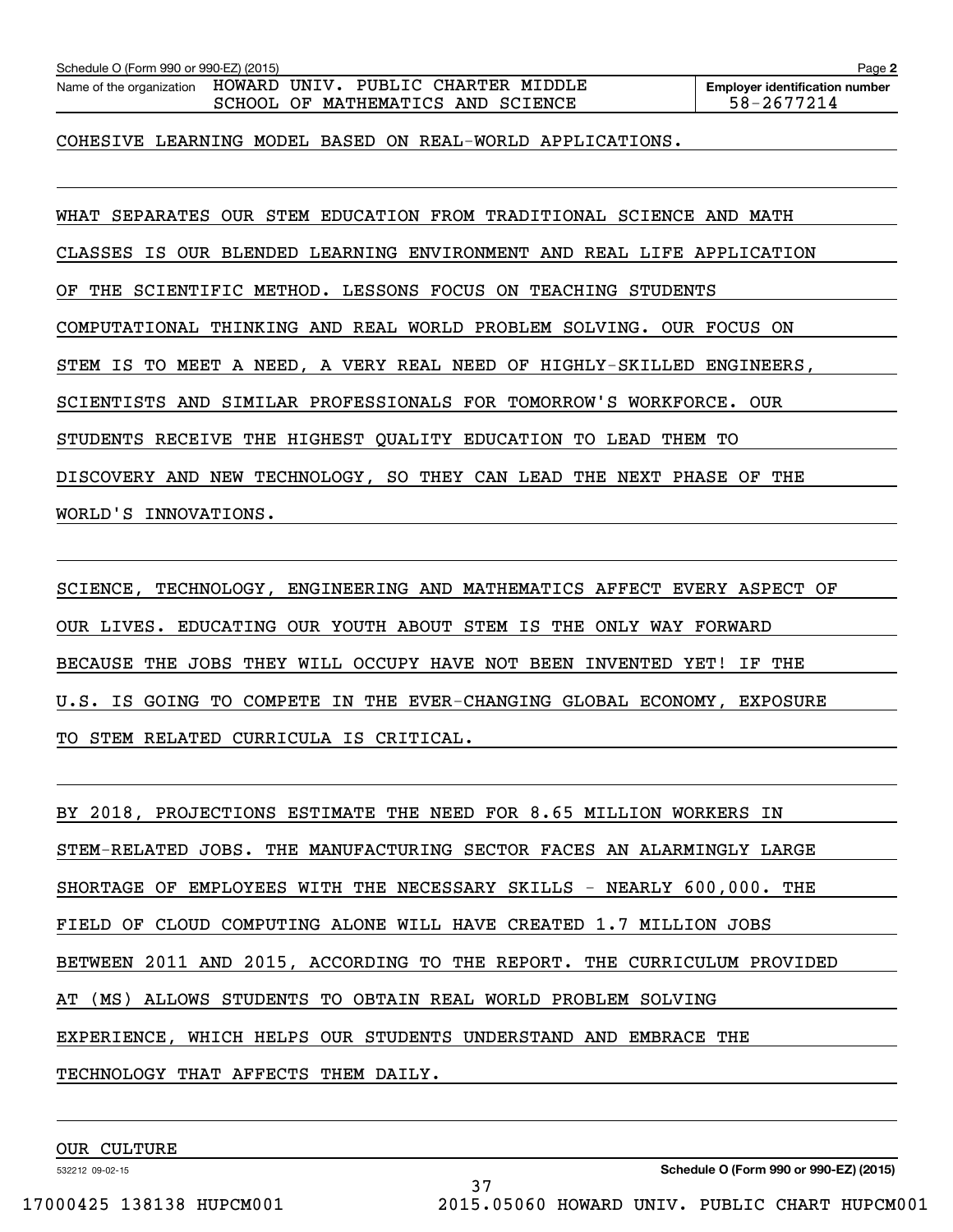Schedule O (Form 990 or 990-EZ) (2015)

Name of the organization: HOWARD UNIV. PUBLIC CHARTER MIDDLE SCHOOL OF MATHEMATICS AND SCIENCE

Employer identification number: 58-2677214

COHESIVE LEARNING MODEL BASED ON REAL-WORLD APPLICATIONS.

WHAT SEPARATES OUR STEM EDUCATION FROM TRADITIONAL SCIENCE AND MATH CLASSES IS OUR BLENDED LEARNING ENVIRONMENT AND REAL LIFE APPLICATION OF THE SCIENTIFIC METHOD. LESSONS FOCUS ON TEACHING STUDENTS COMPUTATIONAL THINKING AND REAL WORLD PROBLEM SOLVING. OUR FOCUS ON STEM IS TO MEET A NEED, A VERY REAL NEED OF HIGHLY-SKILLED ENGINEERS, SCIENTISTS AND SIMILAR PROFESSIONALS FOR TOMORROW'S WORKFORCE. OUR STUDENTS RECEIVE THE HIGHEST QUALITY EDUCATION TO LEAD THEM TO DISCOVERY AND NEW TECHNOLOGY, SO THEY CAN LEAD THE NEXT PHASE OF THE WORLD'S INNOVATIONS.

SCIENCE, TECHNOLOGY, ENGINEERING AND MATHEMATICS AFFECT EVERY ASPECT OF OUR LIVES. EDUCATING OUR YOUTH ABOUT STEM IS THE ONLY WAY FORWARD BECAUSE THE JOBS THEY WILL OCCUPY HAVE NOT BEEN INVENTED YET! IF THE U.S. IS GOING TO COMPETE IN THE EVER-CHANGING GLOBAL ECONOMY, EXPOSURE TO STEM RELATED CURRICULA IS CRITICAL.

BY 2018, PROJECTIONS ESTIMATE THE NEED FOR 8.65 MILLION WORKERS IN STEM-RELATED JOBS. THE MANUFACTURING SECTOR FACES AN ALARMINGLY LARGE SHORTAGE OF EMPLOYEES WITH THE NECESSARY SKILLS - NEARLY 600,000. THE FIELD OF CLOUD COMPUTING ALONE WILL HAVE CREATED 1.7 MILLION JOBS BETWEEN 2011 AND 2015, ACCORDING TO THE REPORT. THE CURRICULUM PROVIDED AT (MS) ALLOWS STUDENTS TO OBTAIN REAL WORLD PROBLEM SOLVING EXPERIENCE, WHICH HELPS OUR STUDENTS UNDERSTAND AND EMBRACE THE TECHNOLOGY THAT AFFECTS THEM DAILY.

OUR CULTURE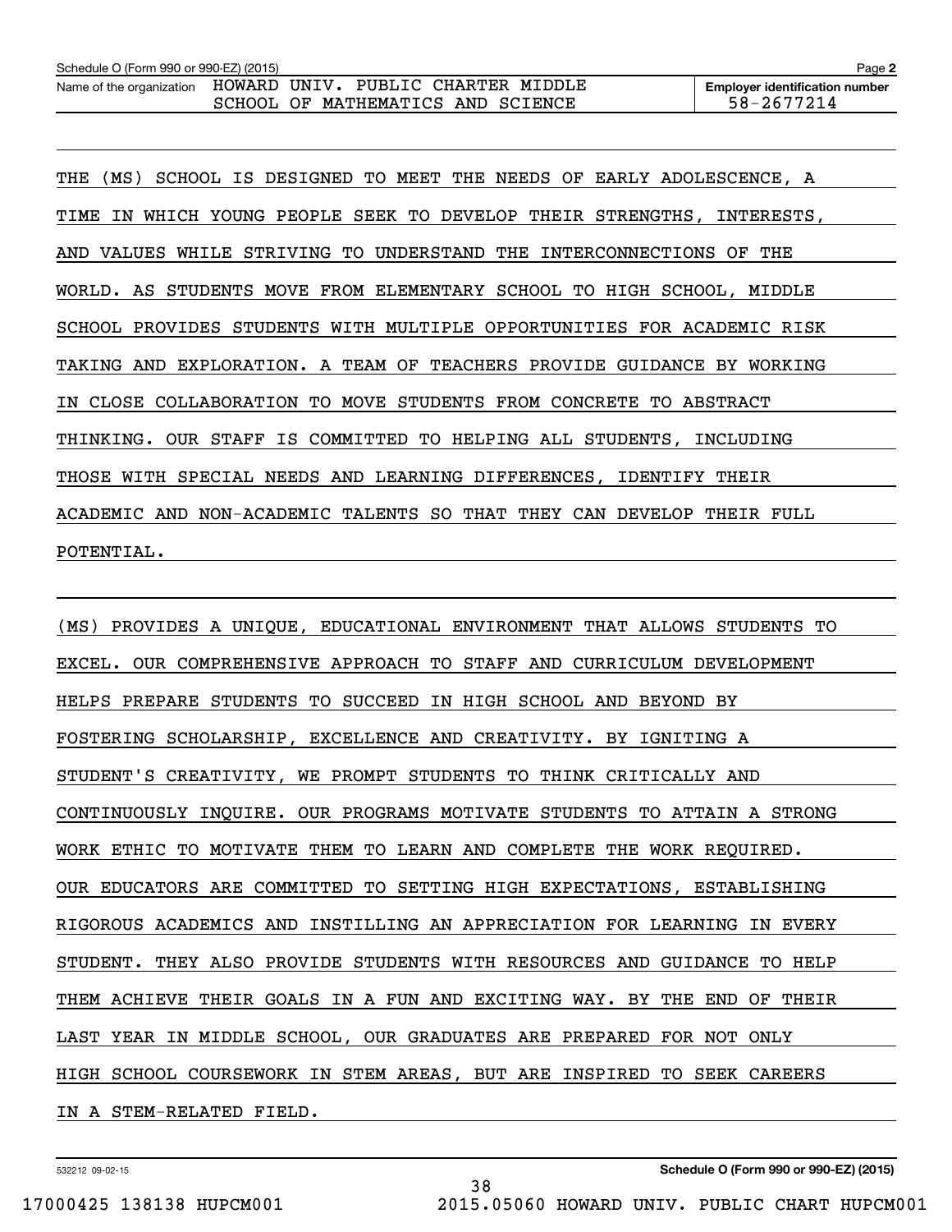Schedule O (Form 990 or 990-EZ) (2015)

Name of the organization: HOWARD UNIV. PUBLIC CHARTER MIDDLE SCHOOL OF MATHEMATICS AND SCIENCE

Employer identification number: 58-2677214

THE (MS) SCHOOL IS DESIGNED TO MEET THE NEEDS OF EARLY ADOLESCENCE, A TIME IN WHICH YOUNG PEOPLE SEEK TO DEVELOP THEIR STRENGTHS, INTERESTS, AND VALUES WHILE STRIVING TO UNDERSTAND THE INTERCONNECTIONS OF THE WORLD. AS STUDENTS MOVE FROM ELEMENTARY SCHOOL TO HIGH SCHOOL, MIDDLE SCHOOL PROVIDES STUDENTS WITH MULTIPLE OPPORTUNITIES FOR ACADEMIC RISK TAKING AND EXPLORATION. A TEAM OF TEACHERS PROVIDE GUIDANCE BY WORKING IN CLOSE COLLABORATION TO MOVE STUDENTS FROM CONCRETE TO ABSTRACT THINKING. OUR STAFF IS COMMITTED TO HELPING ALL STUDENTS, INCLUDING THOSE WITH SPECIAL NEEDS AND LEARNING DIFFERENCES, IDENTIFY THEIR ACADEMIC AND NON-ACADEMIC TALENTS SO THAT THEY CAN DEVELOP THEIR FULL POTENTIAL.

(MS) PROVIDES A UNIQUE, EDUCATIONAL ENVIRONMENT THAT ALLOWS STUDENTS TO EXCEL. OUR COMPREHENSIVE APPROACH TO STAFF AND CURRICULUM DEVELOPMENT HELPS PREPARE STUDENTS TO SUCCEED IN HIGH SCHOOL AND BEYOND BY FOSTERING SCHOLARSHIP, EXCELLENCE AND CREATIVITY. BY IGNITING A STUDENT'S CREATIVITY, WE PROMPT STUDENTS TO THINK CRITICALLY AND CONTINUOUSLY INQUIRE. OUR PROGRAMS MOTIVATE STUDENTS TO ATTAIN A STRONG WORK ETHIC TO MOTIVATE THEM TO LEARN AND COMPLETE THE WORK REQUIRED. OUR EDUCATORS ARE COMMITTED TO SETTING HIGH EXPECTATIONS, ESTABLISHING RIGOROUS ACADEMICS AND INSTILLING AN APPRECIATION FOR LEARNING IN EVERY STUDENT. THEY ALSO PROVIDE STUDENTS WITH RESOURCES AND GUIDANCE TO HELP THEM ACHIEVE THEIR GOALS IN A FUN AND EXCITING WAY. BY THE END OF THEIR LAST YEAR IN MIDDLE SCHOOL, OUR GRADUATES ARE PREPARED FOR NOT ONLY HIGH SCHOOL COURSEWORK IN STEM AREAS, BUT ARE INSPIRED TO SEEK CAREERS IN A STEM-RELATED FIELD.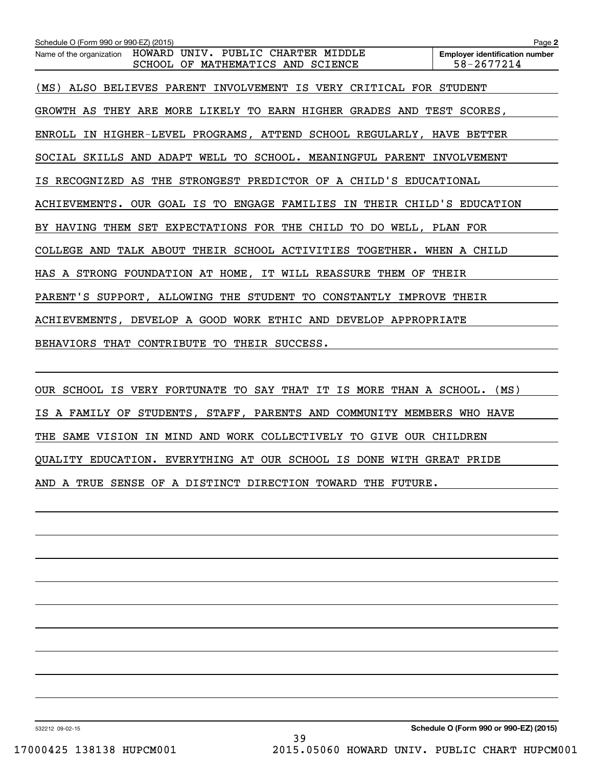Schedule O (Form 990 or 990-EZ) (2015)

Name of the organization: HOWARD UNIV. PUBLIC CHARTER MIDDLE SCHOOL OF MATHEMATICS AND SCIENCE

Employer identification number: 58-2677214

(MS) ALSO BELIEVES PARENT INVOLVEMENT IS VERY CRITICAL FOR STUDENT GROWTH AS THEY ARE MORE LIKELY TO EARN HIGHER GRADES AND TEST SCORES, ENROLL IN HIGHER-LEVEL PROGRAMS, ATTEND SCHOOL REGULARLY, HAVE BETTER SOCIAL SKILLS AND ADAPT WELL TO SCHOOL. MEANINGFUL PARENT INVOLVEMENT IS RECOGNIZED AS THE STRONGEST PREDICTOR OF A CHILD'S EDUCATIONAL ACHIEVEMENTS. OUR GOAL IS TO ENGAGE FAMILIES IN THEIR CHILD'S EDUCATION BY HAVING THEM SET EXPECTATIONS FOR THE CHILD TO DO WELL, PLAN FOR COLLEGE AND TALK ABOUT THEIR SCHOOL ACTIVITIES TOGETHER. WHEN A CHILD HAS A STRONG FOUNDATION AT HOME, IT WILL REASSURE THEM OF THEIR PARENT'S SUPPORT, ALLOWING THE STUDENT TO CONSTANTLY IMPROVE THEIR ACHIEVEMENTS, DEVELOP A GOOD WORK ETHIC AND DEVELOP APPROPRIATE BEHAVIORS THAT CONTRIBUTE TO THEIR SUCCESS.

OUR SCHOOL IS VERY FORTUNATE TO SAY THAT IT IS MORE THAN A SCHOOL. (MS) IS A FAMILY OF STUDENTS, STAFF, PARENTS AND COMMUNITY MEMBERS WHO HAVE THE SAME VISION IN MIND AND WORK COLLECTIVELY TO GIVE OUR CHILDREN QUALITY EDUCATION. EVERYTHING AT OUR SCHOOL IS DONE WITH GREAT PRIDE AND A TRUE SENSE OF A DISTINCT DIRECTION TOWARD THE FUTURE.

Schedule O (Form 990 or 990-EZ) (2015)